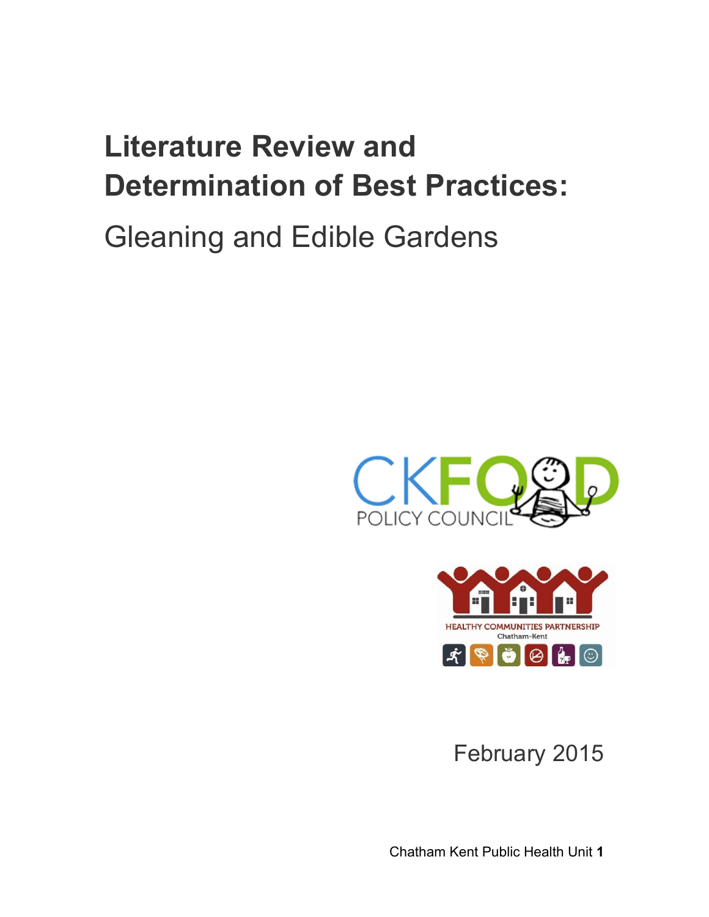# Literature Review and Determination of Best Practices:

Gleaning and Edible Gardens

CKFOOD POLICY COUNCIL

HEALTHY COMMUNITIES PARTNERSHIP
Chatham-Kent

February 2015

Chatham Kent Public Health Unit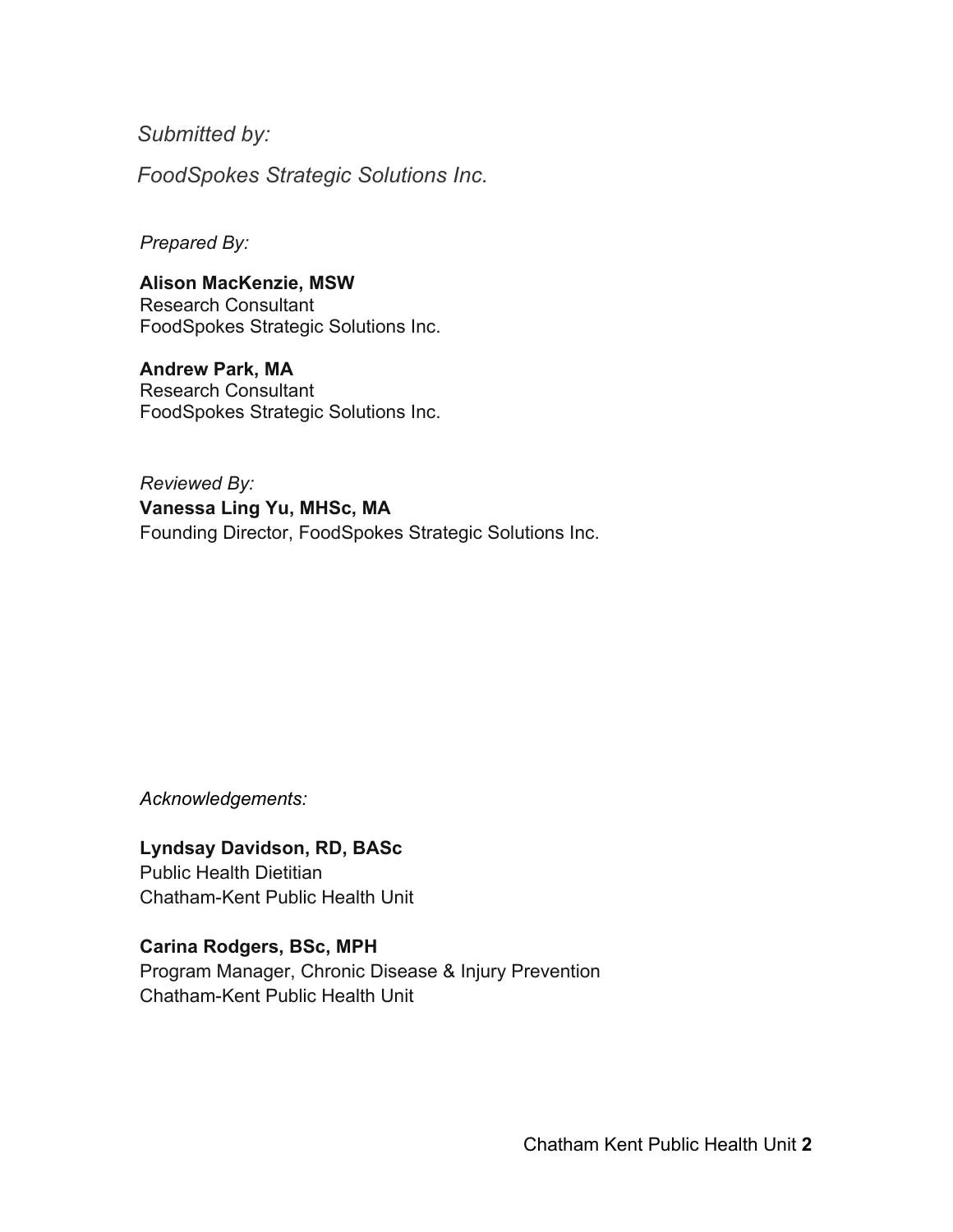*Submitted by:*

*FoodSpokes Strategic Solutions Inc.*

*Prepared By:*

**Alison MacKenzie, MSW**
Research Consultant
FoodSpokes Strategic Solutions Inc.

**Andrew Park, MA**
Research Consultant
FoodSpokes Strategic Solutions Inc.

*Reviewed By:*
**Vanessa Ling Yu, MHSc, MA**
Founding Director, FoodSpokes Strategic Solutions Inc.

*Acknowledgements:*

**Lyndsay Davidson, RD, BASc**
Public Health Dietitian
Chatham-Kent Public Health Unit

**Carina Rodgers, BSc, MPH**
Program Manager, Chronic Disease & Injury Prevention
Chatham-Kent Public Health Unit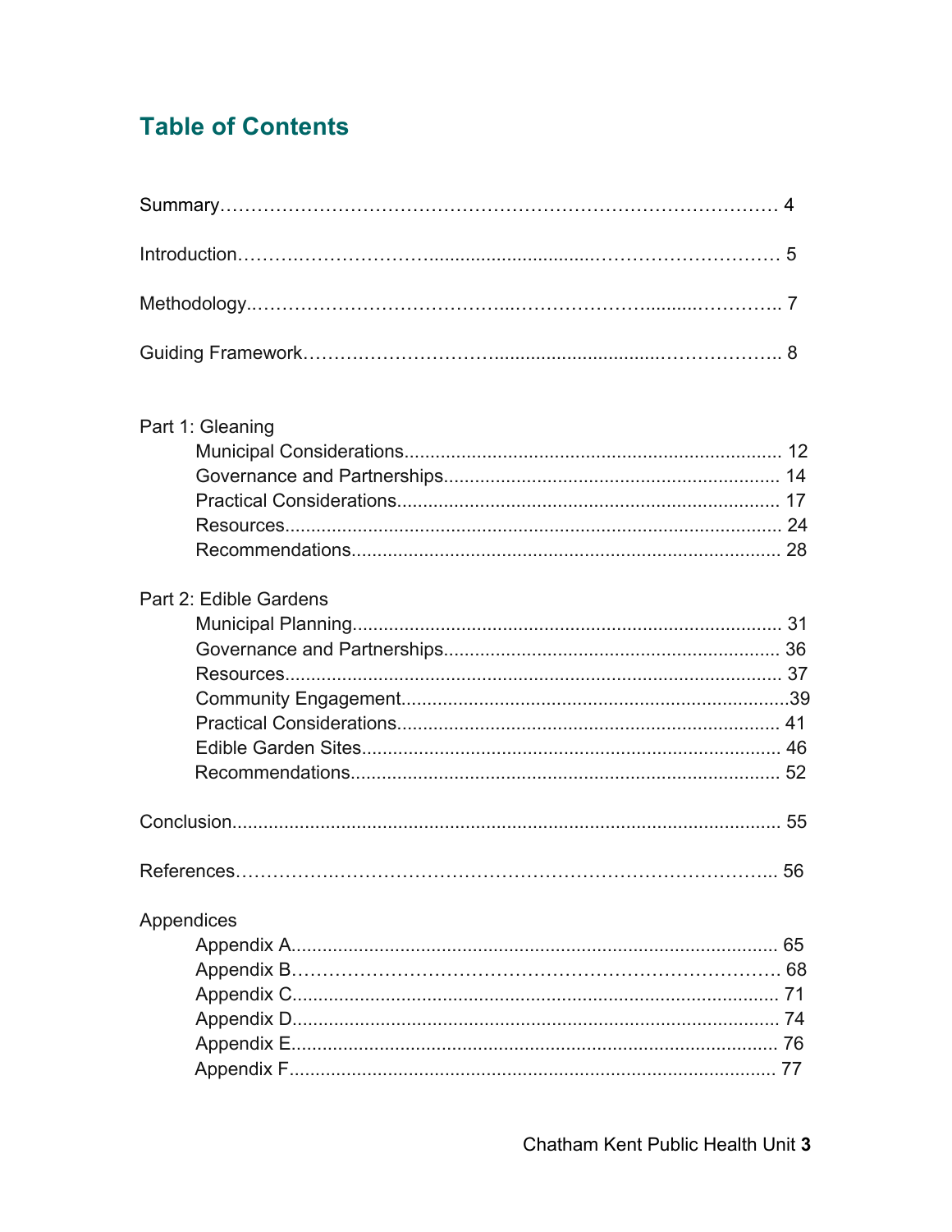## Table of Contents

Summary……………………………………………………………………………… 4

Introduction………………………………………………………………………… 5

Methodology………………………………………………………………………… 7

Guiding Framework………………………………………………………………… 8

Part 1: Gleaning

- Municipal Considerations....................................................................... 12
- Governance and Partnerships................................................................ 14
- Practical Considerations......................................................................... 17
- Resources................................................................................................ 24
- Recommendations.................................................................................. 28

Part 2: Edible Gardens

- Municipal Planning.................................................................................. 31
- Governance and Partnerships................................................................ 36
- Resources................................................................................................ 37
- Community Engagement.........................................................................39
- Practical Considerations.......................................................................... 41
- Edible Garden Sites................................................................................. 46
- Recommendations................................................................................... 52

Conclusion...................................................................................................... 55

References……………………………………………………………………….. 56

Appendices

- Appendix A............................................................................................. 65
- Appendix B………………………………………………………………… 68
- Appendix C............................................................................................. 71
- Appendix D............................................................................................. 74
- Appendix E............................................................................................. 76
- Appendix F............................................................................................. 77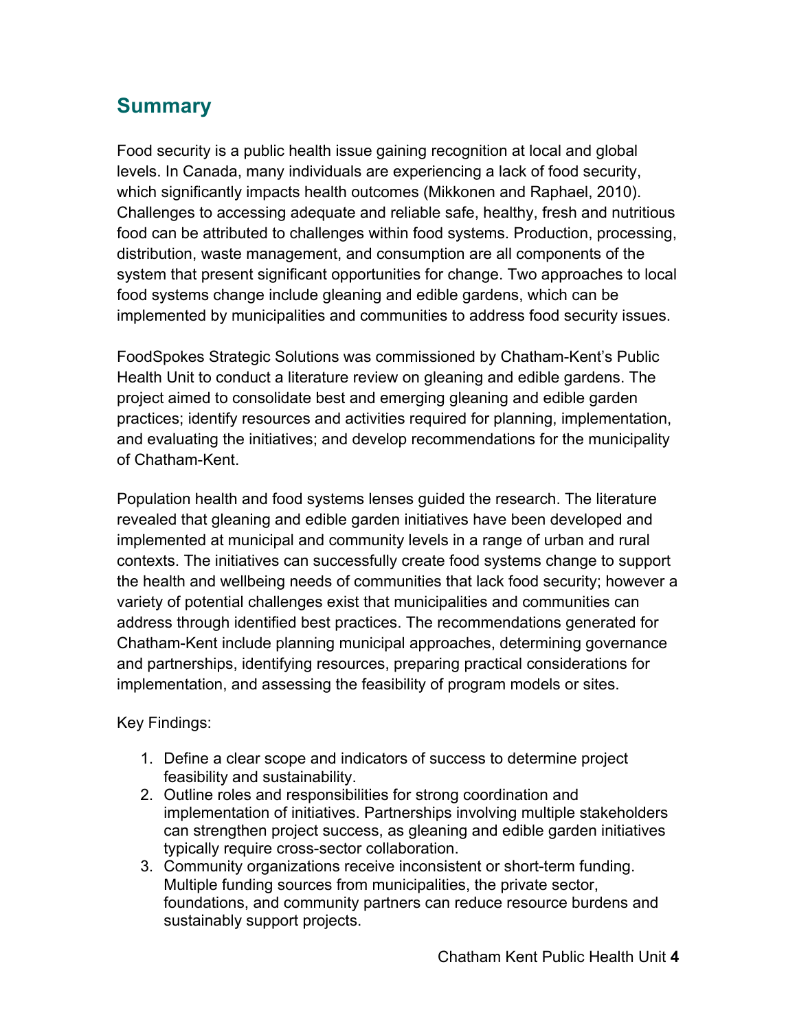## Summary

Food security is a public health issue gaining recognition at local and global levels. In Canada, many individuals are experiencing a lack of food security, which significantly impacts health outcomes (Mikkonen and Raphael, 2010). Challenges to accessing adequate and reliable safe, healthy, fresh and nutritious food can be attributed to challenges within food systems. Production, processing, distribution, waste management, and consumption are all components of the system that present significant opportunities for change. Two approaches to local food systems change include gleaning and edible gardens, which can be implemented by municipalities and communities to address food security issues.

FoodSpokes Strategic Solutions was commissioned by Chatham-Kent's Public Health Unit to conduct a literature review on gleaning and edible gardens. The project aimed to consolidate best and emerging gleaning and edible garden practices; identify resources and activities required for planning, implementation, and evaluating the initiatives; and develop recommendations for the municipality of Chatham-Kent.

Population health and food systems lenses guided the research. The literature revealed that gleaning and edible garden initiatives have been developed and implemented at municipal and community levels in a range of urban and rural contexts. The initiatives can successfully create food systems change to support the health and wellbeing needs of communities that lack food security; however a variety of potential challenges exist that municipalities and communities can address through identified best practices. The recommendations generated for Chatham-Kent include planning municipal approaches, determining governance and partnerships, identifying resources, preparing practical considerations for implementation, and assessing the feasibility of program models or sites.

Key Findings:

1. Define a clear scope and indicators of success to determine project feasibility and sustainability.
2. Outline roles and responsibilities for strong coordination and implementation of initiatives. Partnerships involving multiple stakeholders can strengthen project success, as gleaning and edible garden initiatives typically require cross-sector collaboration.
3. Community organizations receive inconsistent or short-term funding. Multiple funding sources from municipalities, the private sector, foundations, and community partners can reduce resource burdens and sustainably support projects.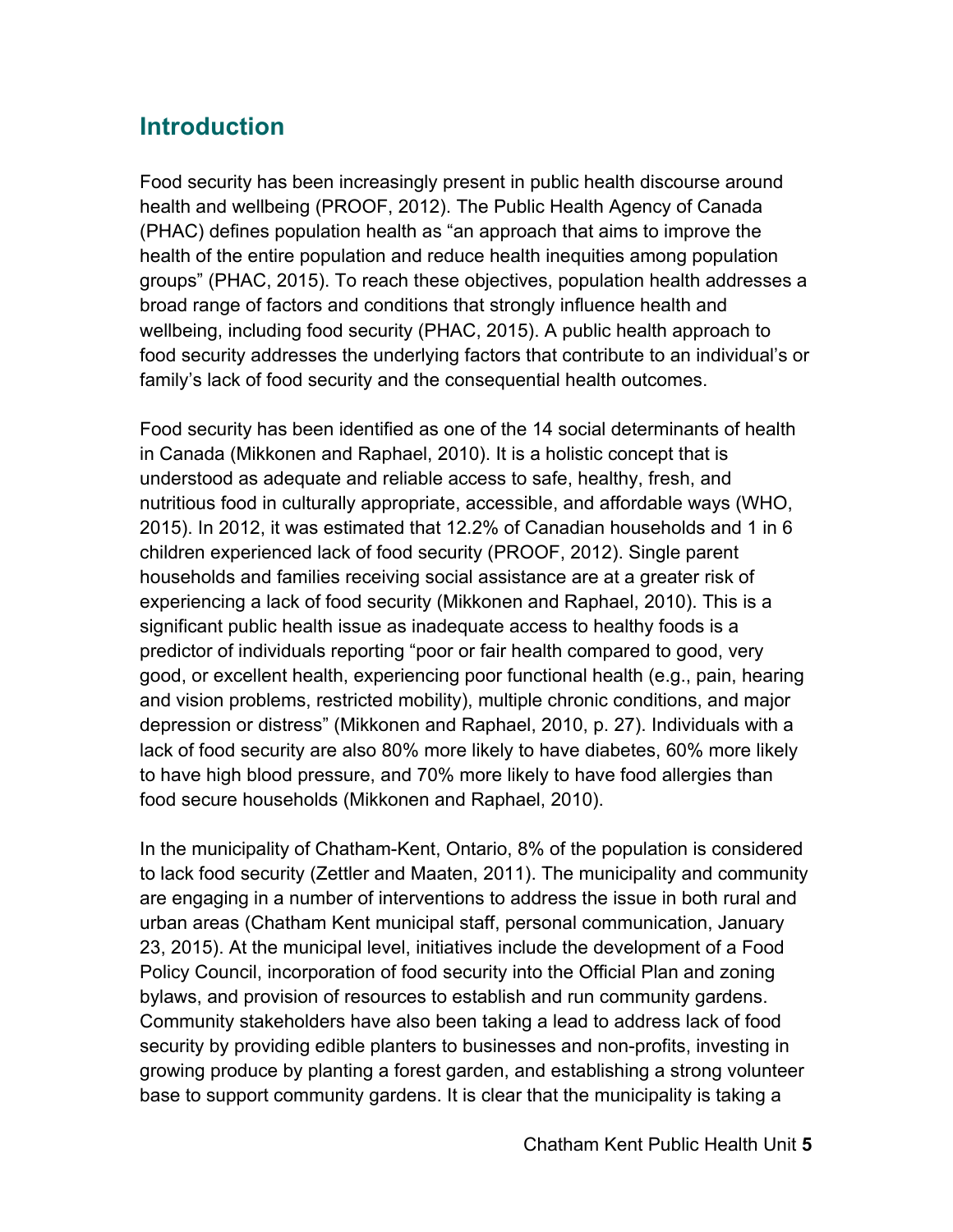## Introduction

Food security has been increasingly present in public health discourse around health and wellbeing (PROOF, 2012). The Public Health Agency of Canada (PHAC) defines population health as "an approach that aims to improve the health of the entire population and reduce health inequities among population groups" (PHAC, 2015). To reach these objectives, population health addresses a broad range of factors and conditions that strongly influence health and wellbeing, including food security (PHAC, 2015). A public health approach to food security addresses the underlying factors that contribute to an individual's or family's lack of food security and the consequential health outcomes.

Food security has been identified as one of the 14 social determinants of health in Canada (Mikkonen and Raphael, 2010). It is a holistic concept that is understood as adequate and reliable access to safe, healthy, fresh, and nutritious food in culturally appropriate, accessible, and affordable ways (WHO, 2015). In 2012, it was estimated that 12.2% of Canadian households and 1 in 6 children experienced lack of food security (PROOF, 2012). Single parent households and families receiving social assistance are at a greater risk of experiencing a lack of food security (Mikkonen and Raphael, 2010). This is a significant public health issue as inadequate access to healthy foods is a predictor of individuals reporting "poor or fair health compared to good, very good, or excellent health, experiencing poor functional health (e.g., pain, hearing and vision problems, restricted mobility), multiple chronic conditions, and major depression or distress" (Mikkonen and Raphael, 2010, p. 27). Individuals with a lack of food security are also 80% more likely to have diabetes, 60% more likely to have high blood pressure, and 70% more likely to have food allergies than food secure households (Mikkonen and Raphael, 2010).

In the municipality of Chatham-Kent, Ontario, 8% of the population is considered to lack food security (Zettler and Maaten, 2011). The municipality and community are engaging in a number of interventions to address the issue in both rural and urban areas (Chatham Kent municipal staff, personal communication, January 23, 2015). At the municipal level, initiatives include the development of a Food Policy Council, incorporation of food security into the Official Plan and zoning bylaws, and provision of resources to establish and run community gardens. Community stakeholders have also been taking a lead to address lack of food security by providing edible planters to businesses and non-profits, investing in growing produce by planting a forest garden, and establishing a strong volunteer base to support community gardens. It is clear that the municipality is taking a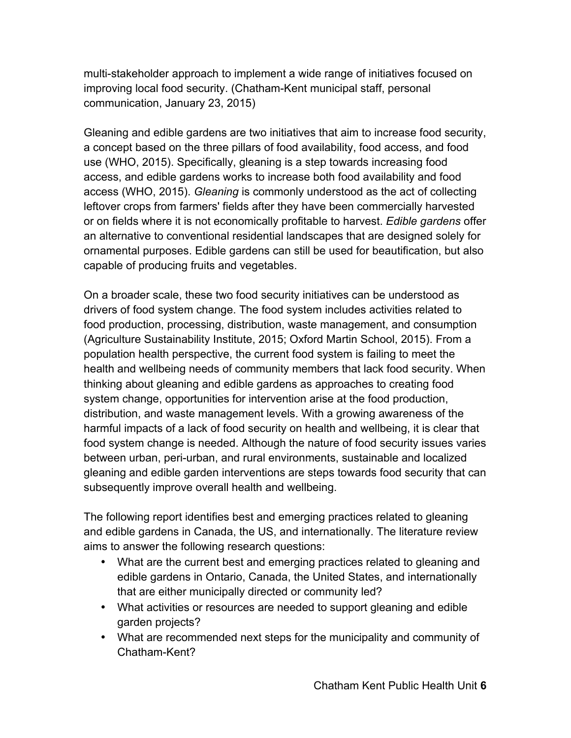multi-stakeholder approach to implement a wide range of initiatives focused on improving local food security. (Chatham-Kent municipal staff, personal communication, January 23, 2015)

Gleaning and edible gardens are two initiatives that aim to increase food security, a concept based on the three pillars of food availability, food access, and food use (WHO, 2015). Specifically, gleaning is a step towards increasing food access, and edible gardens works to increase both food availability and food access (WHO, 2015). *Gleaning* is commonly understood as the act of collecting leftover crops from farmers' fields after they have been commercially harvested or on fields where it is not economically profitable to harvest. *Edible gardens* offer an alternative to conventional residential landscapes that are designed solely for ornamental purposes. Edible gardens can still be used for beautification, but also capable of producing fruits and vegetables.

On a broader scale, these two food security initiatives can be understood as drivers of food system change. The food system includes activities related to food production, processing, distribution, waste management, and consumption (Agriculture Sustainability Institute, 2015; Oxford Martin School, 2015). From a population health perspective, the current food system is failing to meet the health and wellbeing needs of community members that lack food security. When thinking about gleaning and edible gardens as approaches to creating food system change, opportunities for intervention arise at the food production, distribution, and waste management levels. With a growing awareness of the harmful impacts of a lack of food security on health and wellbeing, it is clear that food system change is needed. Although the nature of food security issues varies between urban, peri-urban, and rural environments, sustainable and localized gleaning and edible garden interventions are steps towards food security that can subsequently improve overall health and wellbeing.

The following report identifies best and emerging practices related to gleaning and edible gardens in Canada, the US, and internationally. The literature review aims to answer the following research questions:

- What are the current best and emerging practices related to gleaning and edible gardens in Ontario, Canada, the United States, and internationally that are either municipally directed or community led?
- What activities or resources are needed to support gleaning and edible garden projects?
- What are recommended next steps for the municipality and community of Chatham-Kent?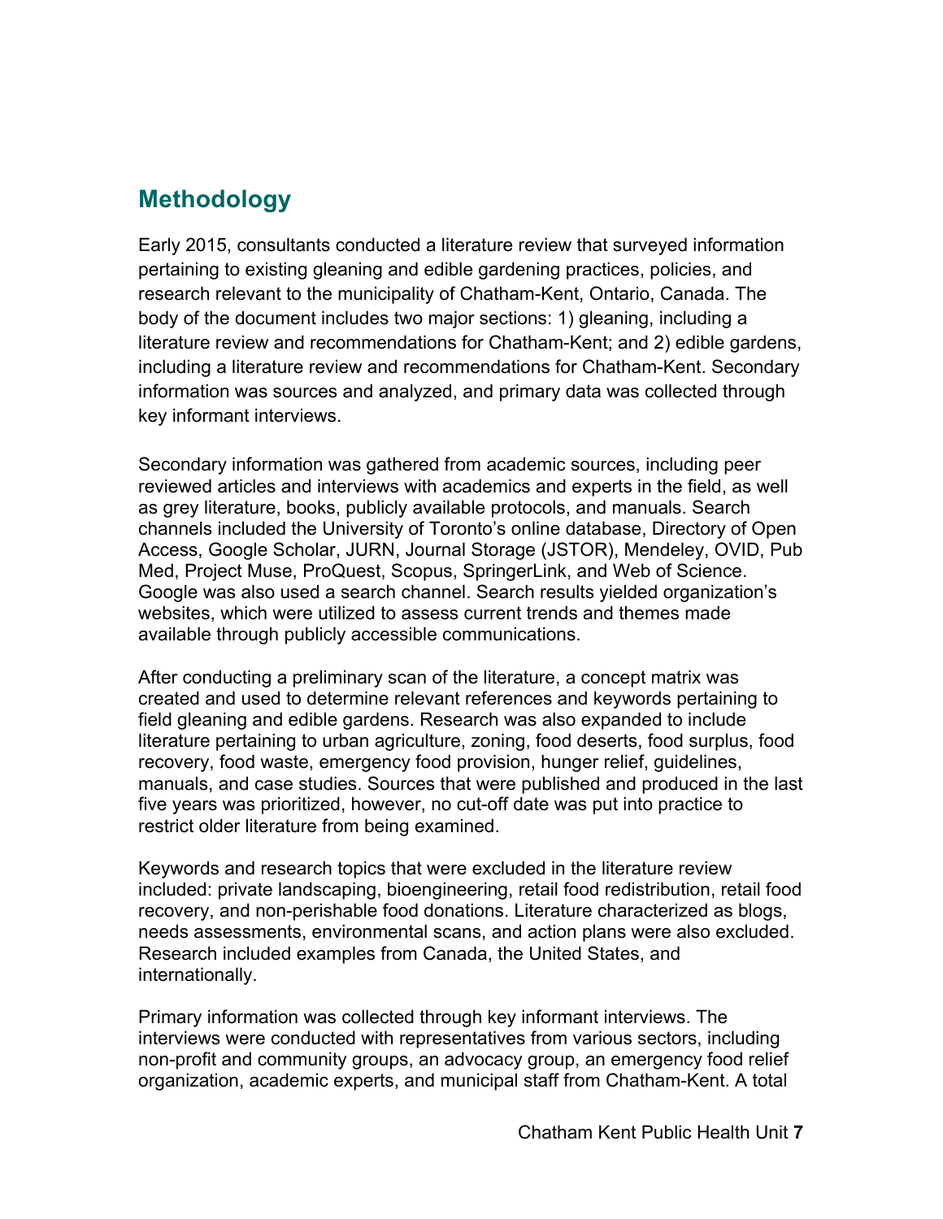## Methodology

Early 2015, consultants conducted a literature review that surveyed information pertaining to existing gleaning and edible gardening practices, policies, and research relevant to the municipality of Chatham-Kent, Ontario, Canada. The body of the document includes two major sections: 1) gleaning, including a literature review and recommendations for Chatham-Kent; and 2) edible gardens, including a literature review and recommendations for Chatham-Kent. Secondary information was sources and analyzed, and primary data was collected through key informant interviews.

Secondary information was gathered from academic sources, including peer reviewed articles and interviews with academics and experts in the field, as well as grey literature, books, publicly available protocols, and manuals. Search channels included the University of Toronto's online database, Directory of Open Access, Google Scholar, JURN, Journal Storage (JSTOR), Mendeley, OVID, Pub Med, Project Muse, ProQuest, Scopus, SpringerLink, and Web of Science. Google was also used a search channel. Search results yielded organization's websites, which were utilized to assess current trends and themes made available through publicly accessible communications.

After conducting a preliminary scan of the literature, a concept matrix was created and used to determine relevant references and keywords pertaining to field gleaning and edible gardens. Research was also expanded to include literature pertaining to urban agriculture, zoning, food deserts, food surplus, food recovery, food waste, emergency food provision, hunger relief, guidelines, manuals, and case studies. Sources that were published and produced in the last five years was prioritized, however, no cut-off date was put into practice to restrict older literature from being examined.

Keywords and research topics that were excluded in the literature review included: private landscaping, bioengineering, retail food redistribution, retail food recovery, and non-perishable food donations. Literature characterized as blogs, needs assessments, environmental scans, and action plans were also excluded. Research included examples from Canada, the United States, and internationally.

Primary information was collected through key informant interviews. The interviews were conducted with representatives from various sectors, including non-profit and community groups, an advocacy group, an emergency food relief organization, academic experts, and municipal staff from Chatham-Kent. A total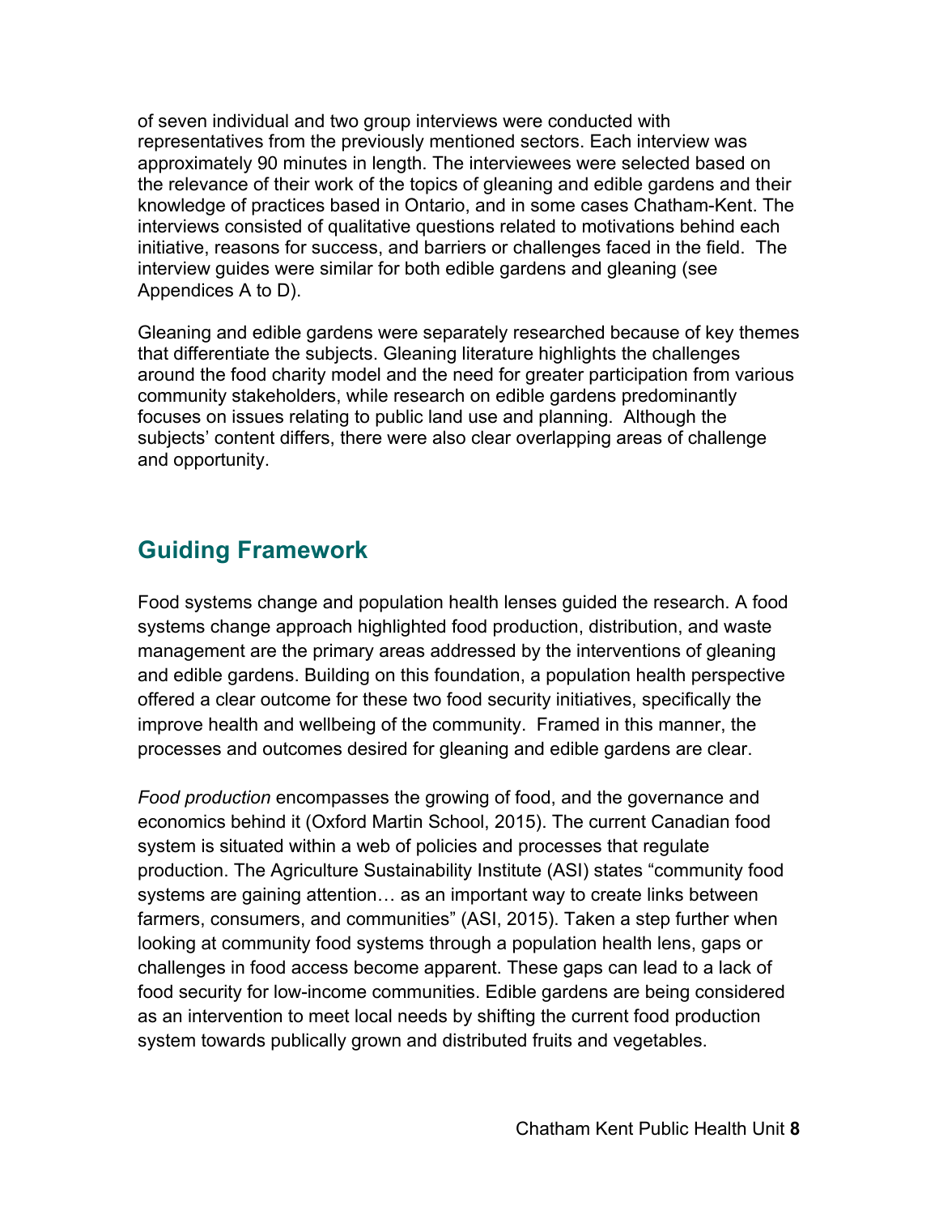of seven individual and two group interviews were conducted with representatives from the previously mentioned sectors. Each interview was approximately 90 minutes in length. The interviewees were selected based on the relevance of their work of the topics of gleaning and edible gardens and their knowledge of practices based in Ontario, and in some cases Chatham-Kent. The interviews consisted of qualitative questions related to motivations behind each initiative, reasons for success, and barriers or challenges faced in the field. The interview guides were similar for both edible gardens and gleaning (see Appendices A to D).

Gleaning and edible gardens were separately researched because of key themes that differentiate the subjects. Gleaning literature highlights the challenges around the food charity model and the need for greater participation from various community stakeholders, while research on edible gardens predominantly focuses on issues relating to public land use and planning. Although the subjects' content differs, there were also clear overlapping areas of challenge and opportunity.

## Guiding Framework

Food systems change and population health lenses guided the research. A food systems change approach highlighted food production, distribution, and waste management are the primary areas addressed by the interventions of gleaning and edible gardens. Building on this foundation, a population health perspective offered a clear outcome for these two food security initiatives, specifically the improve health and wellbeing of the community. Framed in this manner, the processes and outcomes desired for gleaning and edible gardens are clear.

*Food production* encompasses the growing of food, and the governance and economics behind it (Oxford Martin School, 2015). The current Canadian food system is situated within a web of policies and processes that regulate production. The Agriculture Sustainability Institute (ASI) states "community food systems are gaining attention… as an important way to create links between farmers, consumers, and communities" (ASI, 2015). Taken a step further when looking at community food systems through a population health lens, gaps or challenges in food access become apparent. These gaps can lead to a lack of food security for low-income communities. Edible gardens are being considered as an intervention to meet local needs by shifting the current food production system towards publically grown and distributed fruits and vegetables.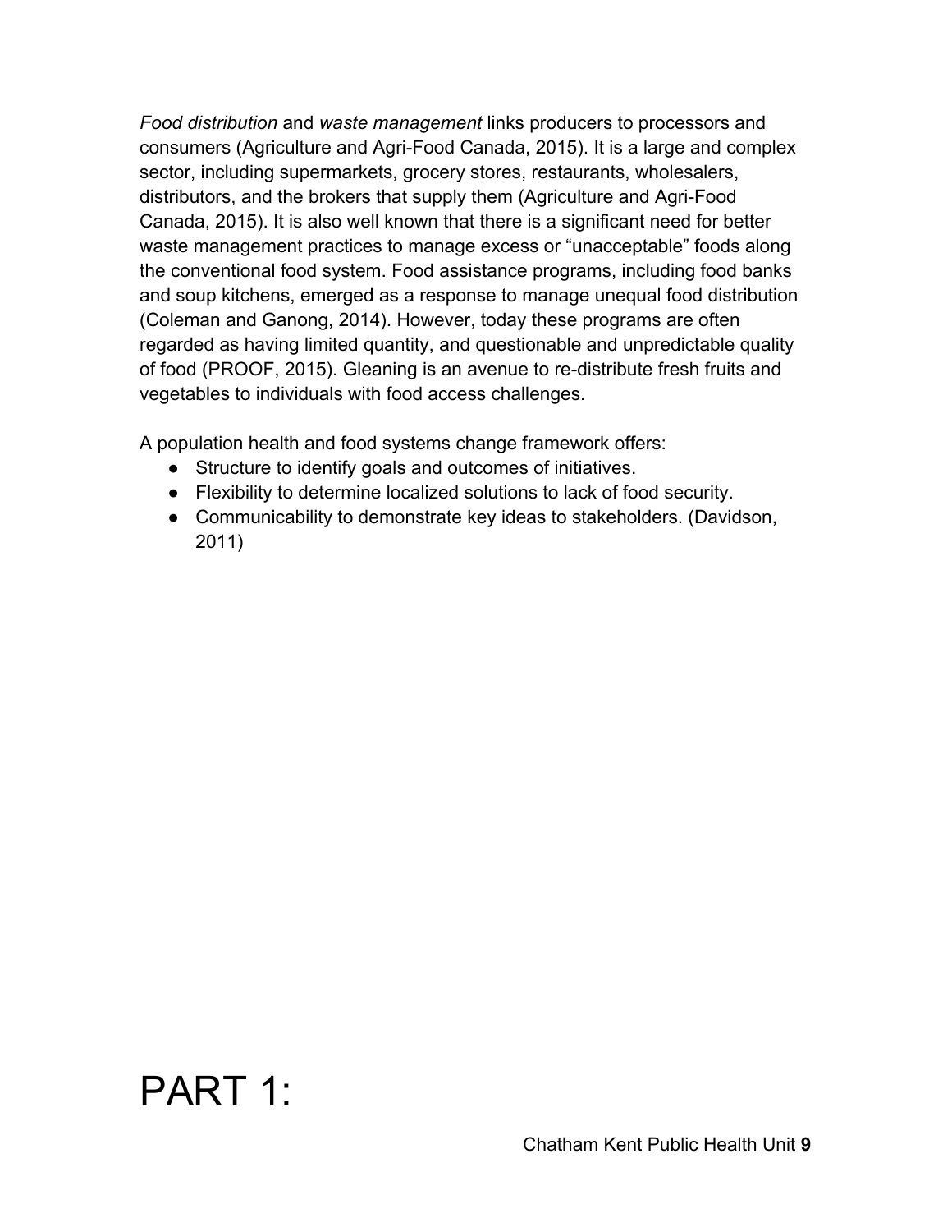*Food distribution* and *waste management* links producers to processors and consumers (Agriculture and Agri-Food Canada, 2015). It is a large and complex sector, including supermarkets, grocery stores, restaurants, wholesalers, distributors, and the brokers that supply them (Agriculture and Agri-Food Canada, 2015). It is also well known that there is a significant need for better waste management practices to manage excess or "unacceptable" foods along the conventional food system. Food assistance programs, including food banks and soup kitchens, emerged as a response to manage unequal food distribution (Coleman and Ganong, 2014). However, today these programs are often regarded as having limited quantity, and questionable and unpredictable quality of food (PROOF, 2015). Gleaning is an avenue to re-distribute fresh fruits and vegetables to individuals with food access challenges.

A population health and food systems change framework offers:

- Structure to identify goals and outcomes of initiatives.
- Flexibility to determine localized solutions to lack of food security.
- Communicability to demonstrate key ideas to stakeholders. (Davidson, 2011)

# PART 1: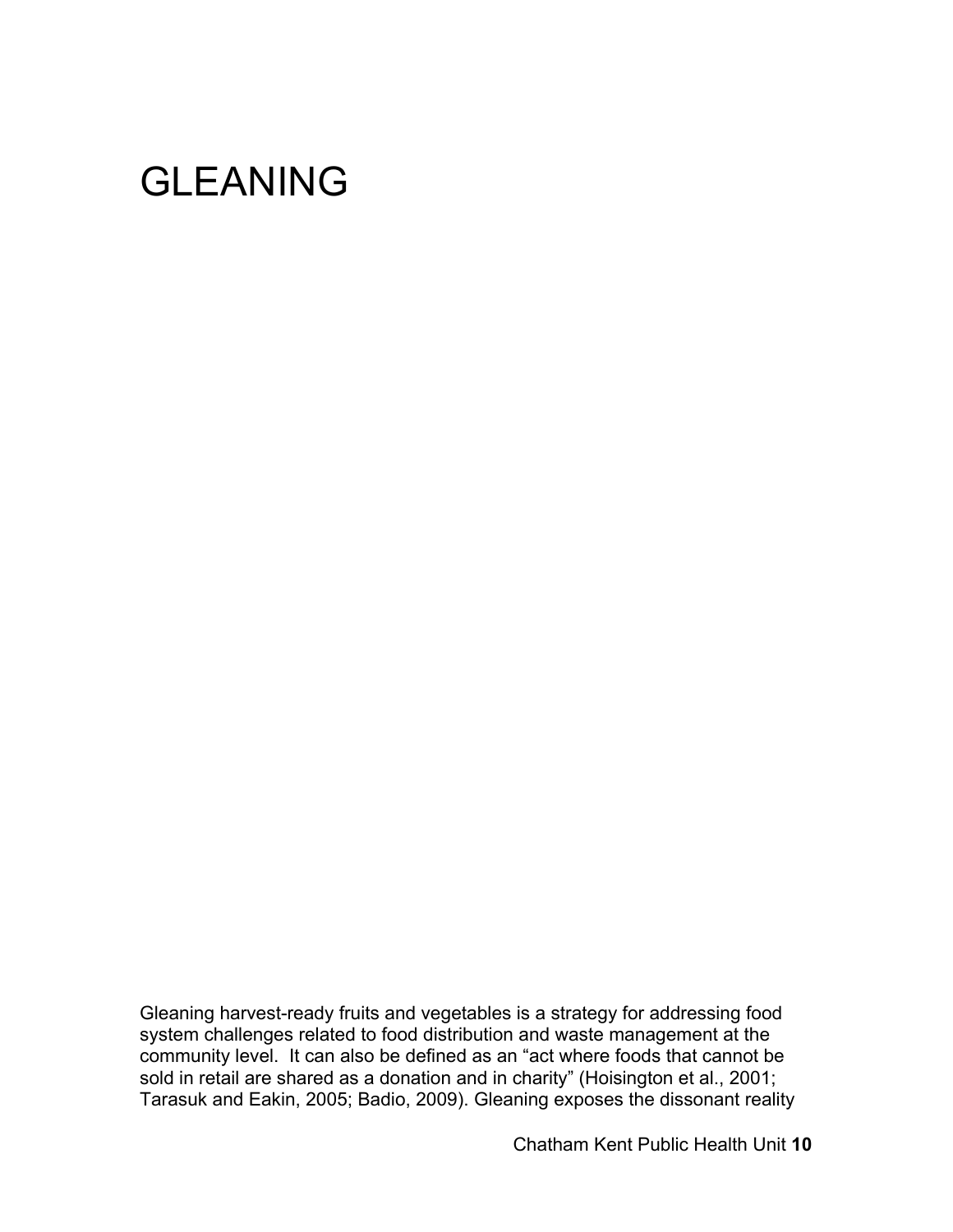# GLEANING

Gleaning harvest-ready fruits and vegetables is a strategy for addressing food system challenges related to food distribution and waste management at the community level. It can also be defined as an "act where foods that cannot be sold in retail are shared as a donation and in charity" (Hoisington et al., 2001; Tarasuk and Eakin, 2005; Badio, 2009). Gleaning exposes the dissonant reality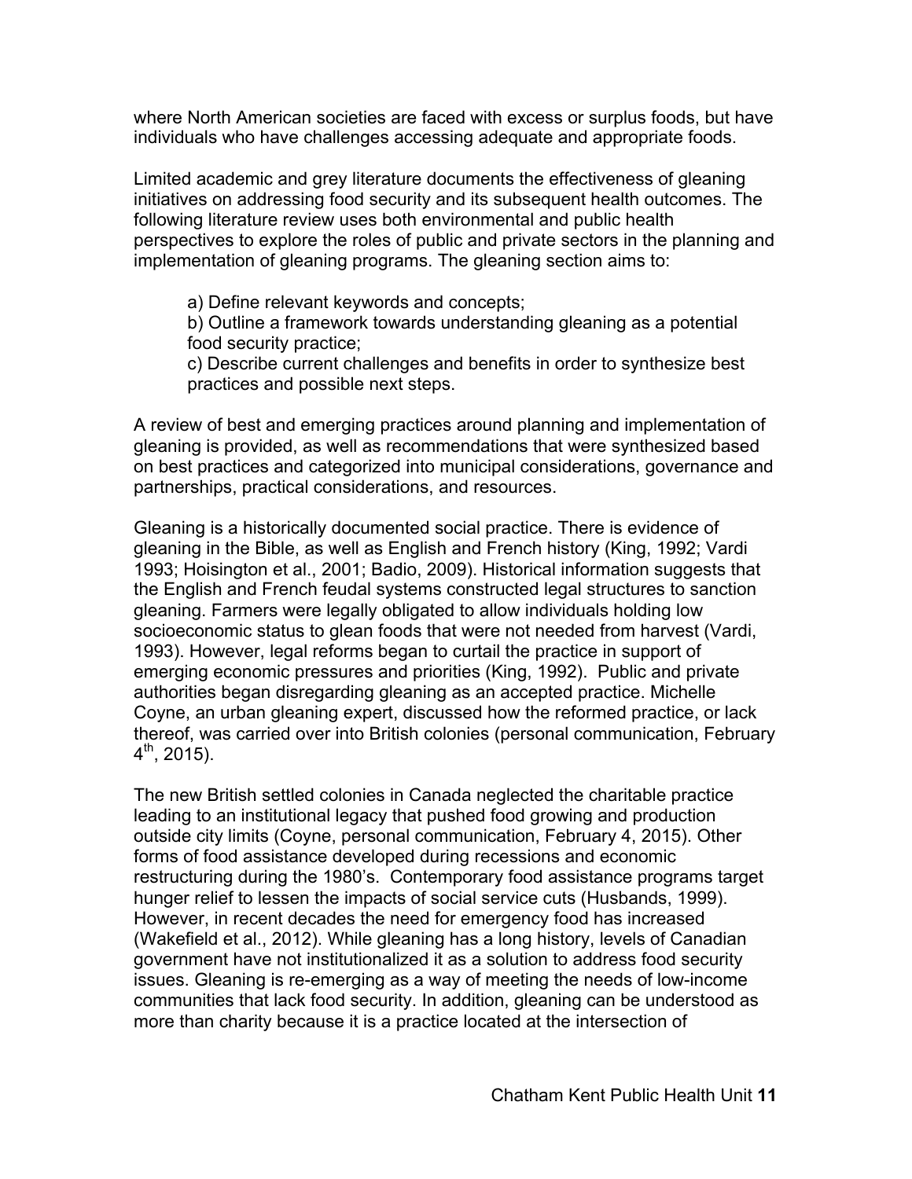where North American societies are faced with excess or surplus foods, but have individuals who have challenges accessing adequate and appropriate foods.

Limited academic and grey literature documents the effectiveness of gleaning initiatives on addressing food security and its subsequent health outcomes. The following literature review uses both environmental and public health perspectives to explore the roles of public and private sectors in the planning and implementation of gleaning programs. The gleaning section aims to:

a) Define relevant keywords and concepts;
b) Outline a framework towards understanding gleaning as a potential food security practice;
c) Describe current challenges and benefits in order to synthesize best practices and possible next steps.

A review of best and emerging practices around planning and implementation of gleaning is provided, as well as recommendations that were synthesized based on best practices and categorized into municipal considerations, governance and partnerships, practical considerations, and resources.

Gleaning is a historically documented social practice. There is evidence of gleaning in the Bible, as well as English and French history (King, 1992; Vardi 1993; Hoisington et al., 2001; Badio, 2009). Historical information suggests that the English and French feudal systems constructed legal structures to sanction gleaning. Farmers were legally obligated to allow individuals holding low socioeconomic status to glean foods that were not needed from harvest (Vardi, 1993). However, legal reforms began to curtail the practice in support of emerging economic pressures and priorities (King, 1992). Public and private authorities began disregarding gleaning as an accepted practice. Michelle Coyne, an urban gleaning expert, discussed how the reformed practice, or lack thereof, was carried over into British colonies (personal communication, February 4th, 2015).

The new British settled colonies in Canada neglected the charitable practice leading to an institutional legacy that pushed food growing and production outside city limits (Coyne, personal communication, February 4, 2015). Other forms of food assistance developed during recessions and economic restructuring during the 1980's. Contemporary food assistance programs target hunger relief to lessen the impacts of social service cuts (Husbands, 1999). However, in recent decades the need for emergency food has increased (Wakefield et al., 2012). While gleaning has a long history, levels of Canadian government have not institutionalized it as a solution to address food security issues. Gleaning is re-emerging as a way of meeting the needs of low-income communities that lack food security. In addition, gleaning can be understood as more than charity because it is a practice located at the intersection of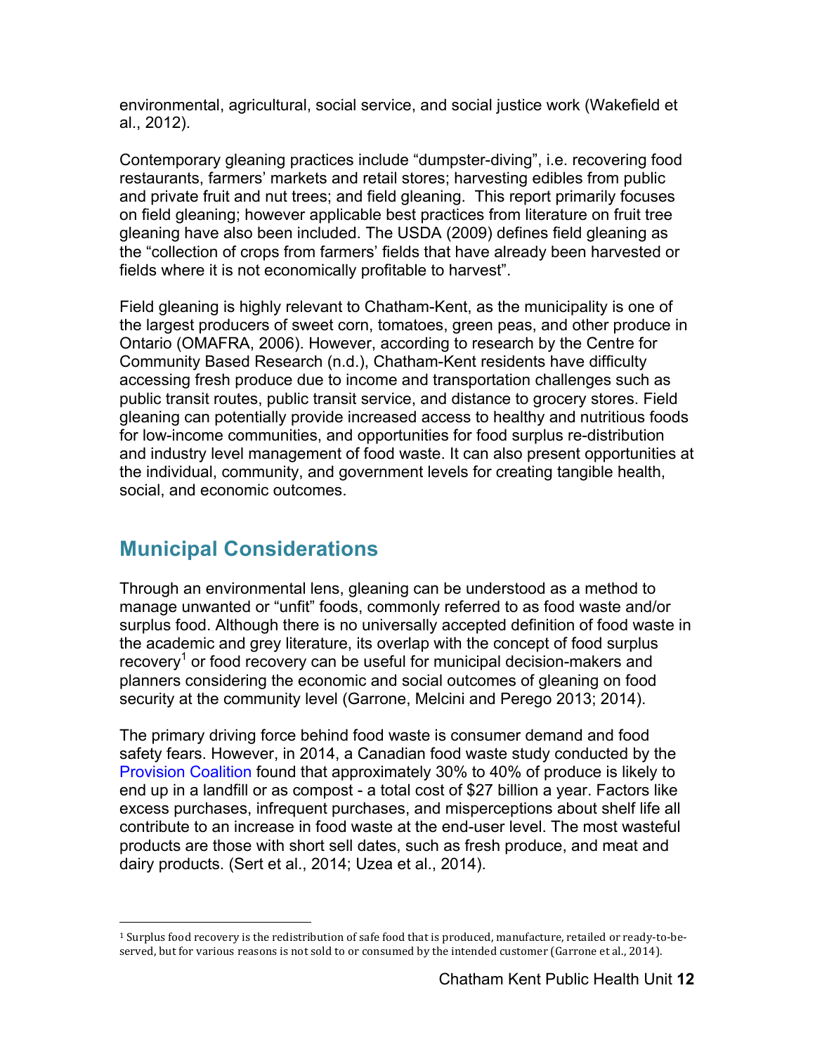environmental, agricultural, social service, and social justice work (Wakefield et al., 2012).

Contemporary gleaning practices include "dumpster-diving", i.e. recovering food restaurants, farmers' markets and retail stores; harvesting edibles from public and private fruit and nut trees; and field gleaning. This report primarily focuses on field gleaning; however applicable best practices from literature on fruit tree gleaning have also been included. The USDA (2009) defines field gleaning as the "collection of crops from farmers' fields that have already been harvested or fields where it is not economically profitable to harvest".

Field gleaning is highly relevant to Chatham-Kent, as the municipality is one of the largest producers of sweet corn, tomatoes, green peas, and other produce in Ontario (OMAFRA, 2006). However, according to research by the Centre for Community Based Research (n.d.), Chatham-Kent residents have difficulty accessing fresh produce due to income and transportation challenges such as public transit routes, public transit service, and distance to grocery stores. Field gleaning can potentially provide increased access to healthy and nutritious foods for low-income communities, and opportunities for food surplus re-distribution and industry level management of food waste. It can also present opportunities at the individual, community, and government levels for creating tangible health, social, and economic outcomes.

## Municipal Considerations

Through an environmental lens, gleaning can be understood as a method to manage unwanted or "unfit" foods, commonly referred to as food waste and/or surplus food. Although there is no universally accepted definition of food waste in the academic and grey literature, its overlap with the concept of food surplus recovery[1] or food recovery can be useful for municipal decision-makers and planners considering the economic and social outcomes of gleaning on food security at the community level (Garrone, Melcini and Perego 2013; 2014).

The primary driving force behind food waste is consumer demand and food safety fears. However, in 2014, a Canadian food waste study conducted by the Provision Coalition found that approximately 30% to 40% of produce is likely to end up in a landfill or as compost - a total cost of $27 billion a year. Factors like excess purchases, infrequent purchases, and misperceptions about shelf life all contribute to an increase in food waste at the end-user level. The most wasteful products are those with short sell dates, such as fresh produce, and meat and dairy products. (Sert et al., 2014; Uzea et al., 2014).

[1] Surplus food recovery is the redistribution of safe food that is produced, manufacture, retailed or ready-to-be-served, but for various reasons is not sold to or consumed by the intended customer (Garrone et al., 2014).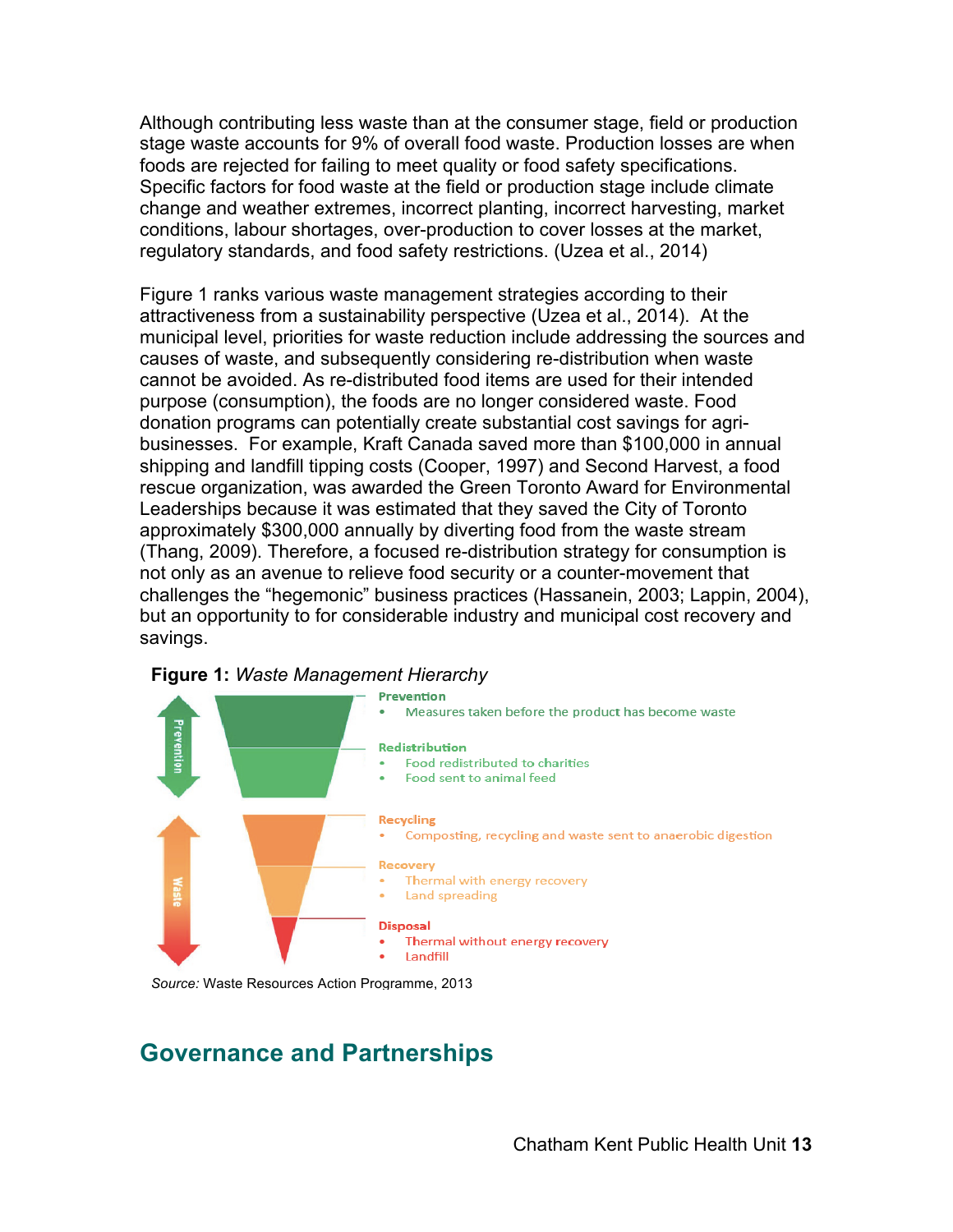Although contributing less waste than at the consumer stage, field or production stage waste accounts for 9% of overall food waste. Production losses are when foods are rejected for failing to meet quality or food safety specifications. Specific factors for food waste at the field or production stage include climate change and weather extremes, incorrect planting, incorrect harvesting, market conditions, labour shortages, over-production to cover losses at the market, regulatory standards, and food safety restrictions. (Uzea et al., 2014)

Figure 1 ranks various waste management strategies according to their attractiveness from a sustainability perspective (Uzea et al., 2014). At the municipal level, priorities for waste reduction include addressing the sources and causes of waste, and subsequently considering re-distribution when waste cannot be avoided. As re-distributed food items are used for their intended purpose (consumption), the foods are no longer considered waste. Food donation programs can potentially create substantial cost savings for agri-businesses. For example, Kraft Canada saved more than $100,000 in annual shipping and landfill tipping costs (Cooper, 1997) and Second Harvest, a food rescue organization, was awarded the Green Toronto Award for Environmental Leaderships because it was estimated that they saved the City of Toronto approximately $300,000 annually by diverting food from the waste stream (Thang, 2009). Therefore, a focused re-distribution strategy for consumption is not only as an avenue to relieve food security or a counter-movement that challenges the "hegemonic" business practices (Hassanein, 2003; Lappin, 2004), but an opportunity to for considerable industry and municipal cost recovery and savings.

**Figure 1:** *Waste Management Hierarchy*

Prevention

**Prevention**
- Measures taken before the product has become waste

**Redistribution**
- Food redistributed to charities
- Food sent to animal feed

Waste

**Recycling**
- Composting, recycling and waste sent to anaerobic digestion

**Recovery**
- Thermal with energy recovery
- Land spreading

**Disposal**
- Thermal without energy recovery
- Landfill

*Source:* Waste Resources Action Programme, 2013

## Governance and Partnerships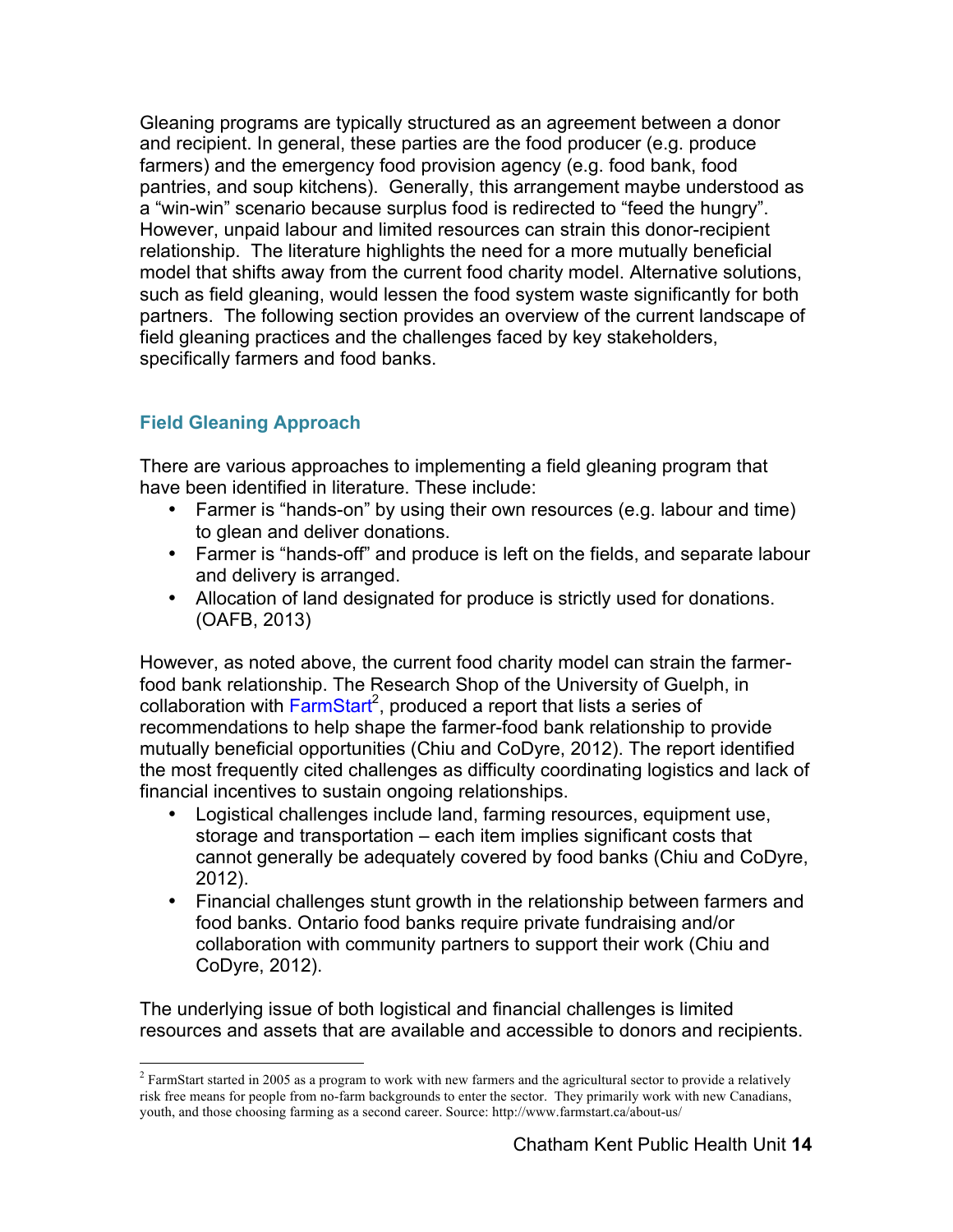Gleaning programs are typically structured as an agreement between a donor and recipient. In general, these parties are the food producer (e.g. produce farmers) and the emergency food provision agency (e.g. food bank, food pantries, and soup kitchens). Generally, this arrangement maybe understood as a "win-win" scenario because surplus food is redirected to "feed the hungry". However, unpaid labour and limited resources can strain this donor-recipient relationship. The literature highlights the need for a more mutually beneficial model that shifts away from the current food charity model. Alternative solutions, such as field gleaning, would lessen the food system waste significantly for both partners. The following section provides an overview of the current landscape of field gleaning practices and the challenges faced by key stakeholders, specifically farmers and food banks.

### Field Gleaning Approach

There are various approaches to implementing a field gleaning program that have been identified in literature. These include:

- Farmer is "hands-on" by using their own resources (e.g. labour and time) to glean and deliver donations.
- Farmer is "hands-off" and produce is left on the fields, and separate labour and delivery is arranged.
- Allocation of land designated for produce is strictly used for donations. (OAFB, 2013)

However, as noted above, the current food charity model can strain the farmer-food bank relationship. The Research Shop of the University of Guelph, in collaboration with FarmStart[2], produced a report that lists a series of recommendations to help shape the farmer-food bank relationship to provide mutually beneficial opportunities (Chiu and CoDyre, 2012). The report identified the most frequently cited challenges as difficulty coordinating logistics and lack of financial incentives to sustain ongoing relationships.

- Logistical challenges include land, farming resources, equipment use, storage and transportation – each item implies significant costs that cannot generally be adequately covered by food banks (Chiu and CoDyre, 2012).
- Financial challenges stunt growth in the relationship between farmers and food banks. Ontario food banks require private fundraising and/or collaboration with community partners to support their work (Chiu and CoDyre, 2012).

The underlying issue of both logistical and financial challenges is limited resources and assets that are available and accessible to donors and recipients.

[2] FarmStart started in 2005 as a program to work with new farmers and the agricultural sector to provide a relatively risk free means for people from no-farm backgrounds to enter the sector. They primarily work with new Canadians, youth, and those choosing farming as a second career. Source: http://www.farmstart.ca/about-us/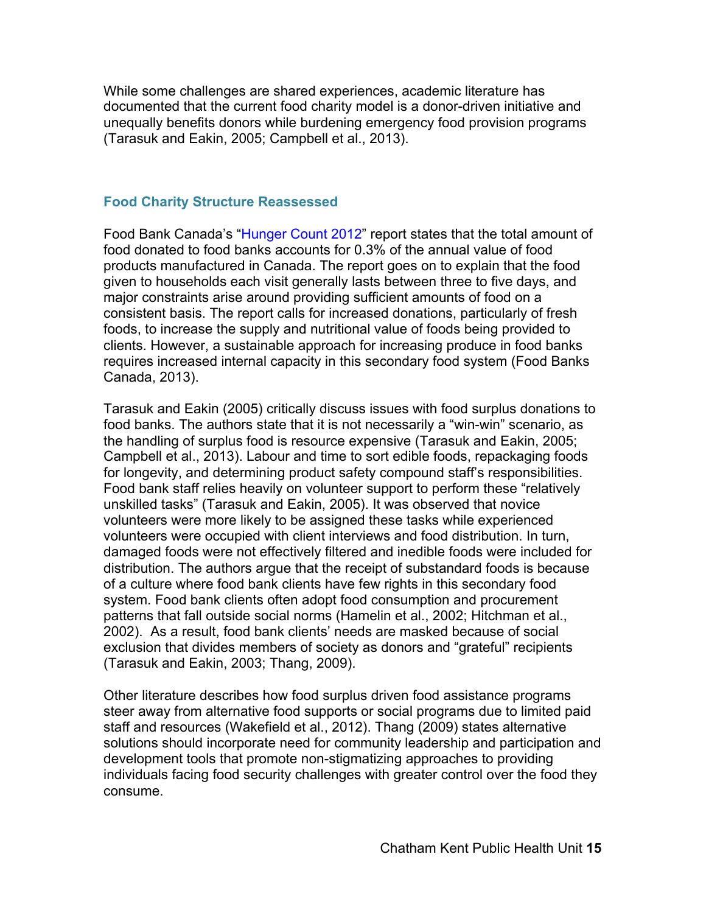While some challenges are shared experiences, academic literature has documented that the current food charity model is a donor-driven initiative and unequally benefits donors while burdening emergency food provision programs (Tarasuk and Eakin, 2005; Campbell et al., 2013).

### Food Charity Structure Reassessed

Food Bank Canada's "Hunger Count 2012" report states that the total amount of food donated to food banks accounts for 0.3% of the annual value of food products manufactured in Canada. The report goes on to explain that the food given to households each visit generally lasts between three to five days, and major constraints arise around providing sufficient amounts of food on a consistent basis. The report calls for increased donations, particularly of fresh foods, to increase the supply and nutritional value of foods being provided to clients. However, a sustainable approach for increasing produce in food banks requires increased internal capacity in this secondary food system (Food Banks Canada, 2013).

Tarasuk and Eakin (2005) critically discuss issues with food surplus donations to food banks. The authors state that it is not necessarily a "win-win" scenario, as the handling of surplus food is resource expensive (Tarasuk and Eakin, 2005; Campbell et al., 2013). Labour and time to sort edible foods, repackaging foods for longevity, and determining product safety compound staff's responsibilities. Food bank staff relies heavily on volunteer support to perform these "relatively unskilled tasks" (Tarasuk and Eakin, 2005). It was observed that novice volunteers were more likely to be assigned these tasks while experienced volunteers were occupied with client interviews and food distribution. In turn, damaged foods were not effectively filtered and inedible foods were included for distribution. The authors argue that the receipt of substandard foods is because of a culture where food bank clients have few rights in this secondary food system. Food bank clients often adopt food consumption and procurement patterns that fall outside social norms (Hamelin et al., 2002; Hitchman et al., 2002). As a result, food bank clients' needs are masked because of social exclusion that divides members of society as donors and "grateful" recipients (Tarasuk and Eakin, 2003; Thang, 2009).

Other literature describes how food surplus driven food assistance programs steer away from alternative food supports or social programs due to limited paid staff and resources (Wakefield et al., 2012). Thang (2009) states alternative solutions should incorporate need for community leadership and participation and development tools that promote non-stigmatizing approaches to providing individuals facing food security challenges with greater control over the food they consume.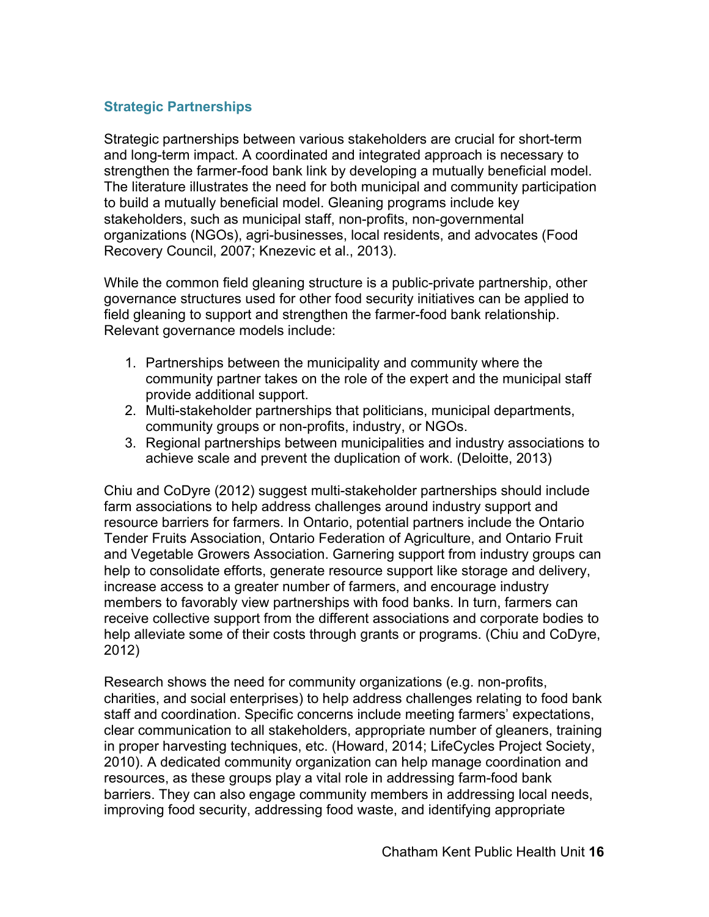## Strategic Partnerships

Strategic partnerships between various stakeholders are crucial for short-term and long-term impact. A coordinated and integrated approach is necessary to strengthen the farmer-food bank link by developing a mutually beneficial model. The literature illustrates the need for both municipal and community participation to build a mutually beneficial model. Gleaning programs include key stakeholders, such as municipal staff, non-profits, non-governmental organizations (NGOs), agri-businesses, local residents, and advocates (Food Recovery Council, 2007; Knezevic et al., 2013).

While the common field gleaning structure is a public-private partnership, other governance structures used for other food security initiatives can be applied to field gleaning to support and strengthen the farmer-food bank relationship. Relevant governance models include:

1. Partnerships between the municipality and community where the community partner takes on the role of the expert and the municipal staff provide additional support.
2. Multi-stakeholder partnerships that politicians, municipal departments, community groups or non-profits, industry, or NGOs.
3. Regional partnerships between municipalities and industry associations to achieve scale and prevent the duplication of work. (Deloitte, 2013)

Chiu and CoDyre (2012) suggest multi-stakeholder partnerships should include farm associations to help address challenges around industry support and resource barriers for farmers. In Ontario, potential partners include the Ontario Tender Fruits Association, Ontario Federation of Agriculture, and Ontario Fruit and Vegetable Growers Association. Garnering support from industry groups can help to consolidate efforts, generate resource support like storage and delivery, increase access to a greater number of farmers, and encourage industry members to favorably view partnerships with food banks. In turn, farmers can receive collective support from the different associations and corporate bodies to help alleviate some of their costs through grants or programs. (Chiu and CoDyre, 2012)

Research shows the need for community organizations (e.g. non-profits, charities, and social enterprises) to help address challenges relating to food bank staff and coordination. Specific concerns include meeting farmers' expectations, clear communication to all stakeholders, appropriate number of gleaners, training in proper harvesting techniques, etc. (Howard, 2014; LifeCycles Project Society, 2010). A dedicated community organization can help manage coordination and resources, as these groups play a vital role in addressing farm-food bank barriers. They can also engage community members in addressing local needs, improving food security, addressing food waste, and identifying appropriate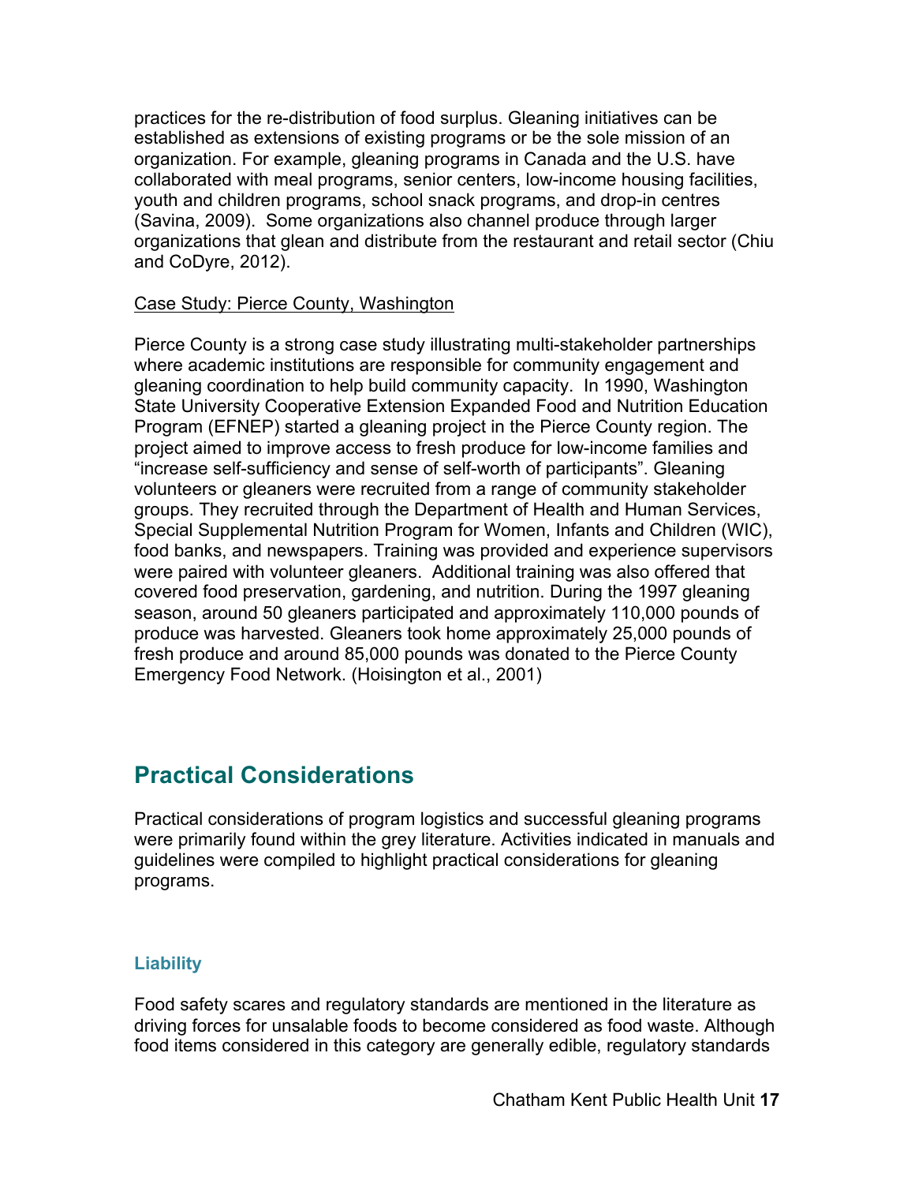practices for the re-distribution of food surplus. Gleaning initiatives can be established as extensions of existing programs or be the sole mission of an organization. For example, gleaning programs in Canada and the U.S. have collaborated with meal programs, senior centers, low-income housing facilities, youth and children programs, school snack programs, and drop-in centres (Savina, 2009). Some organizations also channel produce through larger organizations that glean and distribute from the restaurant and retail sector (Chiu and CoDyre, 2012).

<u>Case Study: Pierce County, Washington</u>

Pierce County is a strong case study illustrating multi-stakeholder partnerships where academic institutions are responsible for community engagement and gleaning coordination to help build community capacity. In 1990, Washington State University Cooperative Extension Expanded Food and Nutrition Education Program (EFNEP) started a gleaning project in the Pierce County region. The project aimed to improve access to fresh produce for low-income families and "increase self-sufficiency and sense of self-worth of participants". Gleaning volunteers or gleaners were recruited from a range of community stakeholder groups. They recruited through the Department of Health and Human Services, Special Supplemental Nutrition Program for Women, Infants and Children (WIC), food banks, and newspapers. Training was provided and experience supervisors were paired with volunteer gleaners. Additional training was also offered that covered food preservation, gardening, and nutrition. During the 1997 gleaning season, around 50 gleaners participated and approximately 110,000 pounds of produce was harvested. Gleaners took home approximately 25,000 pounds of fresh produce and around 85,000 pounds was donated to the Pierce County Emergency Food Network. (Hoisington et al., 2001)

## Practical Considerations

Practical considerations of program logistics and successful gleaning programs were primarily found within the grey literature. Activities indicated in manuals and guidelines were compiled to highlight practical considerations for gleaning programs.

### Liability

Food safety scares and regulatory standards are mentioned in the literature as driving forces for unsalable foods to become considered as food waste. Although food items considered in this category are generally edible, regulatory standards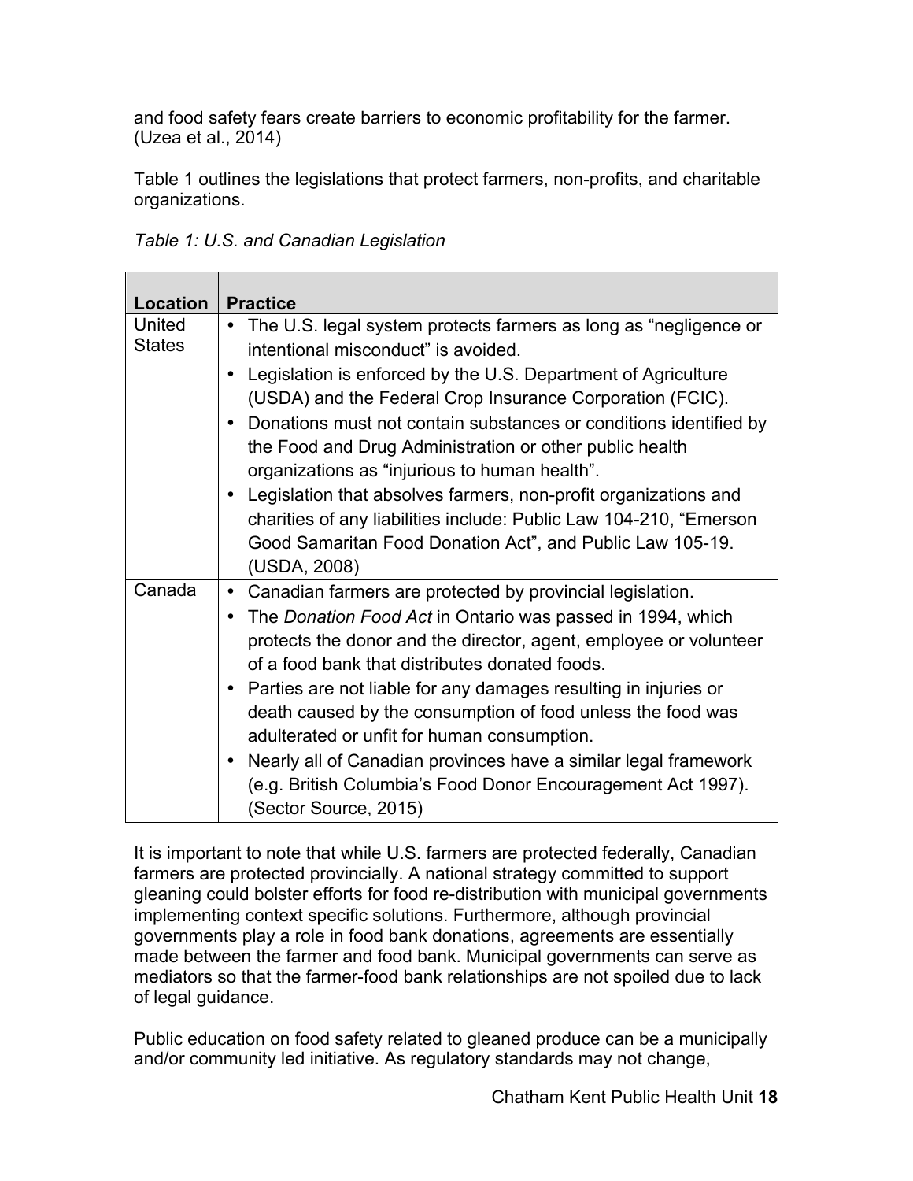and food safety fears create barriers to economic profitability for the farmer. (Uzea et al., 2014)

Table 1 outlines the legislations that protect farmers, non-profits, and charitable organizations.

*Table 1: U.S. and Canadian Legislation*

| Location | Practice |
|---|---|
| United States | • The U.S. legal system protects farmers as long as "negligence or intentional misconduct" is avoided.<br>• Legislation is enforced by the U.S. Department of Agriculture (USDA) and the Federal Crop Insurance Corporation (FCIC).<br>• Donations must not contain substances or conditions identified by the Food and Drug Administration or other public health organizations as "injurious to human health".<br>• Legislation that absolves farmers, non-profit organizations and charities of any liabilities include: Public Law 104-210, "Emerson Good Samaritan Food Donation Act", and Public Law 105-19. (USDA, 2008) |
| Canada | • Canadian farmers are protected by provincial legislation.<br>• The *Donation Food Act* in Ontario was passed in 1994, which protects the donor and the director, agent, employee or volunteer of a food bank that distributes donated foods.<br>• Parties are not liable for any damages resulting in injuries or death caused by the consumption of food unless the food was adulterated or unfit for human consumption.<br>• Nearly all of Canadian provinces have a similar legal framework (e.g. British Columbia's Food Donor Encouragement Act 1997). (Sector Source, 2015) |

It is important to note that while U.S. farmers are protected federally, Canadian farmers are protected provincially. A national strategy committed to support gleaning could bolster efforts for food re-distribution with municipal governments implementing context specific solutions. Furthermore, although provincial governments play a role in food bank donations, agreements are essentially made between the farmer and food bank. Municipal governments can serve as mediators so that the farmer-food bank relationships are not spoiled due to lack of legal guidance.

Public education on food safety related to gleaned produce can be a municipally and/or community led initiative. As regulatory standards may not change,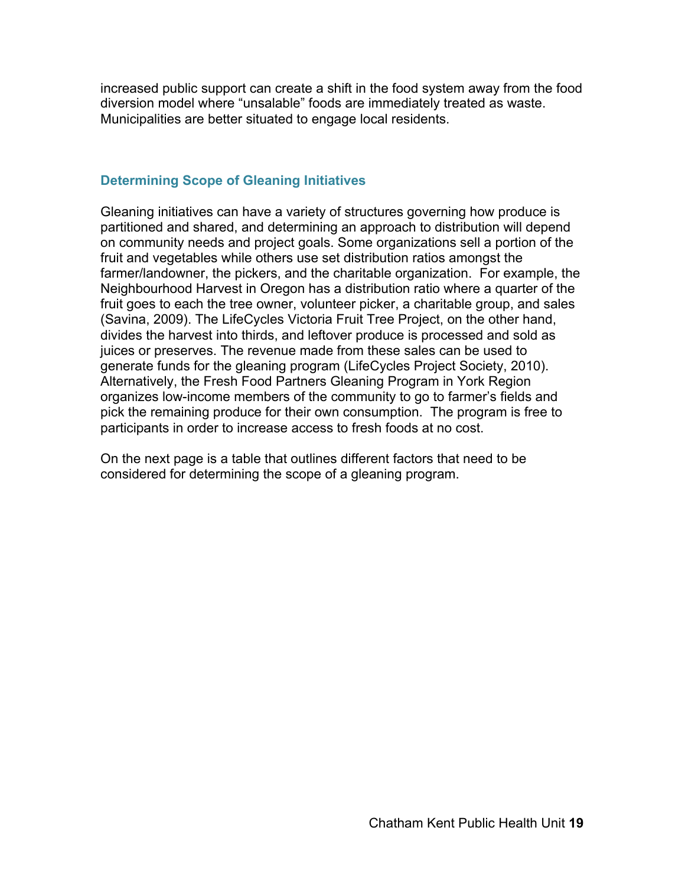increased public support can create a shift in the food system away from the food diversion model where “unsalable” foods are immediately treated as waste. Municipalities are better situated to engage local residents.

### Determining Scope of Gleaning Initiatives

Gleaning initiatives can have a variety of structures governing how produce is partitioned and shared, and determining an approach to distribution will depend on community needs and project goals. Some organizations sell a portion of the fruit and vegetables while others use set distribution ratios amongst the farmer/landowner, the pickers, and the charitable organization. For example, the Neighbourhood Harvest in Oregon has a distribution ratio where a quarter of the fruit goes to each the tree owner, volunteer picker, a charitable group, and sales (Savina, 2009). The LifeCycles Victoria Fruit Tree Project, on the other hand, divides the harvest into thirds, and leftover produce is processed and sold as juices or preserves. The revenue made from these sales can be used to generate funds for the gleaning program (LifeCycles Project Society, 2010). Alternatively, the Fresh Food Partners Gleaning Program in York Region organizes low-income members of the community to go to farmer’s fields and pick the remaining produce for their own consumption. The program is free to participants in order to increase access to fresh foods at no cost.

On the next page is a table that outlines different factors that need to be considered for determining the scope of a gleaning program.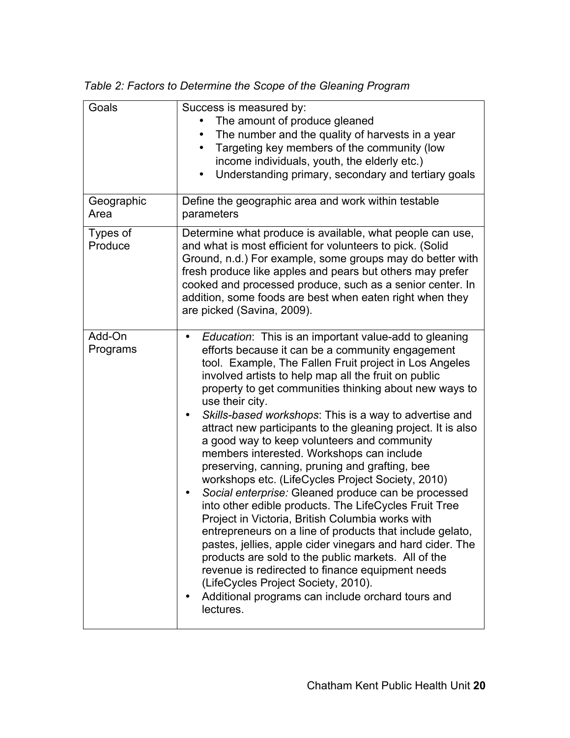*Table 2: Factors to Determine the Scope of the Gleaning Program*

| | |
|---|---|
| Goals | Success is measured by:<br>• The amount of produce gleaned<br>• The number and the quality of harvests in a year<br>• Targeting key members of the community (low income individuals, youth, the elderly etc.)<br>• Understanding primary, secondary and tertiary goals |
| Geographic Area | Define the geographic area and work within testable parameters |
| Types of Produce | Determine what produce is available, what people can use, and what is most efficient for volunteers to pick. (Solid Ground, n.d.) For example, some groups may do better with fresh produce like apples and pears but others may prefer cooked and processed produce, such as a senior center. In addition, some foods are best when eaten right when they are picked (Savina, 2009). |
| Add-On Programs | • *Education*: This is an important value-add to gleaning efforts because it can be a community engagement tool. Example, The Fallen Fruit project in Los Angeles involved artists to help map all the fruit on public property to get communities thinking about new ways to use their city.<br>• *Skills-based workshops*: This is a way to advertise and attract new participants to the gleaning project. It is also a good way to keep volunteers and community members interested. Workshops can include preserving, canning, pruning and grafting, bee workshops etc. (LifeCycles Project Society, 2010)<br>• *Social enterprise:* Gleaned produce can be processed into other edible products. The LifeCycles Fruit Tree Project in Victoria, British Columbia works with entrepreneurs on a line of products that include gelato, pastes, jellies, apple cider vinegars and hard cider. The products are sold to the public markets. All of the revenue is redirected to finance equipment needs (LifeCycles Project Society, 2010).<br>• Additional programs can include orchard tours and lectures. |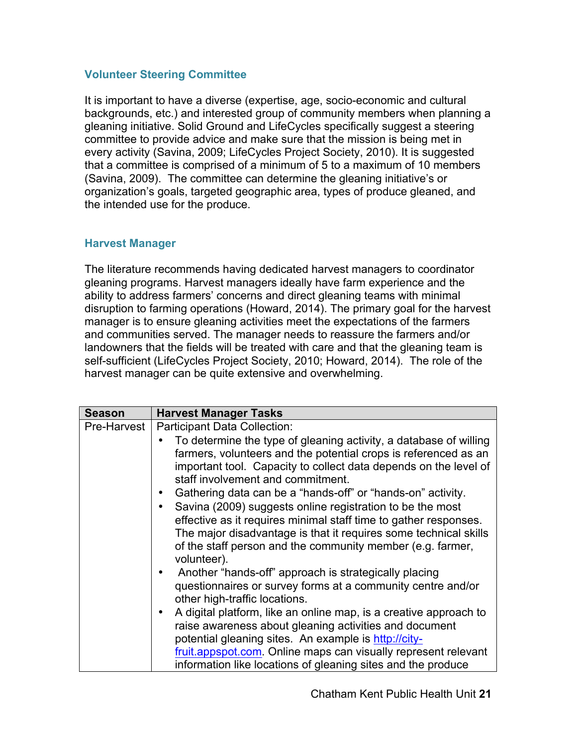### Volunteer Steering Committee

It is important to have a diverse (expertise, age, socio-economic and cultural backgrounds, etc.) and interested group of community members when planning a gleaning initiative. Solid Ground and LifeCycles specifically suggest a steering committee to provide advice and make sure that the mission is being met in every activity (Savina, 2009; LifeCycles Project Society, 2010). It is suggested that a committee is comprised of a minimum of 5 to a maximum of 10 members (Savina, 2009). The committee can determine the gleaning initiative's or organization's goals, targeted geographic area, types of produce gleaned, and the intended use for the produce.

### Harvest Manager

The literature recommends having dedicated harvest managers to coordinator gleaning programs. Harvest managers ideally have farm experience and the ability to address farmers' concerns and direct gleaning teams with minimal disruption to farming operations (Howard, 2014). The primary goal for the harvest manager is to ensure gleaning activities meet the expectations of the farmers and communities served. The manager needs to reassure the farmers and/or landowners that the fields will be treated with care and that the gleaning team is self-sufficient (LifeCycles Project Society, 2010; Howard, 2014). The role of the harvest manager can be quite extensive and overwhelming.

| Season | Harvest Manager Tasks |
|---|---|
| Pre-Harvest | Participant Data Collection:<br>• To determine the type of gleaning activity, a database of willing farmers, volunteers and the potential crops is referenced as an important tool. Capacity to collect data depends on the level of staff involvement and commitment.<br>• Gathering data can be a "hands-off" or "hands-on" activity.<br>• Savina (2009) suggests online registration to be the most effective as it requires minimal staff time to gather responses. The major disadvantage is that it requires some technical skills of the staff person and the community member (e.g. farmer, volunteer).<br>• Another "hands-off" approach is strategically placing questionnaires or survey forms at a community centre and/or other high-traffic locations.<br>• A digital platform, like an online map, is a creative approach to raise awareness about gleaning activities and document potential gleaning sites. An example is http://city-fruit.appspot.com. Online maps can visually represent relevant information like locations of gleaning sites and the produce |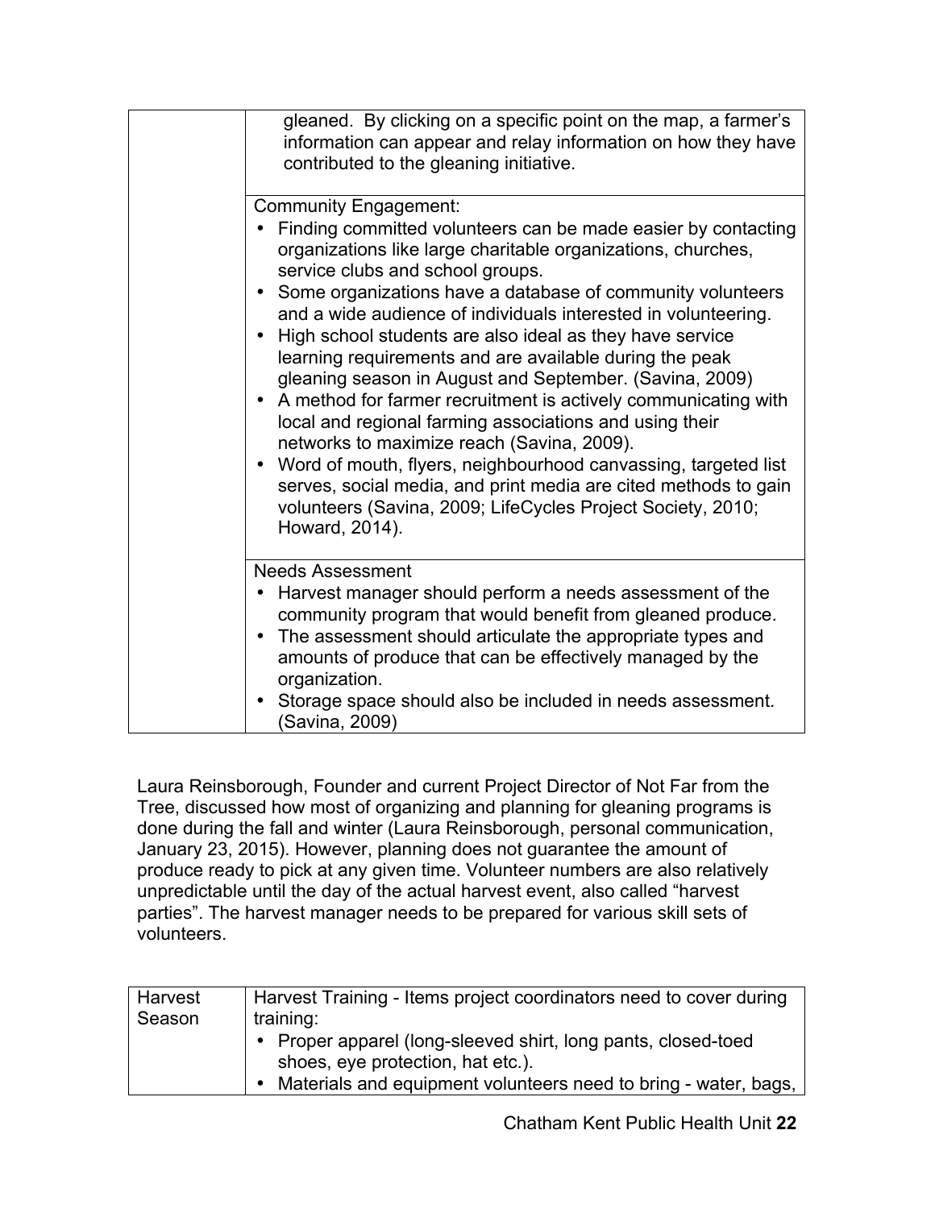| | |
|---|---|
| | gleaned. By clicking on a specific point on the map, a farmer's information can appear and relay information on how they have contributed to the gleaning initiative. |
| | Community Engagement:<br>• Finding committed volunteers can be made easier by contacting organizations like large charitable organizations, churches, service clubs and school groups.<br>• Some organizations have a database of community volunteers and a wide audience of individuals interested in volunteering.<br>• High school students are also ideal as they have service learning requirements and are available during the peak gleaning season in August and September. (Savina, 2009)<br>• A method for farmer recruitment is actively communicating with local and regional farming associations and using their networks to maximize reach (Savina, 2009).<br>• Word of mouth, flyers, neighbourhood canvassing, targeted list serves, social media, and print media are cited methods to gain volunteers (Savina, 2009; LifeCycles Project Society, 2010; Howard, 2014). |
| | Needs Assessment<br>• Harvest manager should perform a needs assessment of the community program that would benefit from gleaned produce.<br>• The assessment should articulate the appropriate types and amounts of produce that can be effectively managed by the organization.<br>• Storage space should also be included in needs assessment. (Savina, 2009) |

Laura Reinsborough, Founder and current Project Director of Not Far from the Tree, discussed how most of organizing and planning for gleaning programs is done during the fall and winter (Laura Reinsborough, personal communication, January 23, 2015). However, planning does not guarantee the amount of produce ready to pick at any given time. Volunteer numbers are also relatively unpredictable until the day of the actual harvest event, also called "harvest parties". The harvest manager needs to be prepared for various skill sets of volunteers.

| | |
|---|---|
| Harvest Season | Harvest Training - Items project coordinators need to cover during training:<br>• Proper apparel (long-sleeved shirt, long pants, closed-toed shoes, eye protection, hat etc.).<br>• Materials and equipment volunteers need to bring - water, bags, |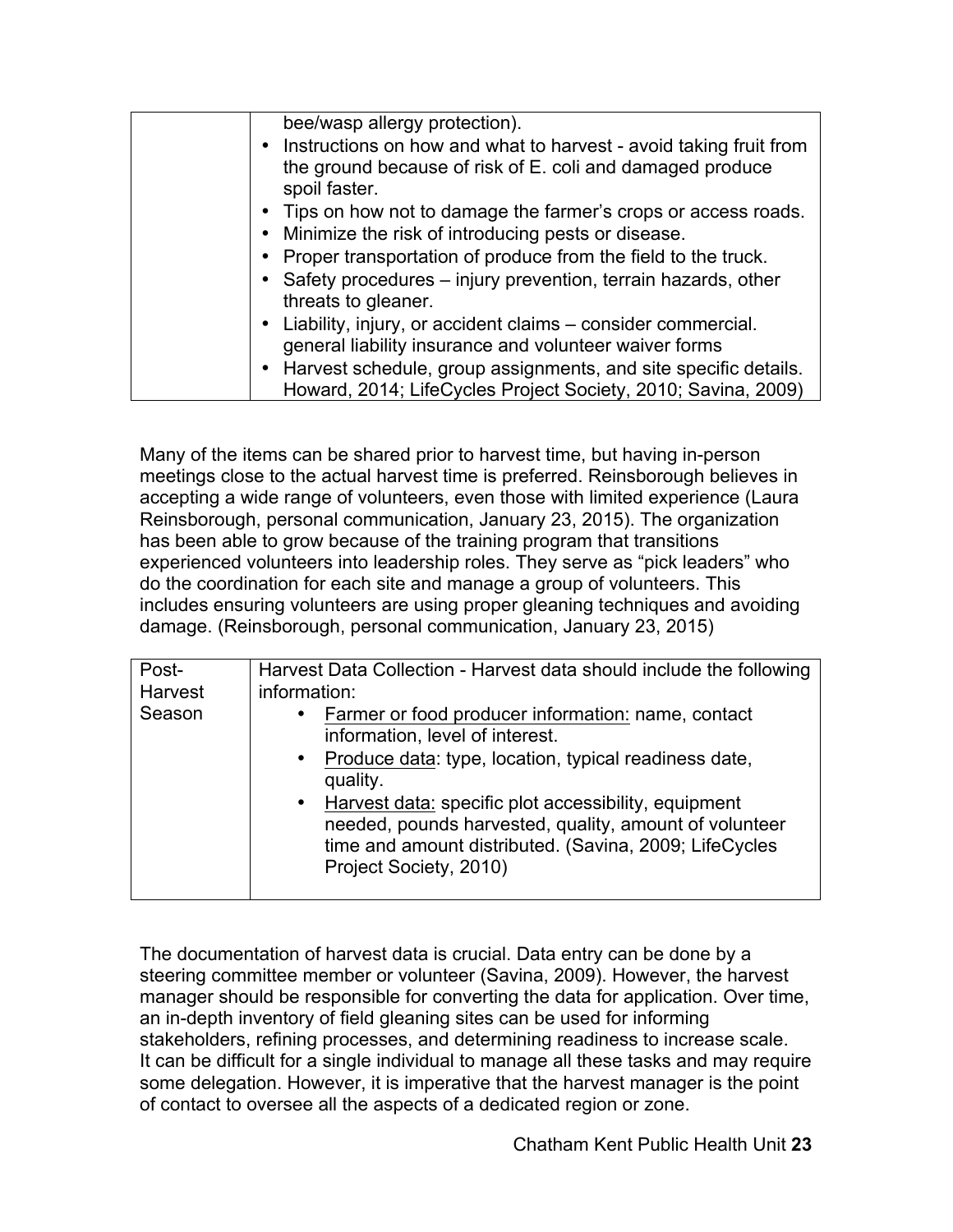| | |
|---|---|
| | bee/wasp allergy protection).<br>• Instructions on how and what to harvest - avoid taking fruit from the ground because of risk of E. coli and damaged produce spoil faster.<br>• Tips on how not to damage the farmer's crops or access roads.<br>• Minimize the risk of introducing pests or disease.<br>• Proper transportation of produce from the field to the truck.<br>• Safety procedures – injury prevention, terrain hazards, other threats to gleaner.<br>• Liability, injury, or accident claims – consider commercial. general liability insurance and volunteer waiver forms<br>• Harvest schedule, group assignments, and site specific details. Howard, 2014; LifeCycles Project Society, 2010; Savina, 2009) |

Many of the items can be shared prior to harvest time, but having in-person meetings close to the actual harvest time is preferred. Reinsborough believes in accepting a wide range of volunteers, even those with limited experience (Laura Reinsborough, personal communication, January 23, 2015). The organization has been able to grow because of the training program that transitions experienced volunteers into leadership roles. They serve as "pick leaders" who do the coordination for each site and manage a group of volunteers. This includes ensuring volunteers are using proper gleaning techniques and avoiding damage. (Reinsborough, personal communication, January 23, 2015)

| | |
|---|---|
| Post-Harvest Season | Harvest Data Collection - Harvest data should include the following information:<br>• Farmer or food producer information: name, contact information, level of interest.<br>• Produce data: type, location, typical readiness date, quality.<br>• Harvest data: specific plot accessibility, equipment needed, pounds harvested, quality, amount of volunteer time and amount distributed. (Savina, 2009; LifeCycles Project Society, 2010) |

The documentation of harvest data is crucial. Data entry can be done by a steering committee member or volunteer (Savina, 2009). However, the harvest manager should be responsible for converting the data for application. Over time, an in-depth inventory of field gleaning sites can be used for informing stakeholders, refining processes, and determining readiness to increase scale. It can be difficult for a single individual to manage all these tasks and may require some delegation. However, it is imperative that the harvest manager is the point of contact to oversee all the aspects of a dedicated region or zone.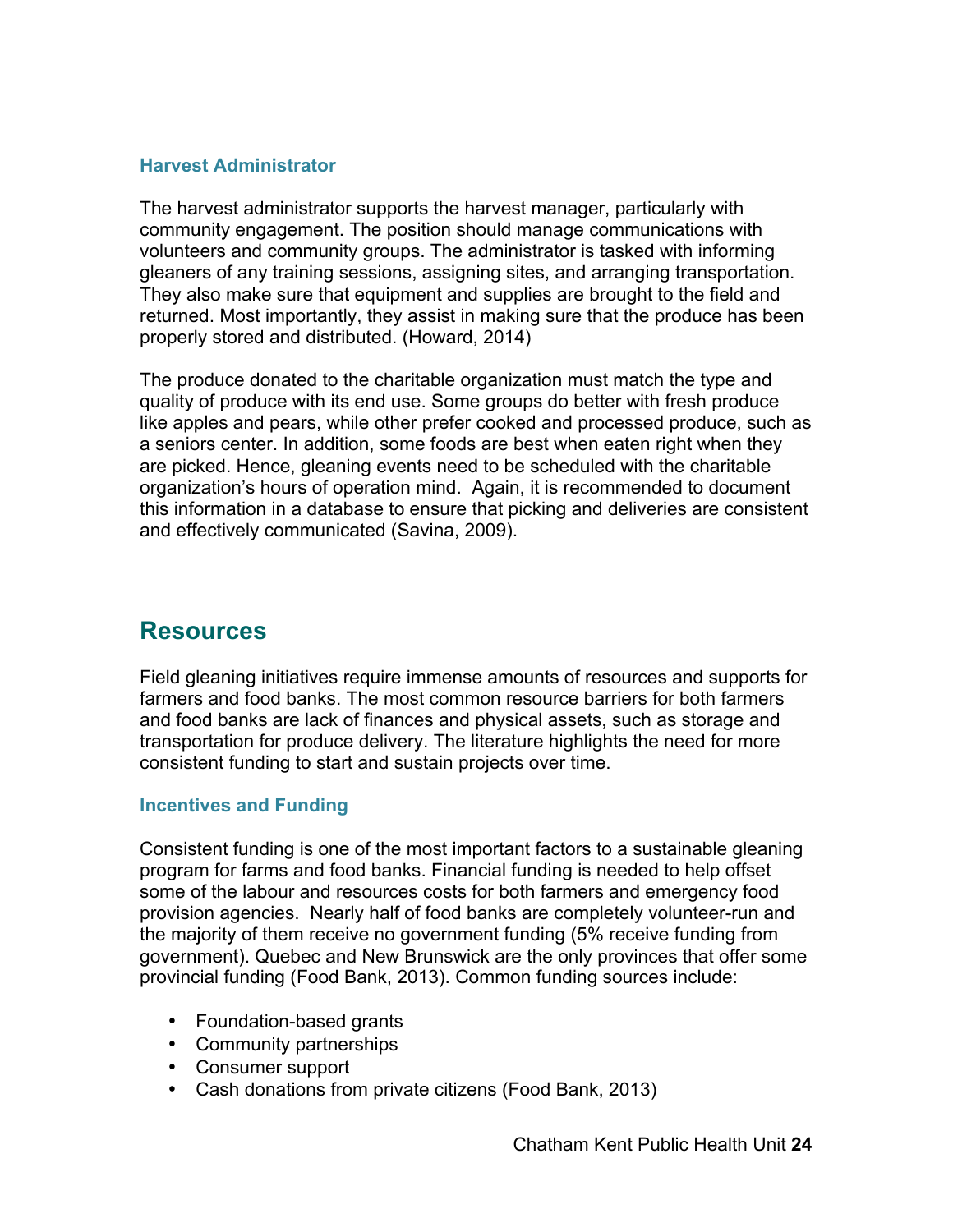### Harvest Administrator

The harvest administrator supports the harvest manager, particularly with community engagement. The position should manage communications with volunteers and community groups. The administrator is tasked with informing gleaners of any training sessions, assigning sites, and arranging transportation. They also make sure that equipment and supplies are brought to the field and returned. Most importantly, they assist in making sure that the produce has been properly stored and distributed. (Howard, 2014)

The produce donated to the charitable organization must match the type and quality of produce with its end use. Some groups do better with fresh produce like apples and pears, while other prefer cooked and processed produce, such as a seniors center. In addition, some foods are best when eaten right when they are picked. Hence, gleaning events need to be scheduled with the charitable organization's hours of operation mind.  Again, it is recommended to document this information in a database to ensure that picking and deliveries are consistent and effectively communicated (Savina, 2009).

## Resources

Field gleaning initiatives require immense amounts of resources and supports for farmers and food banks. The most common resource barriers for both farmers and food banks are lack of finances and physical assets, such as storage and transportation for produce delivery. The literature highlights the need for more consistent funding to start and sustain projects over time.

### Incentives and Funding

Consistent funding is one of the most important factors to a sustainable gleaning program for farms and food banks. Financial funding is needed to help offset some of the labour and resources costs for both farmers and emergency food provision agencies.  Nearly half of food banks are completely volunteer-run and the majority of them receive no government funding (5% receive funding from government). Quebec and New Brunswick are the only provinces that offer some provincial funding (Food Bank, 2013). Common funding sources include:

- Foundation-based grants
- Community partnerships
- Consumer support
- Cash donations from private citizens (Food Bank, 2013)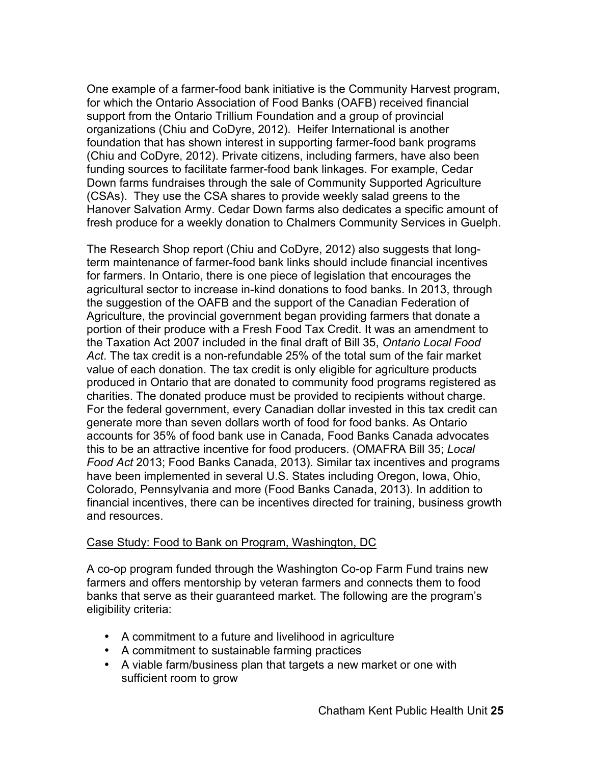One example of a farmer-food bank initiative is the Community Harvest program, for which the Ontario Association of Food Banks (OAFB) received financial support from the Ontario Trillium Foundation and a group of provincial organizations (Chiu and CoDyre, 2012). Heifer International is another foundation that has shown interest in supporting farmer-food bank programs (Chiu and CoDyre, 2012). Private citizens, including farmers, have also been funding sources to facilitate farmer-food bank linkages. For example, Cedar Down farms fundraises through the sale of Community Supported Agriculture (CSAs). They use the CSA shares to provide weekly salad greens to the Hanover Salvation Army. Cedar Down farms also dedicates a specific amount of fresh produce for a weekly donation to Chalmers Community Services in Guelph.

The Research Shop report (Chiu and CoDyre, 2012) also suggests that long-term maintenance of farmer-food bank links should include financial incentives for farmers. In Ontario, there is one piece of legislation that encourages the agricultural sector to increase in-kind donations to food banks. In 2013, through the suggestion of the OAFB and the support of the Canadian Federation of Agriculture, the provincial government began providing farmers that donate a portion of their produce with a Fresh Food Tax Credit. It was an amendment to the Taxation Act 2007 included in the final draft of Bill 35, *Ontario Local Food Act*. The tax credit is a non-refundable 25% of the total sum of the fair market value of each donation. The tax credit is only eligible for agriculture products produced in Ontario that are donated to community food programs registered as charities. The donated produce must be provided to recipients without charge. For the federal government, every Canadian dollar invested in this tax credit can generate more than seven dollars worth of food for food banks. As Ontario accounts for 35% of food bank use in Canada, Food Banks Canada advocates this to be an attractive incentive for food producers. (OMAFRA Bill 35; *Local Food Act* 2013; Food Banks Canada, 2013). Similar tax incentives and programs have been implemented in several U.S. States including Oregon, Iowa, Ohio, Colorado, Pennsylvania and more (Food Banks Canada, 2013). In addition to financial incentives, there can be incentives directed for training, business growth and resources.

<u>Case Study: Food to Bank on Program, Washington, DC</u>

A co-op program funded through the Washington Co-op Farm Fund trains new farmers and offers mentorship by veteran farmers and connects them to food banks that serve as their guaranteed market. The following are the program's eligibility criteria:

- A commitment to a future and livelihood in agriculture
- A commitment to sustainable farming practices
- A viable farm/business plan that targets a new market or one with sufficient room to grow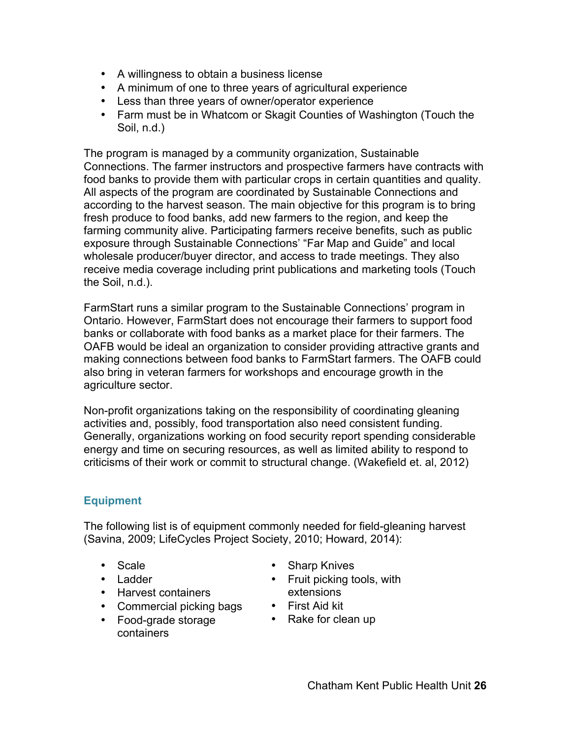- A willingness to obtain a business license
- A minimum of one to three years of agricultural experience
- Less than three years of owner/operator experience
- Farm must be in Whatcom or Skagit Counties of Washington (Touch the Soil, n.d.)

The program is managed by a community organization, Sustainable Connections. The farmer instructors and prospective farmers have contracts with food banks to provide them with particular crops in certain quantities and quality. All aspects of the program are coordinated by Sustainable Connections and according to the harvest season. The main objective for this program is to bring fresh produce to food banks, add new farmers to the region, and keep the farming community alive. Participating farmers receive benefits, such as public exposure through Sustainable Connections' "Far Map and Guide" and local wholesale producer/buyer director, and access to trade meetings. They also receive media coverage including print publications and marketing tools (Touch the Soil, n.d.).

FarmStart runs a similar program to the Sustainable Connections' program in Ontario. However, FarmStart does not encourage their farmers to support food banks or collaborate with food banks as a market place for their farmers. The OAFB would be ideal an organization to consider providing attractive grants and making connections between food banks to FarmStart farmers. The OAFB could also bring in veteran farmers for workshops and encourage growth in the agriculture sector.

Non-profit organizations taking on the responsibility of coordinating gleaning activities and, possibly, food transportation also need consistent funding. Generally, organizations working on food security report spending considerable energy and time on securing resources, as well as limited ability to respond to criticisms of their work or commit to structural change. (Wakefield et. al, 2012)

### Equipment

The following list is of equipment commonly needed for field-gleaning harvest (Savina, 2009; LifeCycles Project Society, 2010; Howard, 2014):

- Scale
- Ladder
- Harvest containers
- Commercial picking bags
- Food-grade storage containers
- Sharp Knives
- Fruit picking tools, with extensions
- First Aid kit
- Rake for clean up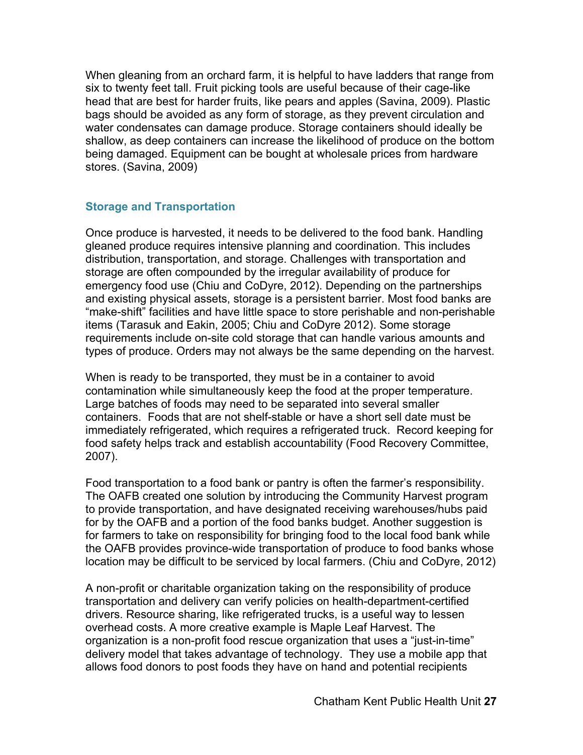When gleaning from an orchard farm, it is helpful to have ladders that range from six to twenty feet tall. Fruit picking tools are useful because of their cage-like head that are best for harder fruits, like pears and apples (Savina, 2009). Plastic bags should be avoided as any form of storage, as they prevent circulation and water condensates can damage produce. Storage containers should ideally be shallow, as deep containers can increase the likelihood of produce on the bottom being damaged. Equipment can be bought at wholesale prices from hardware stores. (Savina, 2009)

### Storage and Transportation

Once produce is harvested, it needs to be delivered to the food bank. Handling gleaned produce requires intensive planning and coordination. This includes distribution, transportation, and storage. Challenges with transportation and storage are often compounded by the irregular availability of produce for emergency food use (Chiu and CoDyre, 2012). Depending on the partnerships and existing physical assets, storage is a persistent barrier. Most food banks are "make-shift" facilities and have little space to store perishable and non-perishable items (Tarasuk and Eakin, 2005; Chiu and CoDyre 2012). Some storage requirements include on-site cold storage that can handle various amounts and types of produce. Orders may not always be the same depending on the harvest.

When is ready to be transported, they must be in a container to avoid contamination while simultaneously keep the food at the proper temperature. Large batches of foods may need to be separated into several smaller containers. Foods that are not shelf-stable or have a short sell date must be immediately refrigerated, which requires a refrigerated truck. Record keeping for food safety helps track and establish accountability (Food Recovery Committee, 2007).

Food transportation to a food bank or pantry is often the farmer's responsibility. The OAFB created one solution by introducing the Community Harvest program to provide transportation, and have designated receiving warehouses/hubs paid for by the OAFB and a portion of the food banks budget. Another suggestion is for farmers to take on responsibility for bringing food to the local food bank while the OAFB provides province-wide transportation of produce to food banks whose location may be difficult to be serviced by local farmers. (Chiu and CoDyre, 2012)

A non-profit or charitable organization taking on the responsibility of produce transportation and delivery can verify policies on health-department-certified drivers. Resource sharing, like refrigerated trucks, is a useful way to lessen overhead costs. A more creative example is Maple Leaf Harvest. The organization is a non-profit food rescue organization that uses a "just-in-time" delivery model that takes advantage of technology. They use a mobile app that allows food donors to post foods they have on hand and potential recipients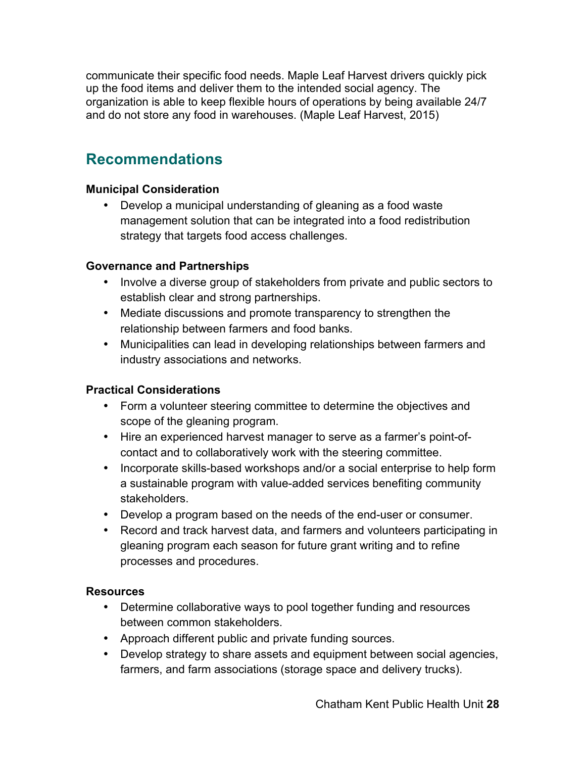communicate their specific food needs. Maple Leaf Harvest drivers quickly pick up the food items and deliver them to the intended social agency. The organization is able to keep flexible hours of operations by being available 24/7 and do not store any food in warehouses. (Maple Leaf Harvest, 2015)

## Recommendations

**Municipal Consideration**

- Develop a municipal understanding of gleaning as a food waste management solution that can be integrated into a food redistribution strategy that targets food access challenges.

**Governance and Partnerships**

- Involve a diverse group of stakeholders from private and public sectors to establish clear and strong partnerships.
- Mediate discussions and promote transparency to strengthen the relationship between farmers and food banks.
- Municipalities can lead in developing relationships between farmers and industry associations and networks.

**Practical Considerations**

- Form a volunteer steering committee to determine the objectives and scope of the gleaning program.
- Hire an experienced harvest manager to serve as a farmer's point-of-contact and to collaboratively work with the steering committee.
- Incorporate skills-based workshops and/or a social enterprise to help form a sustainable program with value-added services benefiting community stakeholders.
- Develop a program based on the needs of the end-user or consumer.
- Record and track harvest data, and farmers and volunteers participating in gleaning program each season for future grant writing and to refine processes and procedures.

**Resources**

- Determine collaborative ways to pool together funding and resources between common stakeholders.
- Approach different public and private funding sources.
- Develop strategy to share assets and equipment between social agencies, farmers, and farm associations (storage space and delivery trucks).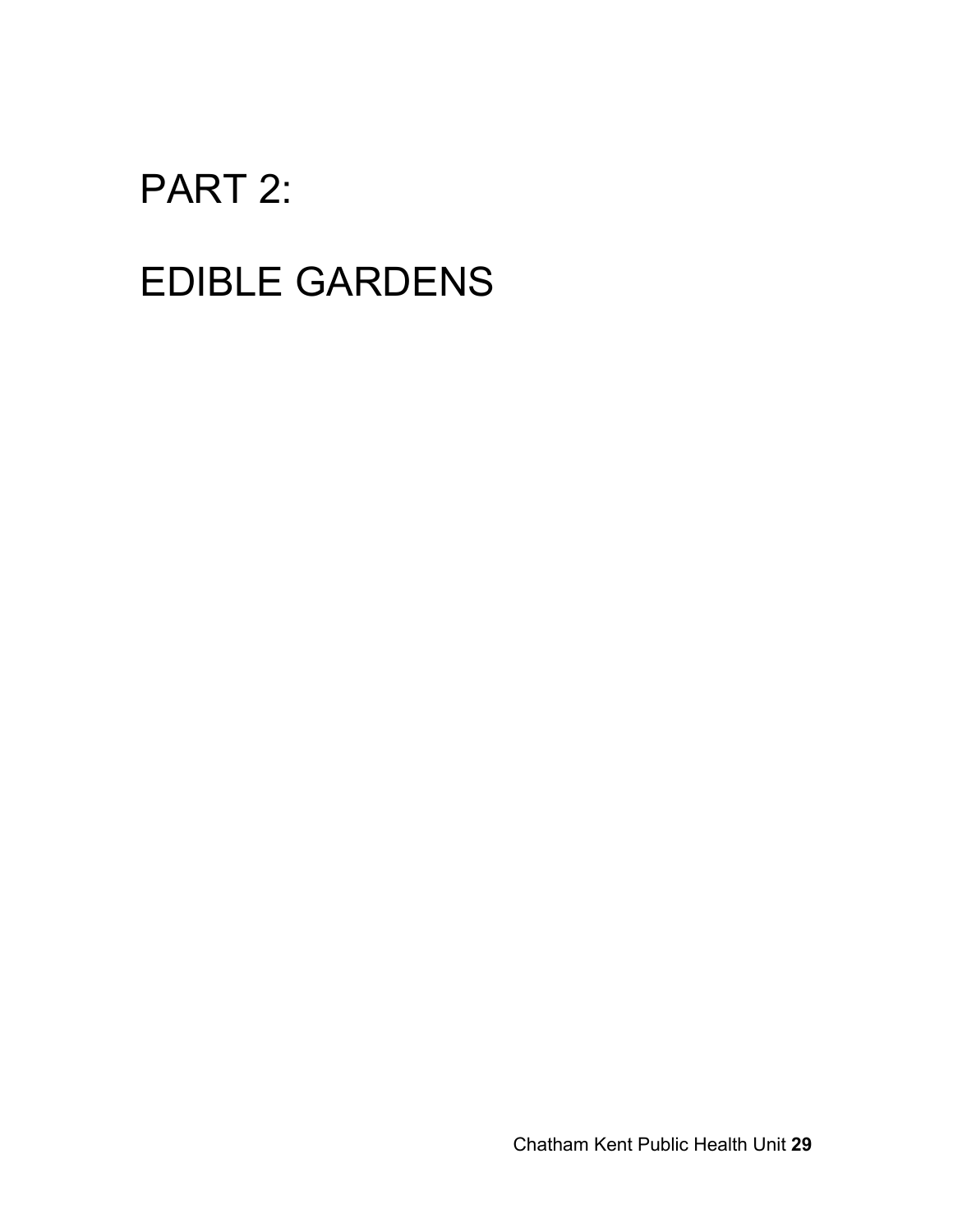# PART 2:

# EDIBLE GARDENS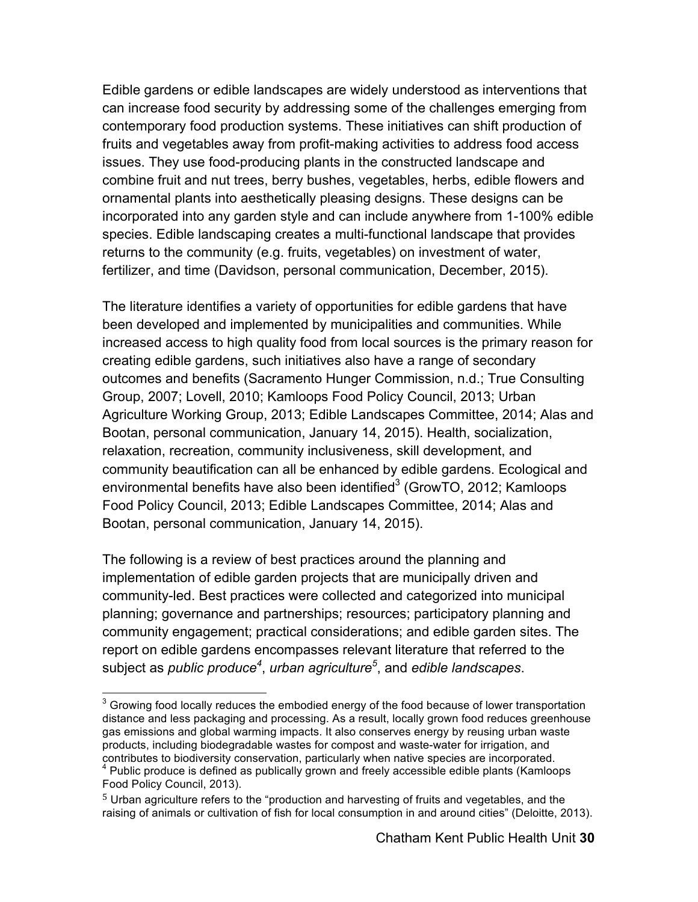Edible gardens or edible landscapes are widely understood as interventions that can increase food security by addressing some of the challenges emerging from contemporary food production systems. These initiatives can shift production of fruits and vegetables away from profit-making activities to address food access issues. They use food-producing plants in the constructed landscape and combine fruit and nut trees, berry bushes, vegetables, herbs, edible flowers and ornamental plants into aesthetically pleasing designs. These designs can be incorporated into any garden style and can include anywhere from 1-100% edible species. Edible landscaping creates a multi-functional landscape that provides returns to the community (e.g. fruits, vegetables) on investment of water, fertilizer, and time (Davidson, personal communication, December, 2015).

The literature identifies a variety of opportunities for edible gardens that have been developed and implemented by municipalities and communities. While increased access to high quality food from local sources is the primary reason for creating edible gardens, such initiatives also have a range of secondary outcomes and benefits (Sacramento Hunger Commission, n.d.; True Consulting Group, 2007; Lovell, 2010; Kamloops Food Policy Council, 2013; Urban Agriculture Working Group, 2013; Edible Landscapes Committee, 2014; Alas and Bootan, personal communication, January 14, 2015). Health, socialization, relaxation, recreation, community inclusiveness, skill development, and community beautification can all be enhanced by edible gardens. Ecological and environmental benefits have also been identified[3] (GrowTO, 2012; Kamloops Food Policy Council, 2013; Edible Landscapes Committee, 2014; Alas and Bootan, personal communication, January 14, 2015).

The following is a review of best practices around the planning and implementation of edible garden projects that are municipally driven and community-led. Best practices were collected and categorized into municipal planning; governance and partnerships; resources; participatory planning and community engagement; practical considerations; and edible garden sites. The report on edible gardens encompasses relevant literature that referred to the subject as *public produce*[4], *urban agriculture*[5], and *edible landscapes*.

---

[3] Growing food locally reduces the embodied energy of the food because of lower transportation distance and less packaging and processing. As a result, locally grown food reduces greenhouse gas emissions and global warming impacts. It also conserves energy by reusing urban waste products, including biodegradable wastes for compost and waste-water for irrigation, and contributes to biodiversity conservation, particularly when native species are incorporated.

[4] Public produce is defined as publically grown and freely accessible edible plants (Kamloops Food Policy Council, 2013).

[5] Urban agriculture refers to the "production and harvesting of fruits and vegetables, and the raising of animals or cultivation of fish for local consumption in and around cities" (Deloitte, 2013).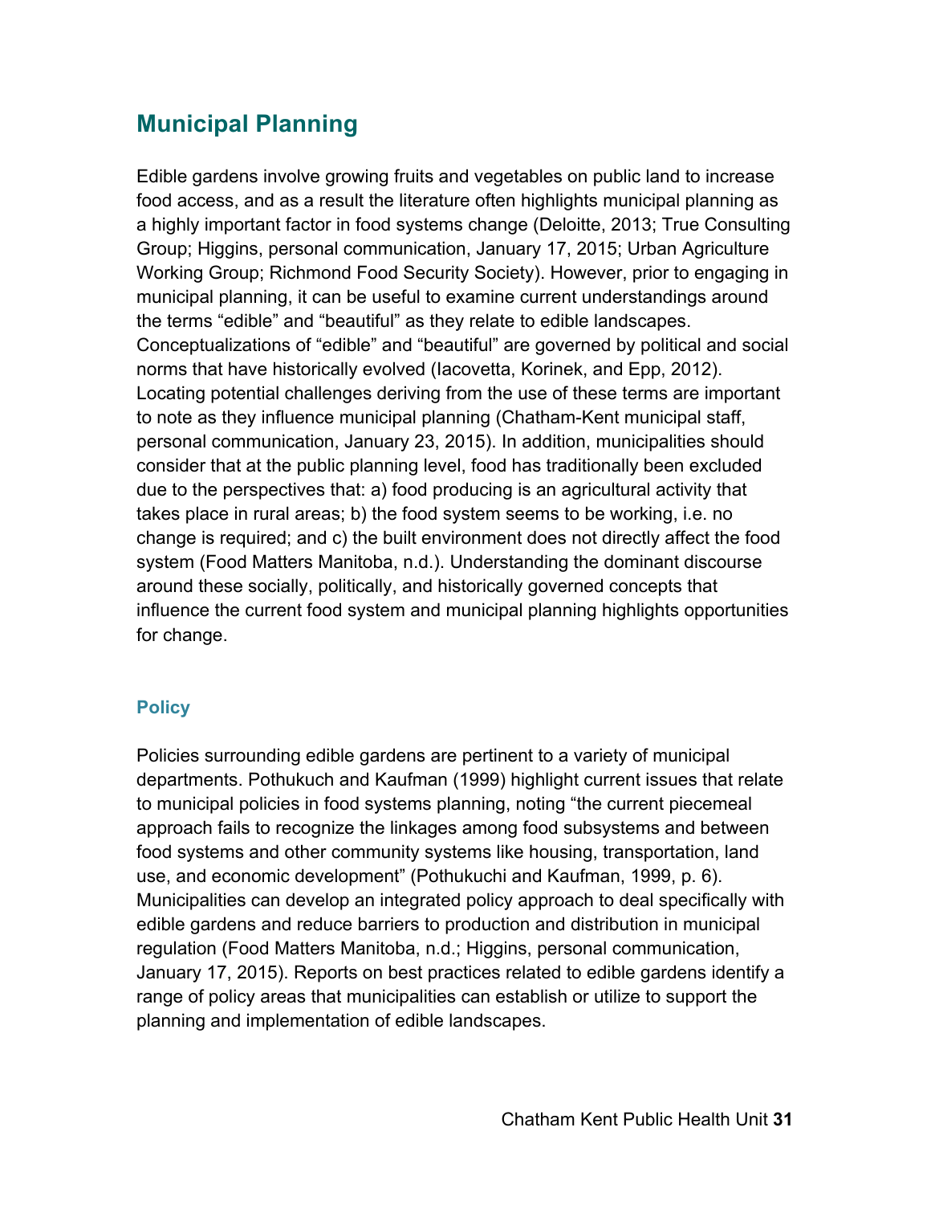## Municipal Planning

Edible gardens involve growing fruits and vegetables on public land to increase food access, and as a result the literature often highlights municipal planning as a highly important factor in food systems change (Deloitte, 2013; True Consulting Group; Higgins, personal communication, January 17, 2015; Urban Agriculture Working Group; Richmond Food Security Society). However, prior to engaging in municipal planning, it can be useful to examine current understandings around the terms "edible" and "beautiful" as they relate to edible landscapes. Conceptualizations of "edible" and "beautiful" are governed by political and social norms that have historically evolved (Iacovetta, Korinek, and Epp, 2012). Locating potential challenges deriving from the use of these terms are important to note as they influence municipal planning (Chatham-Kent municipal staff, personal communication, January 23, 2015). In addition, municipalities should consider that at the public planning level, food has traditionally been excluded due to the perspectives that: a) food producing is an agricultural activity that takes place in rural areas; b) the food system seems to be working, i.e. no change is required; and c) the built environment does not directly affect the food system (Food Matters Manitoba, n.d.). Understanding the dominant discourse around these socially, politically, and historically governed concepts that influence the current food system and municipal planning highlights opportunities for change.

### Policy

Policies surrounding edible gardens are pertinent to a variety of municipal departments. Pothukuch and Kaufman (1999) highlight current issues that relate to municipal policies in food systems planning, noting "the current piecemeal approach fails to recognize the linkages among food subsystems and between food systems and other community systems like housing, transportation, land use, and economic development" (Pothukuchi and Kaufman, 1999, p. 6). Municipalities can develop an integrated policy approach to deal specifically with edible gardens and reduce barriers to production and distribution in municipal regulation (Food Matters Manitoba, n.d.; Higgins, personal communication, January 17, 2015). Reports on best practices related to edible gardens identify a range of policy areas that municipalities can establish or utilize to support the planning and implementation of edible landscapes.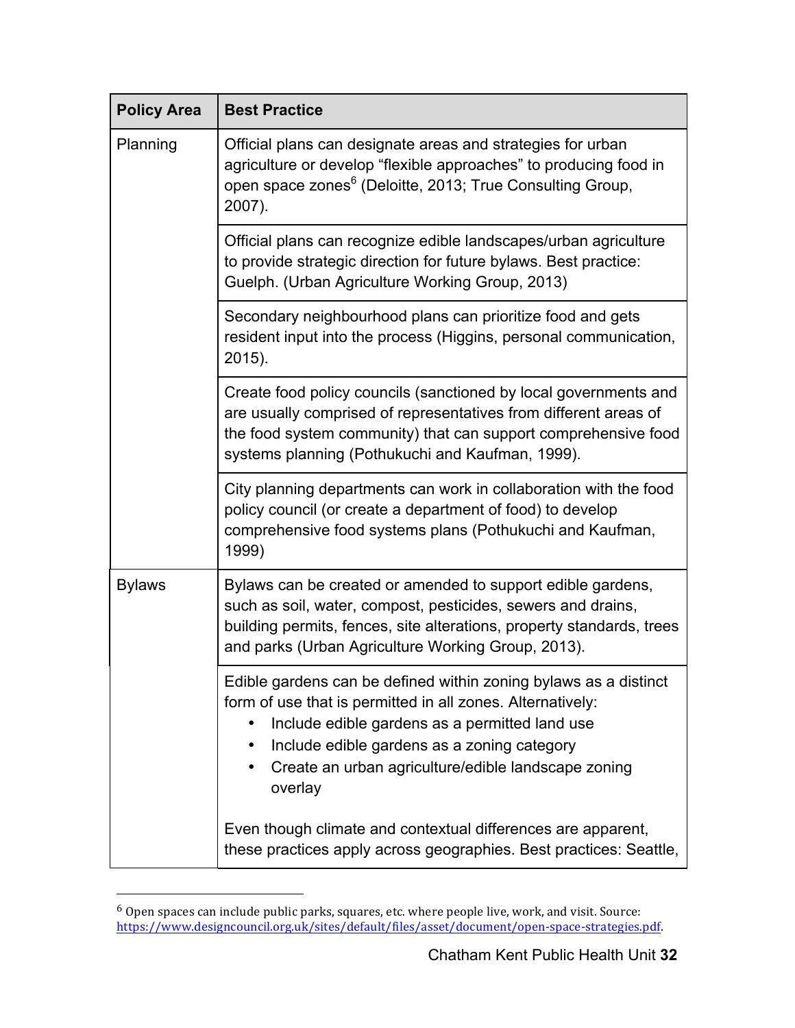| Policy Area | Best Practice |
|---|---|
| Planning | Official plans can designate areas and strategies for urban agriculture or develop “flexible approaches” to producing food in open space zones[6] (Deloitte, 2013; True Consulting Group, 2007). |
| | Official plans can recognize edible landscapes/urban agriculture to provide strategic direction for future bylaws. Best practice: Guelph. (Urban Agriculture Working Group, 2013) |
| | Secondary neighbourhood plans can prioritize food and gets resident input into the process (Higgins, personal communication, 2015). |
| | Create food policy councils (sanctioned by local governments and are usually comprised of representatives from different areas of the food system community) that can support comprehensive food systems planning (Pothukuchi and Kaufman, 1999). |
| | City planning departments can work in collaboration with the food policy council (or create a department of food) to develop comprehensive food systems plans (Pothukuchi and Kaufman, 1999) |
| Bylaws | Bylaws can be created or amended to support edible gardens, such as soil, water, compost, pesticides, sewers and drains, building permits, fences, site alterations, property standards, trees and parks (Urban Agriculture Working Group, 2013). |
| | Edible gardens can be defined within zoning bylaws as a distinct form of use that is permitted in all zones. Alternatively:<br>• Include edible gardens as a permitted land use<br>• Include edible gardens as a zoning category<br>• Create an urban agriculture/edible landscape zoning overlay<br><br>Even though climate and contextual differences are apparent, these practices apply across geographies. Best practices: Seattle, |

[6] Open spaces can include public parks, squares, etc. where people live, work, and visit. Source: https://www.designcouncil.org.uk/sites/default/files/asset/document/open-space-strategies.pdf.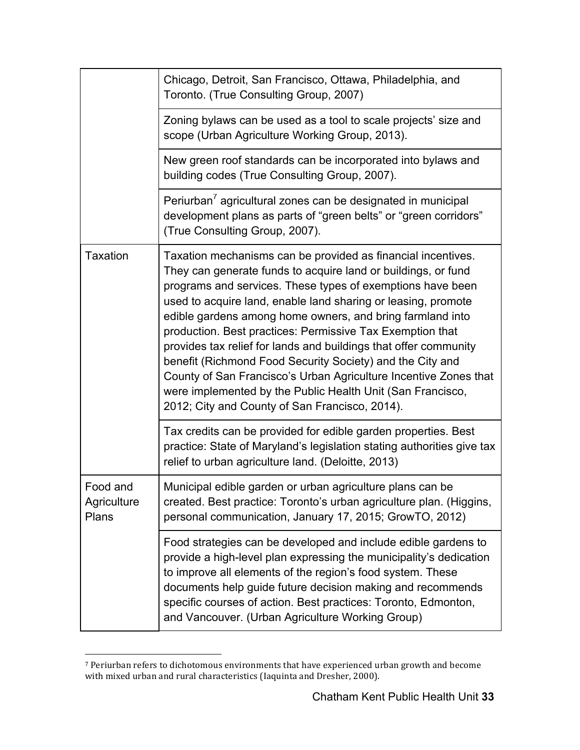| | |
|---|---|
| | Chicago, Detroit, San Francisco, Ottawa, Philadelphia, and Toronto. (True Consulting Group, 2007) |
| | Zoning bylaws can be used as a tool to scale projects' size and scope (Urban Agriculture Working Group, 2013). |
| | New green roof standards can be incorporated into bylaws and building codes (True Consulting Group, 2007). |
| | Periurban[7] agricultural zones can be designated in municipal development plans as parts of "green belts" or "green corridors" (True Consulting Group, 2007). |
| Taxation | Taxation mechanisms can be provided as financial incentives. They can generate funds to acquire land or buildings, or fund programs and services. These types of exemptions have been used to acquire land, enable land sharing or leasing, promote edible gardens among home owners, and bring farmland into production. Best practices: Permissive Tax Exemption that provides tax relief for lands and buildings that offer community benefit (Richmond Food Security Society) and the City and County of San Francisco's Urban Agriculture Incentive Zones that were implemented by the Public Health Unit (San Francisco, 2012; City and County of San Francisco, 2014). |
| | Tax credits can be provided for edible garden properties. Best practice: State of Maryland's legislation stating authorities give tax relief to urban agriculture land. (Deloitte, 2013) |
| Food and Agriculture Plans | Municipal edible garden or urban agriculture plans can be created. Best practice: Toronto's urban agriculture plan. (Higgins, personal communication, January 17, 2015; GrowTO, 2012) |
| | Food strategies can be developed and include edible gardens to provide a high-level plan expressing the municipality's dedication to improve all elements of the region's food system. These documents help guide future decision making and recommends specific courses of action. Best practices: Toronto, Edmonton, and Vancouver. (Urban Agriculture Working Group) |

[7] Periurban refers to dichotomous environments that have experienced urban growth and become with mixed urban and rural characteristics (Iaquinta and Dresher, 2000).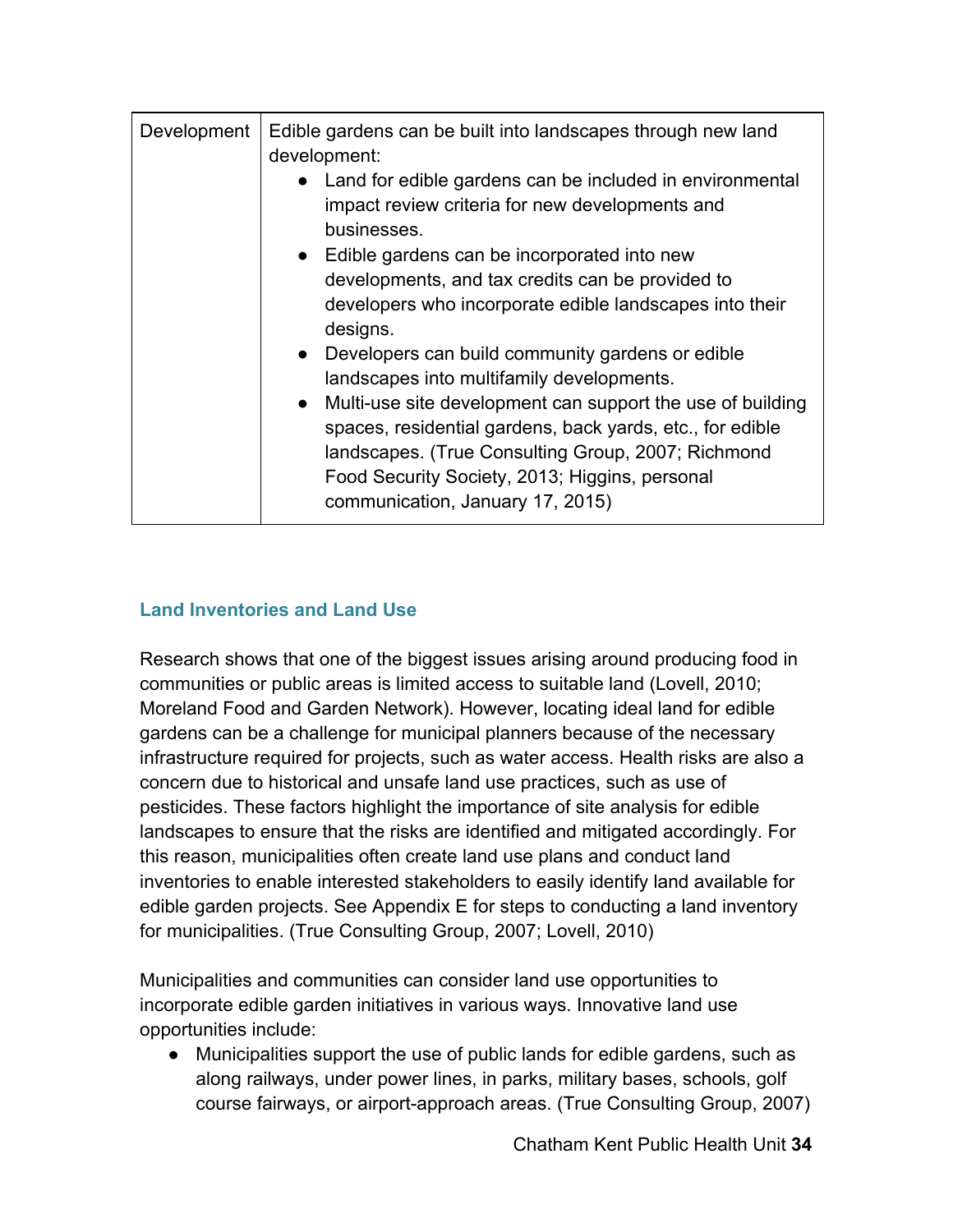| Development | Edible gardens can be built into landscapes through new land development:<br>• Land for edible gardens can be included in environmental impact review criteria for new developments and businesses.<br>• Edible gardens can be incorporated into new developments, and tax credits can be provided to developers who incorporate edible landscapes into their designs.<br>• Developers can build community gardens or edible landscapes into multifamily developments.<br>• Multi-use site development can support the use of building spaces, residential gardens, back yards, etc., for edible landscapes. (True Consulting Group, 2007; Richmond Food Security Society, 2013; Higgins, personal communication, January 17, 2015) |
|---|---|

### Land Inventories and Land Use

Research shows that one of the biggest issues arising around producing food in communities or public areas is limited access to suitable land (Lovell, 2010; Moreland Food and Garden Network). However, locating ideal land for edible gardens can be a challenge for municipal planners because of the necessary infrastructure required for projects, such as water access. Health risks are also a concern due to historical and unsafe land use practices, such as use of pesticides. These factors highlight the importance of site analysis for edible landscapes to ensure that the risks are identified and mitigated accordingly. For this reason, municipalities often create land use plans and conduct land inventories to enable interested stakeholders to easily identify land available for edible garden projects. See Appendix E for steps to conducting a land inventory for municipalities. (True Consulting Group, 2007; Lovell, 2010)

Municipalities and communities can consider land use opportunities to incorporate edible garden initiatives in various ways. Innovative land use opportunities include:

- Municipalities support the use of public lands for edible gardens, such as along railways, under power lines, in parks, military bases, schools, golf course fairways, or airport-approach areas. (True Consulting Group, 2007)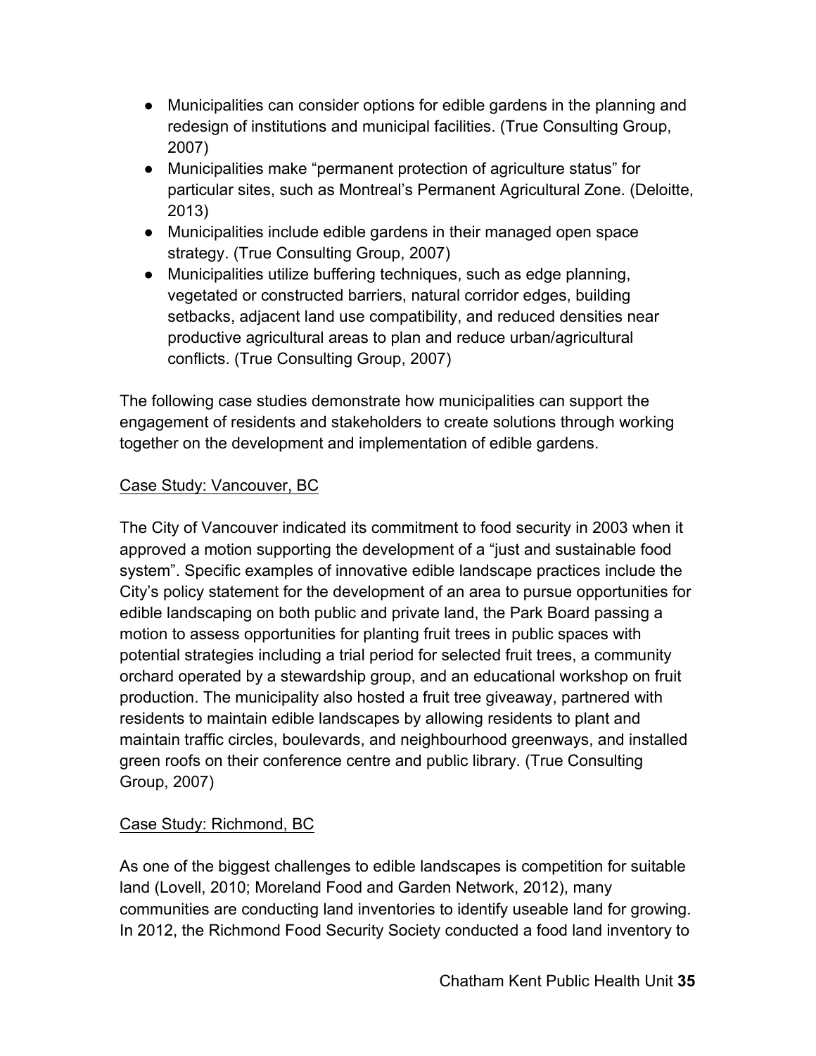- Municipalities can consider options for edible gardens in the planning and redesign of institutions and municipal facilities. (True Consulting Group, 2007)
- Municipalities make "permanent protection of agriculture status" for particular sites, such as Montreal's Permanent Agricultural Zone. (Deloitte, 2013)
- Municipalities include edible gardens in their managed open space strategy. (True Consulting Group, 2007)
- Municipalities utilize buffering techniques, such as edge planning, vegetated or constructed barriers, natural corridor edges, building setbacks, adjacent land use compatibility, and reduced densities near productive agricultural areas to plan and reduce urban/agricultural conflicts. (True Consulting Group, 2007)

The following case studies demonstrate how municipalities can support the engagement of residents and stakeholders to create solutions through working together on the development and implementation of edible gardens.

<u>Case Study: Vancouver, BC</u>

The City of Vancouver indicated its commitment to food security in 2003 when it approved a motion supporting the development of a "just and sustainable food system". Specific examples of innovative edible landscape practices include the City's policy statement for the development of an area to pursue opportunities for edible landscaping on both public and private land, the Park Board passing a motion to assess opportunities for planting fruit trees in public spaces with potential strategies including a trial period for selected fruit trees, a community orchard operated by a stewardship group, and an educational workshop on fruit production. The municipality also hosted a fruit tree giveaway, partnered with residents to maintain edible landscapes by allowing residents to plant and maintain traffic circles, boulevards, and neighbourhood greenways, and installed green roofs on their conference centre and public library. (True Consulting Group, 2007)

<u>Case Study: Richmond, BC</u>

As one of the biggest challenges to edible landscapes is competition for suitable land (Lovell, 2010; Moreland Food and Garden Network, 2012), many communities are conducting land inventories to identify useable land for growing. In 2012, the Richmond Food Security Society conducted a food land inventory to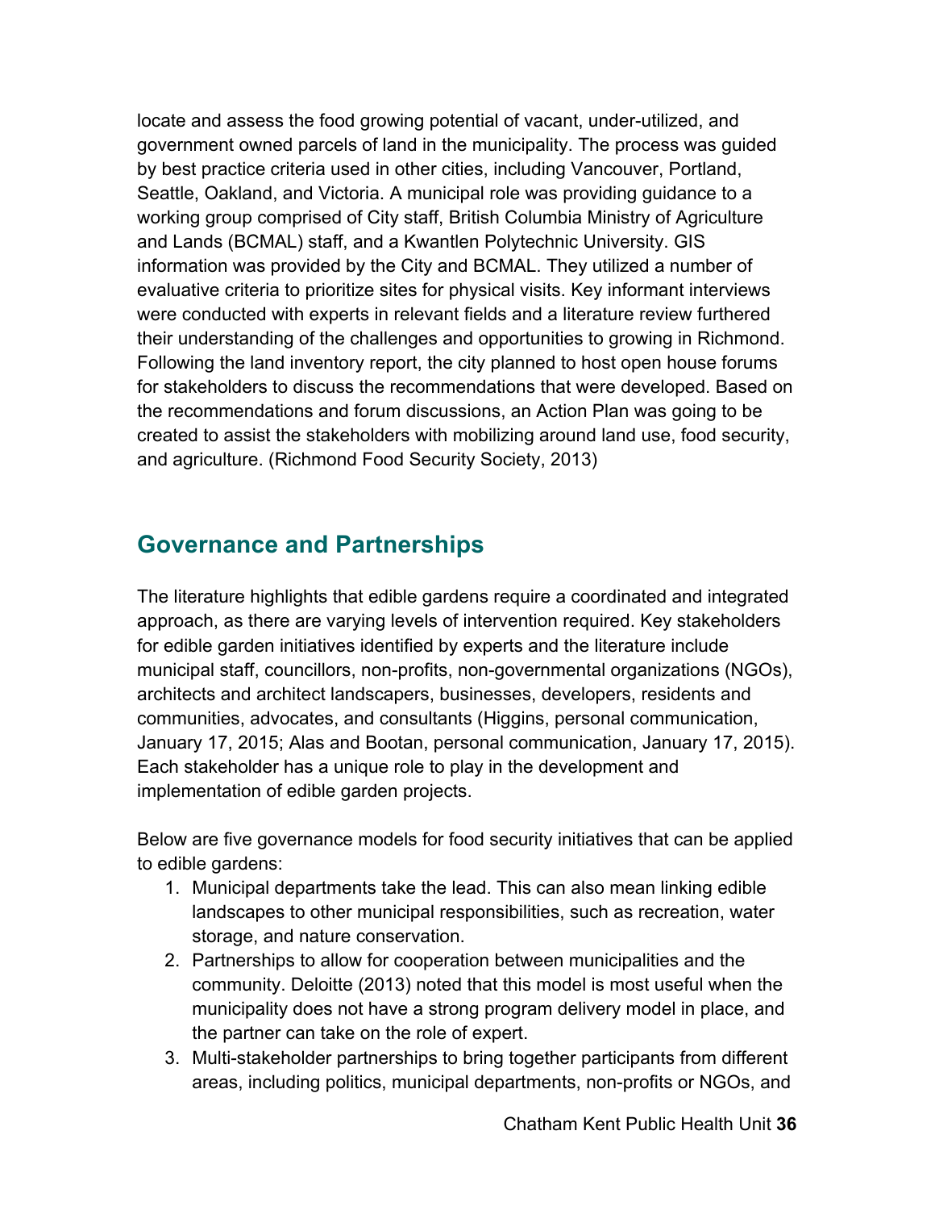locate and assess the food growing potential of vacant, under-utilized, and government owned parcels of land in the municipality. The process was guided by best practice criteria used in other cities, including Vancouver, Portland, Seattle, Oakland, and Victoria. A municipal role was providing guidance to a working group comprised of City staff, British Columbia Ministry of Agriculture and Lands (BCMAL) staff, and a Kwantlen Polytechnic University. GIS information was provided by the City and BCMAL. They utilized a number of evaluative criteria to prioritize sites for physical visits. Key informant interviews were conducted with experts in relevant fields and a literature review furthered their understanding of the challenges and opportunities to growing in Richmond. Following the land inventory report, the city planned to host open house forums for stakeholders to discuss the recommendations that were developed. Based on the recommendations and forum discussions, an Action Plan was going to be created to assist the stakeholders with mobilizing around land use, food security, and agriculture. (Richmond Food Security Society, 2013)

## Governance and Partnerships

The literature highlights that edible gardens require a coordinated and integrated approach, as there are varying levels of intervention required. Key stakeholders for edible garden initiatives identified by experts and the literature include municipal staff, councillors, non-profits, non-governmental organizations (NGOs), architects and architect landscapers, businesses, developers, residents and communities, advocates, and consultants (Higgins, personal communication, January 17, 2015; Alas and Bootan, personal communication, January 17, 2015). Each stakeholder has a unique role to play in the development and implementation of edible garden projects.

Below are five governance models for food security initiatives that can be applied to edible gardens:

1. Municipal departments take the lead. This can also mean linking edible landscapes to other municipal responsibilities, such as recreation, water storage, and nature conservation.
2. Partnerships to allow for cooperation between municipalities and the community. Deloitte (2013) noted that this model is most useful when the municipality does not have a strong program delivery model in place, and the partner can take on the role of expert.
3. Multi-stakeholder partnerships to bring together participants from different areas, including politics, municipal departments, non-profits or NGOs, and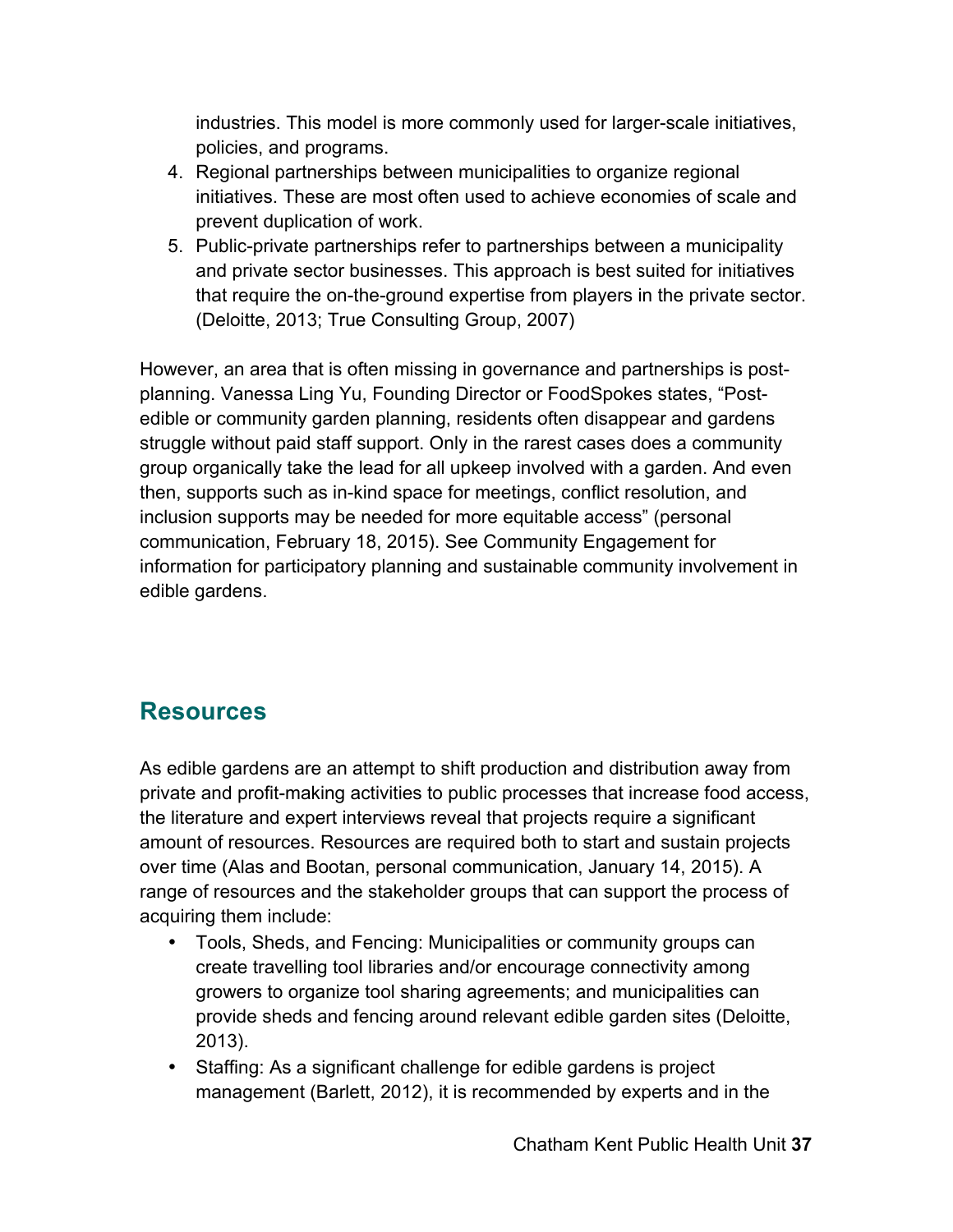industries. This model is more commonly used for larger-scale initiatives, policies, and programs.

4. Regional partnerships between municipalities to organize regional initiatives. These are most often used to achieve economies of scale and prevent duplication of work.
5. Public-private partnerships refer to partnerships between a municipality and private sector businesses. This approach is best suited for initiatives that require the on-the-ground expertise from players in the private sector. (Deloitte, 2013; True Consulting Group, 2007)

However, an area that is often missing in governance and partnerships is post-planning. Vanessa Ling Yu, Founding Director or FoodSpokes states, "Post-edible or community garden planning, residents often disappear and gardens struggle without paid staff support. Only in the rarest cases does a community group organically take the lead for all upkeep involved with a garden. And even then, supports such as in-kind space for meetings, conflict resolution, and inclusion supports may be needed for more equitable access" (personal communication, February 18, 2015). See Community Engagement for information for participatory planning and sustainable community involvement in edible gardens.

## Resources

As edible gardens are an attempt to shift production and distribution away from private and profit-making activities to public processes that increase food access, the literature and expert interviews reveal that projects require a significant amount of resources. Resources are required both to start and sustain projects over time (Alas and Bootan, personal communication, January 14, 2015). A range of resources and the stakeholder groups that can support the process of acquiring them include:

- Tools, Sheds, and Fencing: Municipalities or community groups can create travelling tool libraries and/or encourage connectivity among growers to organize tool sharing agreements; and municipalities can provide sheds and fencing around relevant edible garden sites (Deloitte, 2013).
- Staffing: As a significant challenge for edible gardens is project management (Barlett, 2012), it is recommended by experts and in the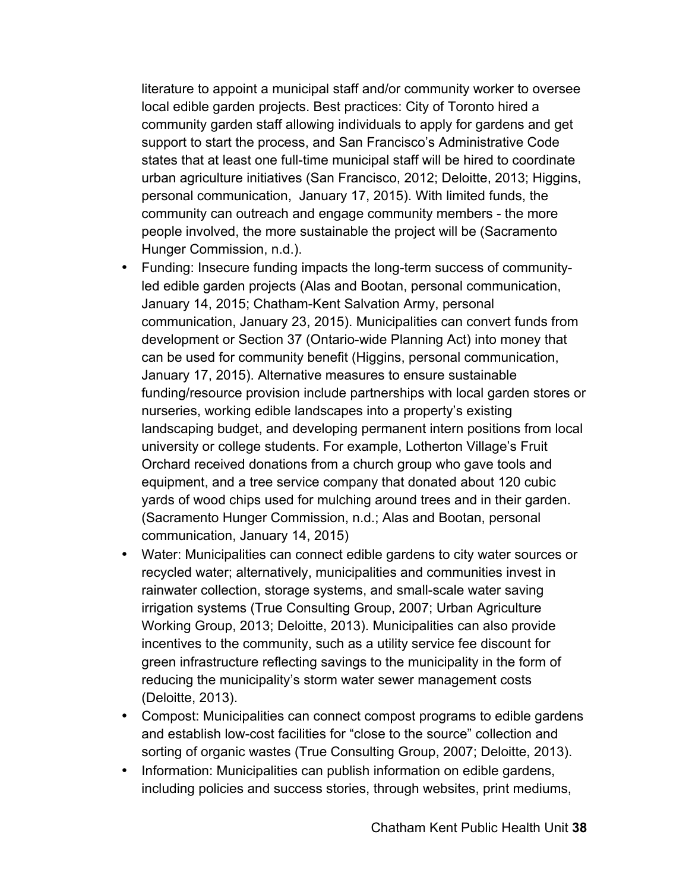literature to appoint a municipal staff and/or community worker to oversee local edible garden projects. Best practices: City of Toronto hired a community garden staff allowing individuals to apply for gardens and get support to start the process, and San Francisco's Administrative Code states that at least one full-time municipal staff will be hired to coordinate urban agriculture initiatives (San Francisco, 2012; Deloitte, 2013; Higgins, personal communication, January 17, 2015). With limited funds, the community can outreach and engage community members - the more people involved, the more sustainable the project will be (Sacramento Hunger Commission, n.d.).

- Funding: Insecure funding impacts the long-term success of community-led edible garden projects (Alas and Bootan, personal communication, January 14, 2015; Chatham-Kent Salvation Army, personal communication, January 23, 2015). Municipalities can convert funds from development or Section 37 (Ontario-wide Planning Act) into money that can be used for community benefit (Higgins, personal communication, January 17, 2015). Alternative measures to ensure sustainable funding/resource provision include partnerships with local garden stores or nurseries, working edible landscapes into a property's existing landscaping budget, and developing permanent intern positions from local university or college students. For example, Lotherton Village's Fruit Orchard received donations from a church group who gave tools and equipment, and a tree service company that donated about 120 cubic yards of wood chips used for mulching around trees and in their garden. (Sacramento Hunger Commission, n.d.; Alas and Bootan, personal communication, January 14, 2015)
- Water: Municipalities can connect edible gardens to city water sources or recycled water; alternatively, municipalities and communities invest in rainwater collection, storage systems, and small-scale water saving irrigation systems (True Consulting Group, 2007; Urban Agriculture Working Group, 2013; Deloitte, 2013). Municipalities can also provide incentives to the community, such as a utility service fee discount for green infrastructure reflecting savings to the municipality in the form of reducing the municipality's storm water sewer management costs (Deloitte, 2013).
- Compost: Municipalities can connect compost programs to edible gardens and establish low-cost facilities for "close to the source" collection and sorting of organic wastes (True Consulting Group, 2007; Deloitte, 2013).
- Information: Municipalities can publish information on edible gardens, including policies and success stories, through websites, print mediums,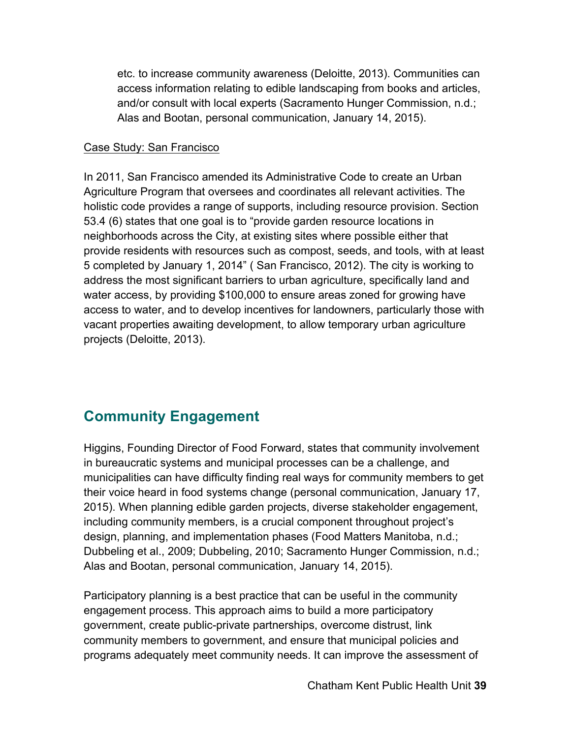etc. to increase community awareness (Deloitte, 2013). Communities can access information relating to edible landscaping from books and articles, and/or consult with local experts (Sacramento Hunger Commission, n.d.; Alas and Bootan, personal communication, January 14, 2015).

Case Study: San Francisco

In 2011, San Francisco amended its Administrative Code to create an Urban Agriculture Program that oversees and coordinates all relevant activities. The holistic code provides a range of supports, including resource provision. Section 53.4 (6) states that one goal is to "provide garden resource locations in neighborhoods across the City, at existing sites where possible either that provide residents with resources such as compost, seeds, and tools, with at least 5 completed by January 1, 2014" ( San Francisco, 2012). The city is working to address the most significant barriers to urban agriculture, specifically land and water access, by providing $100,000 to ensure areas zoned for growing have access to water, and to develop incentives for landowners, particularly those with vacant properties awaiting development, to allow temporary urban agriculture projects (Deloitte, 2013).

## Community Engagement

Higgins, Founding Director of Food Forward, states that community involvement in bureaucratic systems and municipal processes can be a challenge, and municipalities can have difficulty finding real ways for community members to get their voice heard in food systems change (personal communication, January 17, 2015). When planning edible garden projects, diverse stakeholder engagement, including community members, is a crucial component throughout project's design, planning, and implementation phases (Food Matters Manitoba, n.d.; Dubbeling et al., 2009; Dubbeling, 2010; Sacramento Hunger Commission, n.d.; Alas and Bootan, personal communication, January 14, 2015).

Participatory planning is a best practice that can be useful in the community engagement process. This approach aims to build a more participatory government, create public-private partnerships, overcome distrust, link community members to government, and ensure that municipal policies and programs adequately meet community needs. It can improve the assessment of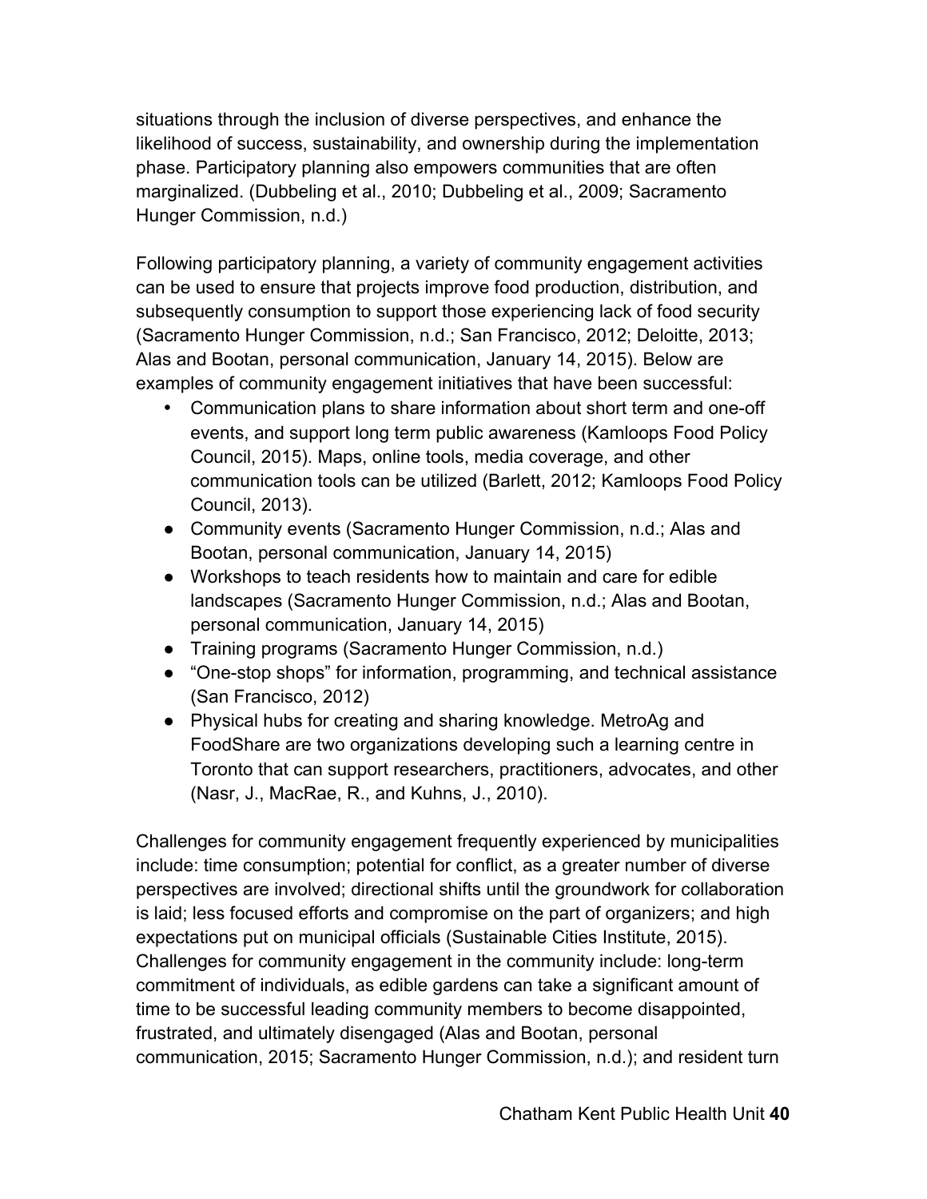situations through the inclusion of diverse perspectives, and enhance the likelihood of success, sustainability, and ownership during the implementation phase. Participatory planning also empowers communities that are often marginalized. (Dubbeling et al., 2010; Dubbeling et al., 2009; Sacramento Hunger Commission, n.d.)

Following participatory planning, a variety of community engagement activities can be used to ensure that projects improve food production, distribution, and subsequently consumption to support those experiencing lack of food security (Sacramento Hunger Commission, n.d.; San Francisco, 2012; Deloitte, 2013; Alas and Bootan, personal communication, January 14, 2015). Below are examples of community engagement initiatives that have been successful:

- Communication plans to share information about short term and one-off events, and support long term public awareness (Kamloops Food Policy Council, 2015). Maps, online tools, media coverage, and other communication tools can be utilized (Barlett, 2012; Kamloops Food Policy Council, 2013).
- Community events (Sacramento Hunger Commission, n.d.; Alas and Bootan, personal communication, January 14, 2015)
- Workshops to teach residents how to maintain and care for edible landscapes (Sacramento Hunger Commission, n.d.; Alas and Bootan, personal communication, January 14, 2015)
- Training programs (Sacramento Hunger Commission, n.d.)
- "One-stop shops" for information, programming, and technical assistance (San Francisco, 2012)
- Physical hubs for creating and sharing knowledge. MetroAg and FoodShare are two organizations developing such a learning centre in Toronto that can support researchers, practitioners, advocates, and other (Nasr, J., MacRae, R., and Kuhns, J., 2010).

Challenges for community engagement frequently experienced by municipalities include: time consumption; potential for conflict, as a greater number of diverse perspectives are involved; directional shifts until the groundwork for collaboration is laid; less focused efforts and compromise on the part of organizers; and high expectations put on municipal officials (Sustainable Cities Institute, 2015). Challenges for community engagement in the community include: long-term commitment of individuals, as edible gardens can take a significant amount of time to be successful leading community members to become disappointed, frustrated, and ultimately disengaged (Alas and Bootan, personal communication, 2015; Sacramento Hunger Commission, n.d.); and resident turn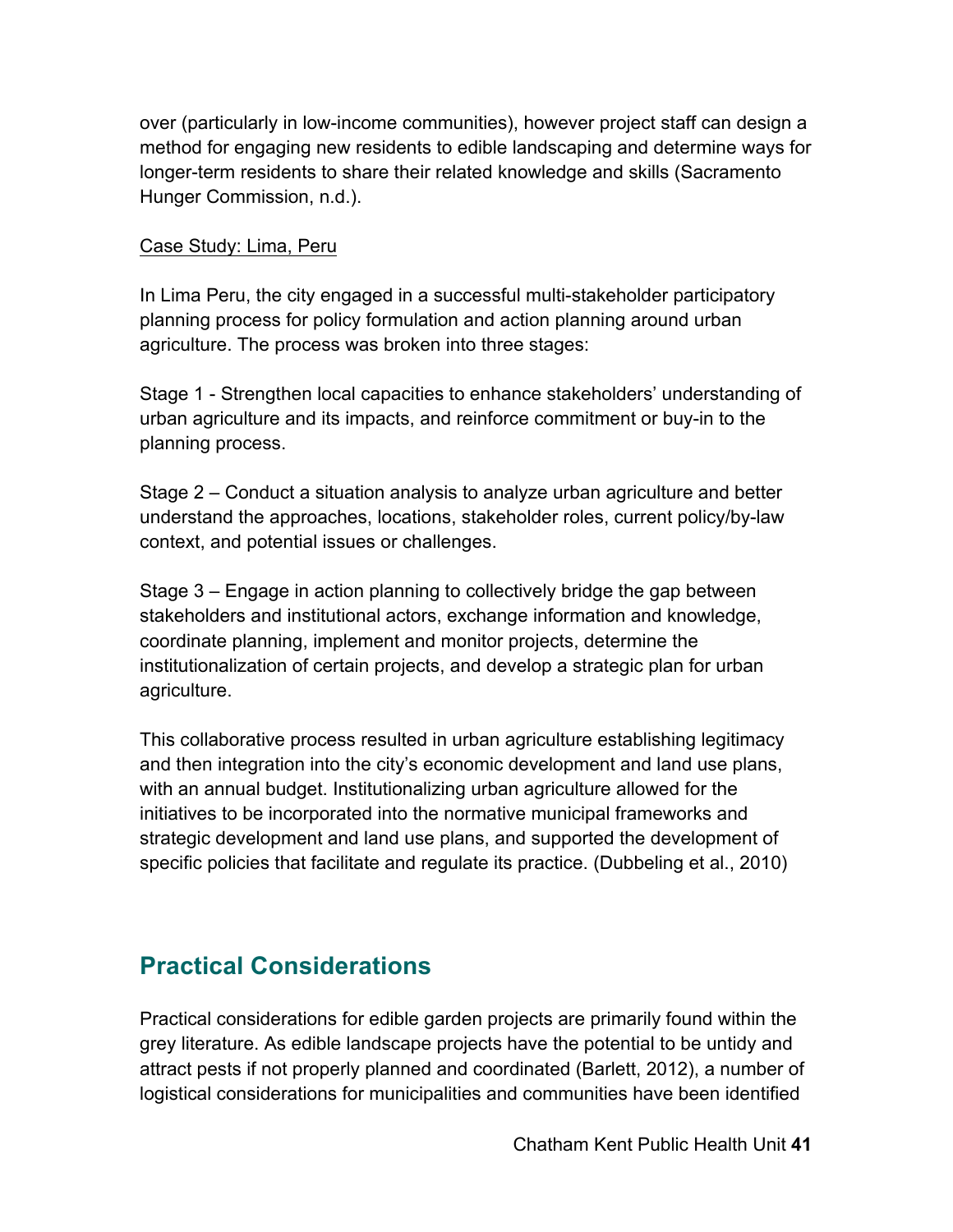over (particularly in low-income communities), however project staff can design a method for engaging new residents to edible landscaping and determine ways for longer-term residents to share their related knowledge and skills (Sacramento Hunger Commission, n.d.).

<u>Case Study: Lima, Peru</u>

In Lima Peru, the city engaged in a successful multi-stakeholder participatory planning process for policy formulation and action planning around urban agriculture. The process was broken into three stages:

Stage 1 - Strengthen local capacities to enhance stakeholders' understanding of urban agriculture and its impacts, and reinforce commitment or buy-in to the planning process.

Stage 2 – Conduct a situation analysis to analyze urban agriculture and better understand the approaches, locations, stakeholder roles, current policy/by-law context, and potential issues or challenges.

Stage 3 – Engage in action planning to collectively bridge the gap between stakeholders and institutional actors, exchange information and knowledge, coordinate planning, implement and monitor projects, determine the institutionalization of certain projects, and develop a strategic plan for urban agriculture.

This collaborative process resulted in urban agriculture establishing legitimacy and then integration into the city's economic development and land use plans, with an annual budget. Institutionalizing urban agriculture allowed for the initiatives to be incorporated into the normative municipal frameworks and strategic development and land use plans, and supported the development of specific policies that facilitate and regulate its practice. (Dubbeling et al., 2010)

## Practical Considerations

Practical considerations for edible garden projects are primarily found within the grey literature. As edible landscape projects have the potential to be untidy and attract pests if not properly planned and coordinated (Barlett, 2012), a number of logistical considerations for municipalities and communities have been identified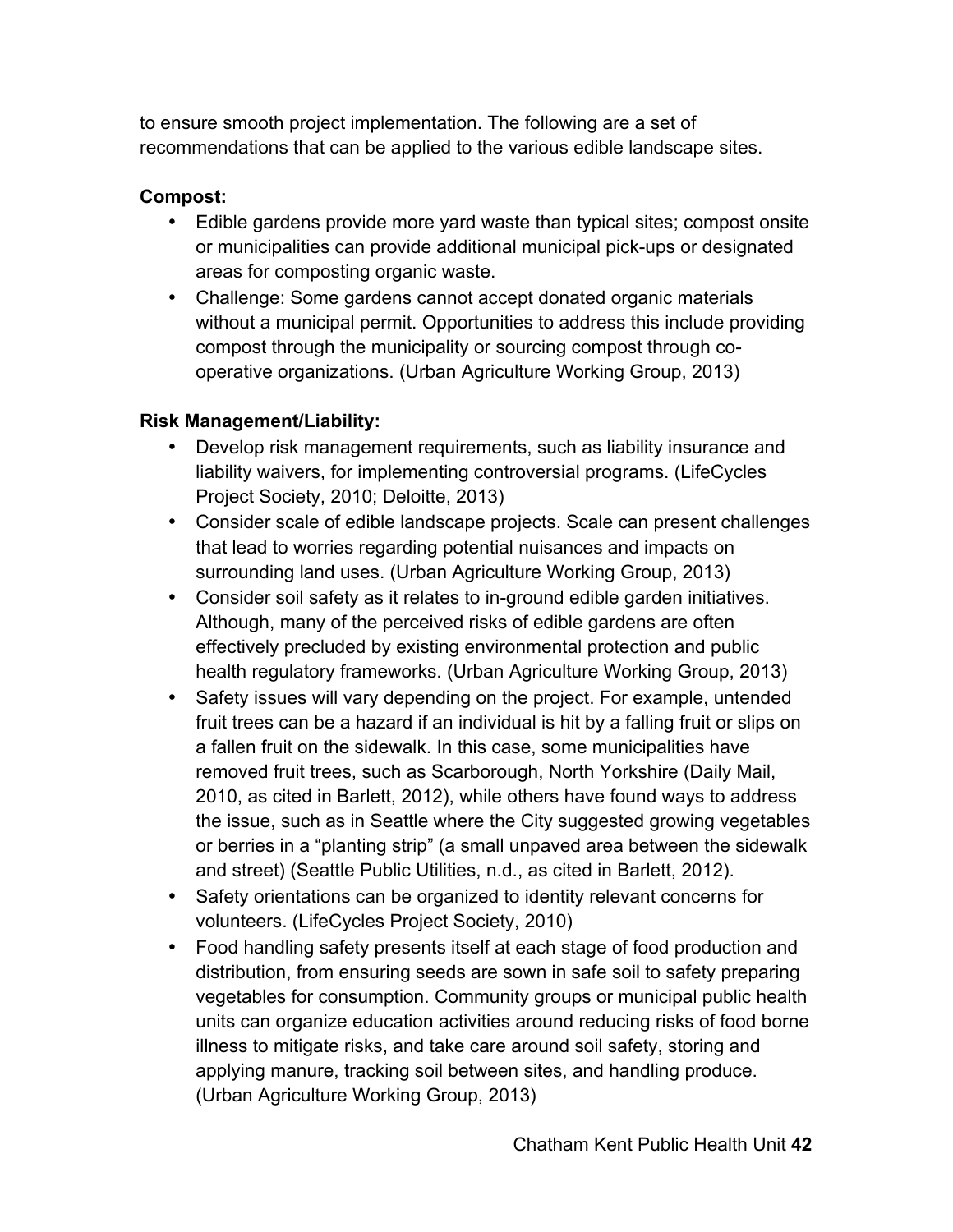to ensure smooth project implementation. The following are a set of recommendations that can be applied to the various edible landscape sites.

**Compost:**

- Edible gardens provide more yard waste than typical sites; compost onsite or municipalities can provide additional municipal pick-ups or designated areas for composting organic waste.
- Challenge: Some gardens cannot accept donated organic materials without a municipal permit. Opportunities to address this include providing compost through the municipality or sourcing compost through co-operative organizations. (Urban Agriculture Working Group, 2013)

**Risk Management/Liability:**

- Develop risk management requirements, such as liability insurance and liability waivers, for implementing controversial programs. (LifeCycles Project Society, 2010; Deloitte, 2013)
- Consider scale of edible landscape projects. Scale can present challenges that lead to worries regarding potential nuisances and impacts on surrounding land uses. (Urban Agriculture Working Group, 2013)
- Consider soil safety as it relates to in-ground edible garden initiatives. Although, many of the perceived risks of edible gardens are often effectively precluded by existing environmental protection and public health regulatory frameworks. (Urban Agriculture Working Group, 2013)
- Safety issues will vary depending on the project. For example, untended fruit trees can be a hazard if an individual is hit by a falling fruit or slips on a fallen fruit on the sidewalk. In this case, some municipalities have removed fruit trees, such as Scarborough, North Yorkshire (Daily Mail, 2010, as cited in Barlett, 2012), while others have found ways to address the issue, such as in Seattle where the City suggested growing vegetables or berries in a "planting strip" (a small unpaved area between the sidewalk and street) (Seattle Public Utilities, n.d., as cited in Barlett, 2012).
- Safety orientations can be organized to identity relevant concerns for volunteers. (LifeCycles Project Society, 2010)
- Food handling safety presents itself at each stage of food production and distribution, from ensuring seeds are sown in safe soil to safety preparing vegetables for consumption. Community groups or municipal public health units can organize education activities around reducing risks of food borne illness to mitigate risks, and take care around soil safety, storing and applying manure, tracking soil between sites, and handling produce. (Urban Agriculture Working Group, 2013)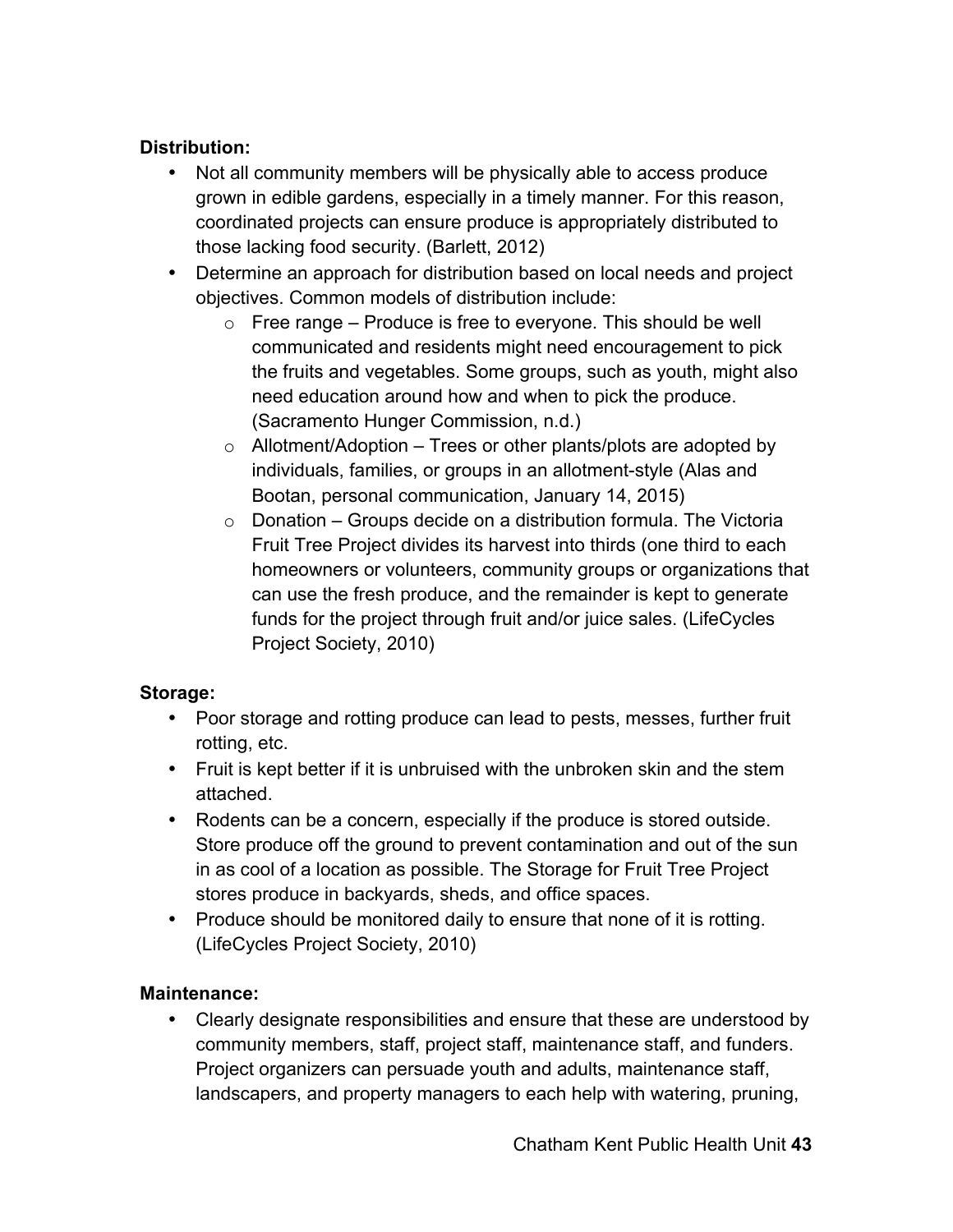**Distribution:**

- Not all community members will be physically able to access produce grown in edible gardens, especially in a timely manner. For this reason, coordinated projects can ensure produce is appropriately distributed to those lacking food security. (Barlett, 2012)
- Determine an approach for distribution based on local needs and project objectives. Common models of distribution include:
  - Free range – Produce is free to everyone. This should be well communicated and residents might need encouragement to pick the fruits and vegetables. Some groups, such as youth, might also need education around how and when to pick the produce. (Sacramento Hunger Commission, n.d.)
  - Allotment/Adoption – Trees or other plants/plots are adopted by individuals, families, or groups in an allotment-style (Alas and Bootan, personal communication, January 14, 2015)
  - Donation – Groups decide on a distribution formula. The Victoria Fruit Tree Project divides its harvest into thirds (one third to each homeowners or volunteers, community groups or organizations that can use the fresh produce, and the remainder is kept to generate funds for the project through fruit and/or juice sales. (LifeCycles Project Society, 2010)

**Storage:**

- Poor storage and rotting produce can lead to pests, messes, further fruit rotting, etc.
- Fruit is kept better if it is unbruised with the unbroken skin and the stem attached.
- Rodents can be a concern, especially if the produce is stored outside. Store produce off the ground to prevent contamination and out of the sun in as cool of a location as possible. The Storage for Fruit Tree Project stores produce in backyards, sheds, and office spaces.
- Produce should be monitored daily to ensure that none of it is rotting. (LifeCycles Project Society, 2010)

**Maintenance:**

- Clearly designate responsibilities and ensure that these are understood by community members, staff, project staff, maintenance staff, and funders. Project organizers can persuade youth and adults, maintenance staff, landscapers, and property managers to each help with watering, pruning,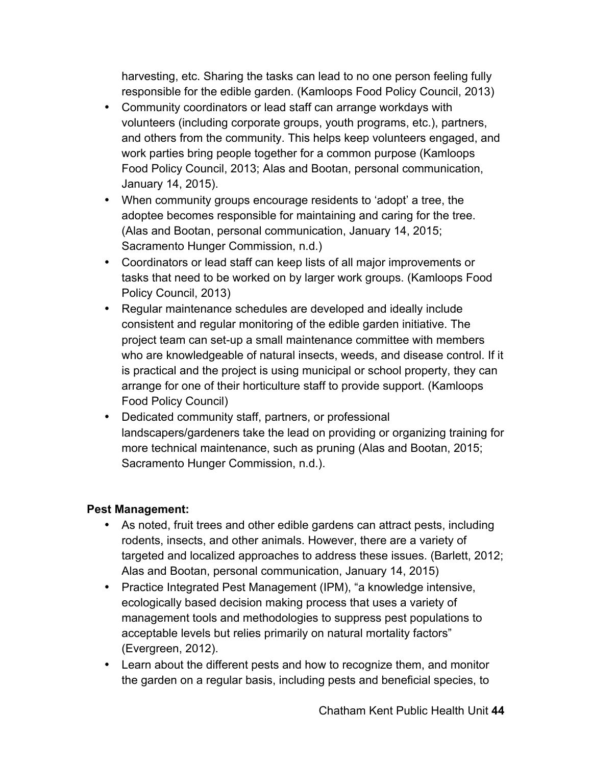harvesting, etc. Sharing the tasks can lead to no one person feeling fully responsible for the edible garden. (Kamloops Food Policy Council, 2013)

- Community coordinators or lead staff can arrange workdays with volunteers (including corporate groups, youth programs, etc.), partners, and others from the community. This helps keep volunteers engaged, and work parties bring people together for a common purpose (Kamloops Food Policy Council, 2013; Alas and Bootan, personal communication, January 14, 2015).
- When community groups encourage residents to 'adopt' a tree, the adoptee becomes responsible for maintaining and caring for the tree. (Alas and Bootan, personal communication, January 14, 2015; Sacramento Hunger Commission, n.d.)
- Coordinators or lead staff can keep lists of all major improvements or tasks that need to be worked on by larger work groups. (Kamloops Food Policy Council, 2013)
- Regular maintenance schedules are developed and ideally include consistent and regular monitoring of the edible garden initiative. The project team can set-up a small maintenance committee with members who are knowledgeable of natural insects, weeds, and disease control. If it is practical and the project is using municipal or school property, they can arrange for one of their horticulture staff to provide support. (Kamloops Food Policy Council)
- Dedicated community staff, partners, or professional landscapers/gardeners take the lead on providing or organizing training for more technical maintenance, such as pruning (Alas and Bootan, 2015; Sacramento Hunger Commission, n.d.).

**Pest Management:**

- As noted, fruit trees and other edible gardens can attract pests, including rodents, insects, and other animals. However, there are a variety of targeted and localized approaches to address these issues. (Barlett, 2012; Alas and Bootan, personal communication, January 14, 2015)
- Practice Integrated Pest Management (IPM), "a knowledge intensive, ecologically based decision making process that uses a variety of management tools and methodologies to suppress pest populations to acceptable levels but relies primarily on natural mortality factors" (Evergreen, 2012).
- Learn about the different pests and how to recognize them, and monitor the garden on a regular basis, including pests and beneficial species, to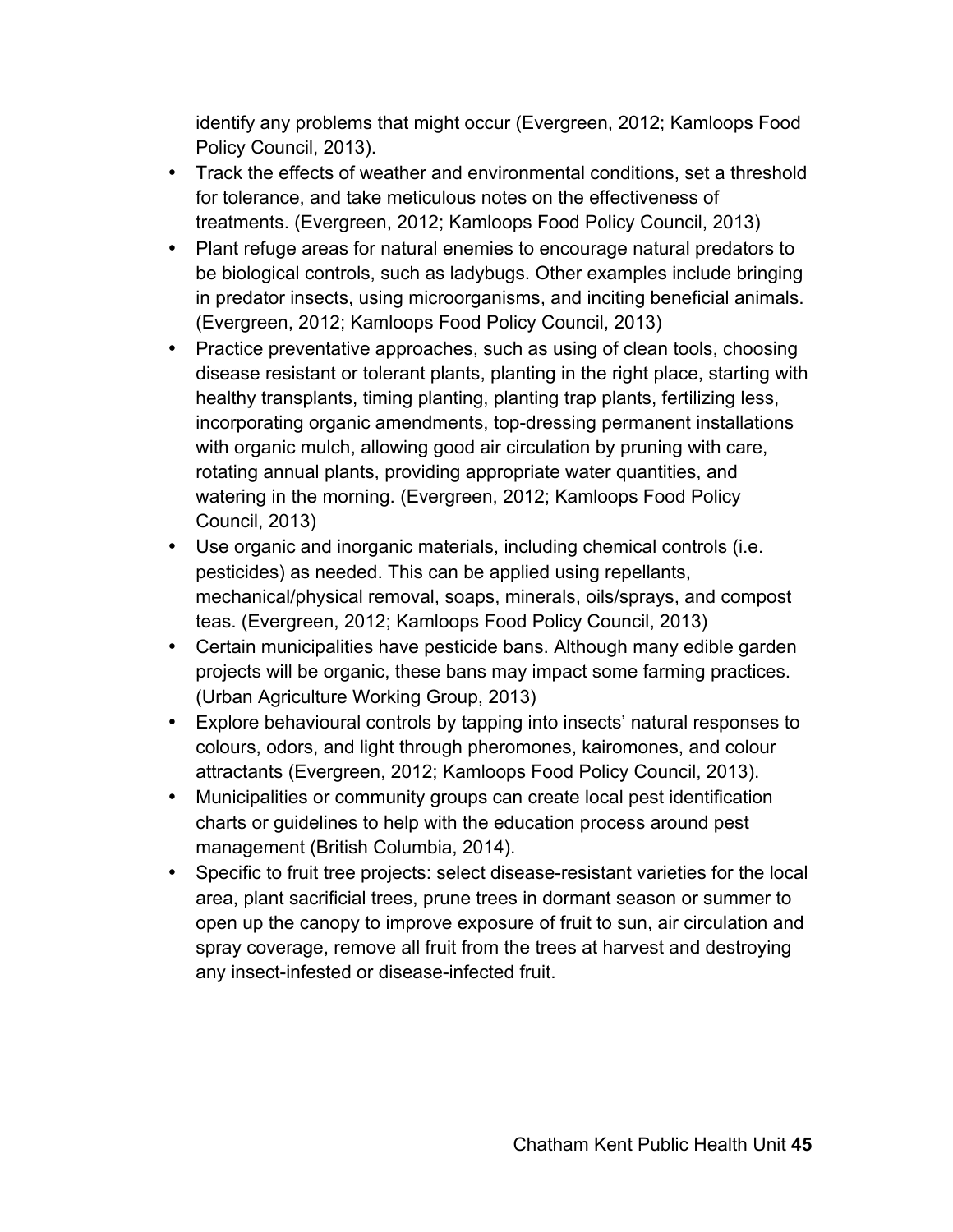identify any problems that might occur (Evergreen, 2012; Kamloops Food Policy Council, 2013).

- Track the effects of weather and environmental conditions, set a threshold for tolerance, and take meticulous notes on the effectiveness of treatments. (Evergreen, 2012; Kamloops Food Policy Council, 2013)
- Plant refuge areas for natural enemies to encourage natural predators to be biological controls, such as ladybugs. Other examples include bringing in predator insects, using microorganisms, and inciting beneficial animals. (Evergreen, 2012; Kamloops Food Policy Council, 2013)
- Practice preventative approaches, such as using of clean tools, choosing disease resistant or tolerant plants, planting in the right place, starting with healthy transplants, timing planting, planting trap plants, fertilizing less, incorporating organic amendments, top-dressing permanent installations with organic mulch, allowing good air circulation by pruning with care, rotating annual plants, providing appropriate water quantities, and watering in the morning. (Evergreen, 2012; Kamloops Food Policy Council, 2013)
- Use organic and inorganic materials, including chemical controls (i.e. pesticides) as needed. This can be applied using repellants, mechanical/physical removal, soaps, minerals, oils/sprays, and compost teas. (Evergreen, 2012; Kamloops Food Policy Council, 2013)
- Certain municipalities have pesticide bans. Although many edible garden projects will be organic, these bans may impact some farming practices. (Urban Agriculture Working Group, 2013)
- Explore behavioural controls by tapping into insects' natural responses to colours, odors, and light through pheromones, kairomones, and colour attractants (Evergreen, 2012; Kamloops Food Policy Council, 2013).
- Municipalities or community groups can create local pest identification charts or guidelines to help with the education process around pest management (British Columbia, 2014).
- Specific to fruit tree projects: select disease-resistant varieties for the local area, plant sacrificial trees, prune trees in dormant season or summer to open up the canopy to improve exposure of fruit to sun, air circulation and spray coverage, remove all fruit from the trees at harvest and destroying any insect-infested or disease-infected fruit.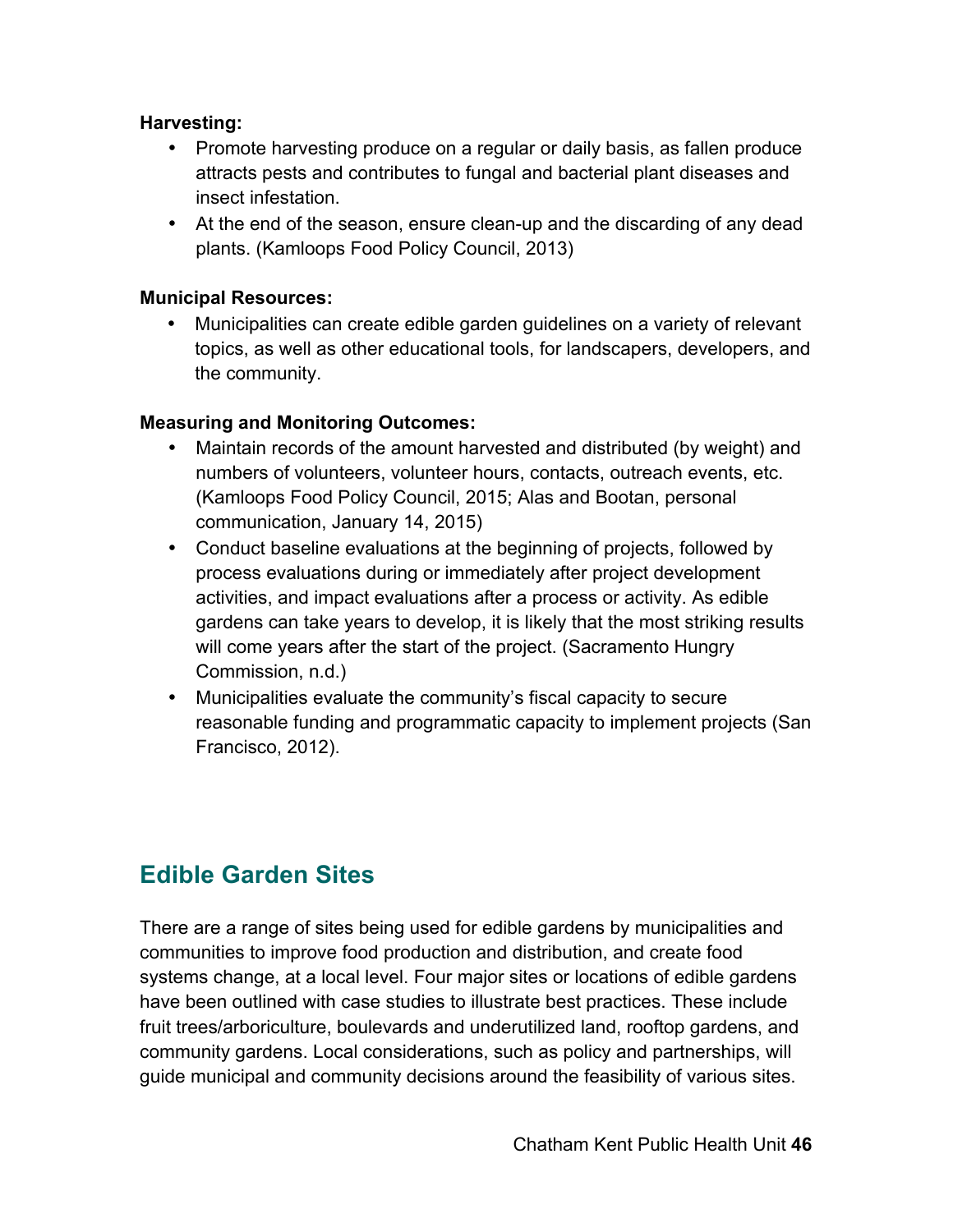**Harvesting:**

- Promote harvesting produce on a regular or daily basis, as fallen produce attracts pests and contributes to fungal and bacterial plant diseases and insect infestation.
- At the end of the season, ensure clean-up and the discarding of any dead plants. (Kamloops Food Policy Council, 2013)

**Municipal Resources:**

- Municipalities can create edible garden guidelines on a variety of relevant topics, as well as other educational tools, for landscapers, developers, and the community.

**Measuring and Monitoring Outcomes:**

- Maintain records of the amount harvested and distributed (by weight) and numbers of volunteers, volunteer hours, contacts, outreach events, etc. (Kamloops Food Policy Council, 2015; Alas and Bootan, personal communication, January 14, 2015)
- Conduct baseline evaluations at the beginning of projects, followed by process evaluations during or immediately after project development activities, and impact evaluations after a process or activity. As edible gardens can take years to develop, it is likely that the most striking results will come years after the start of the project. (Sacramento Hungry Commission, n.d.)
- Municipalities evaluate the community's fiscal capacity to secure reasonable funding and programmatic capacity to implement projects (San Francisco, 2012).

## Edible Garden Sites

There are a range of sites being used for edible gardens by municipalities and communities to improve food production and distribution, and create food systems change, at a local level. Four major sites or locations of edible gardens have been outlined with case studies to illustrate best practices. These include fruit trees/arboriculture, boulevards and underutilized land, rooftop gardens, and community gardens. Local considerations, such as policy and partnerships, will guide municipal and community decisions around the feasibility of various sites.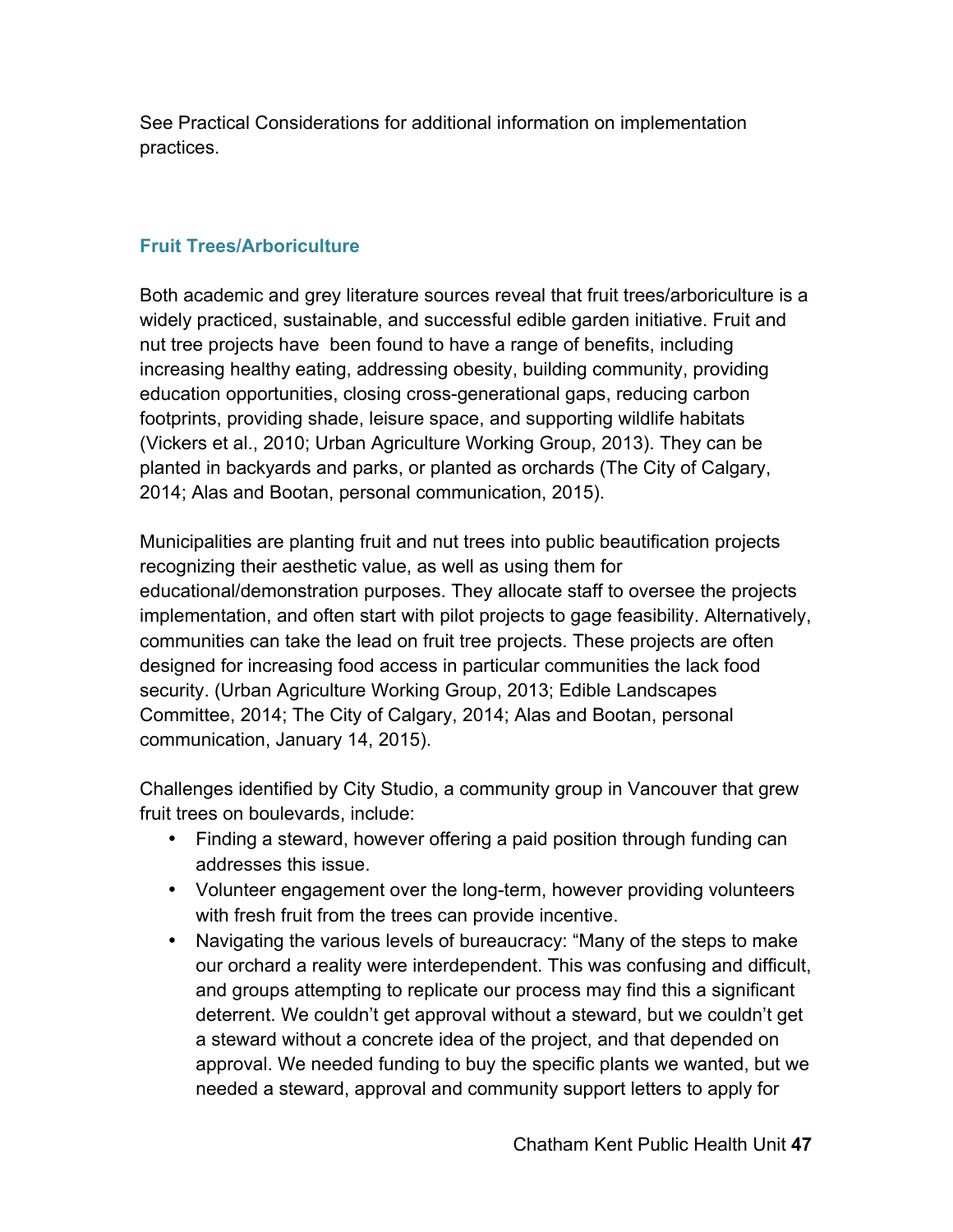See Practical Considerations for additional information on implementation practices.

### Fruit Trees/Arboriculture

Both academic and grey literature sources reveal that fruit trees/arboriculture is a widely practiced, sustainable, and successful edible garden initiative. Fruit and nut tree projects have been found to have a range of benefits, including increasing healthy eating, addressing obesity, building community, providing education opportunities, closing cross-generational gaps, reducing carbon footprints, providing shade, leisure space, and supporting wildlife habitats (Vickers et al., 2010; Urban Agriculture Working Group, 2013). They can be planted in backyards and parks, or planted as orchards (The City of Calgary, 2014; Alas and Bootan, personal communication, 2015).

Municipalities are planting fruit and nut trees into public beautification projects recognizing their aesthetic value, as well as using them for educational/demonstration purposes. They allocate staff to oversee the projects implementation, and often start with pilot projects to gage feasibility. Alternatively, communities can take the lead on fruit tree projects. These projects are often designed for increasing food access in particular communities the lack food security. (Urban Agriculture Working Group, 2013; Edible Landscapes Committee, 2014; The City of Calgary, 2014; Alas and Bootan, personal communication, January 14, 2015).

Challenges identified by City Studio, a community group in Vancouver that grew fruit trees on boulevards, include:

- Finding a steward, however offering a paid position through funding can addresses this issue.
- Volunteer engagement over the long-term, however providing volunteers with fresh fruit from the trees can provide incentive.
- Navigating the various levels of bureaucracy: "Many of the steps to make our orchard a reality were interdependent. This was confusing and difficult, and groups attempting to replicate our process may find this a significant deterrent. We couldn't get approval without a steward, but we couldn't get a steward without a concrete idea of the project, and that depended on approval. We needed funding to buy the specific plants we wanted, but we needed a steward, approval and community support letters to apply for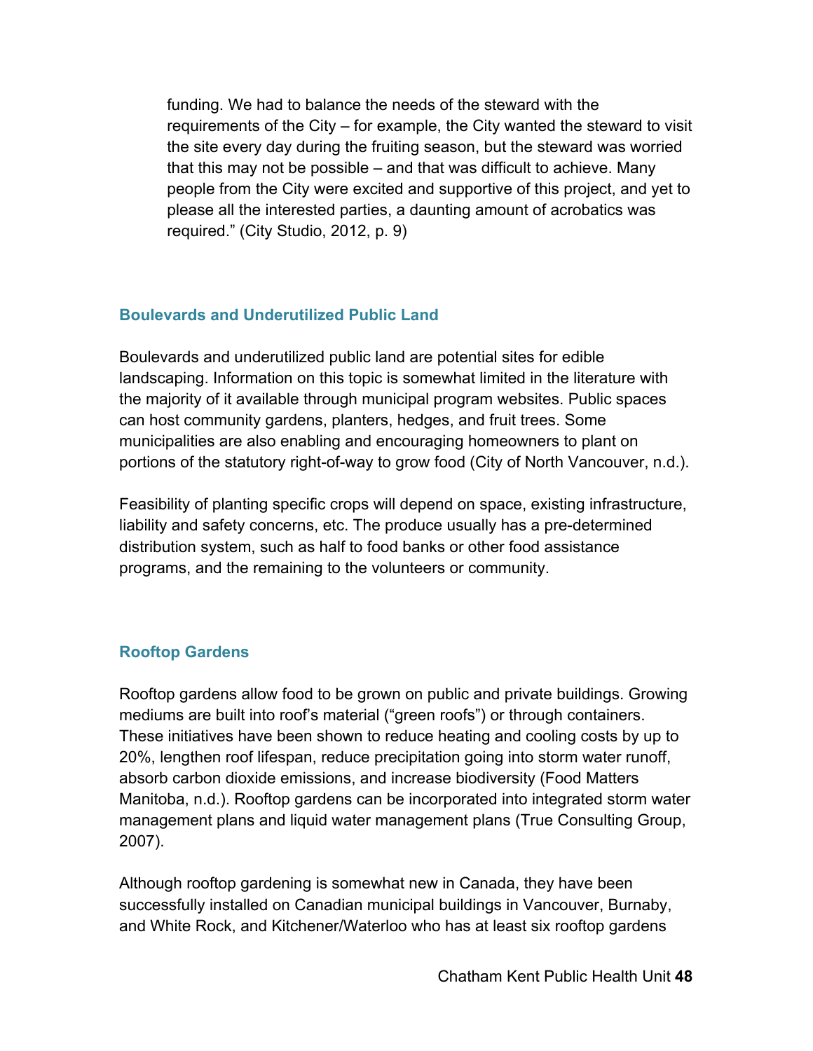> funding. We had to balance the needs of the steward with the requirements of the City – for example, the City wanted the steward to visit the site every day during the fruiting season, but the steward was worried that this may not be possible – and that was difficult to achieve. Many people from the City were excited and supportive of this project, and yet to please all the interested parties, a daunting amount of acrobatics was required.” (City Studio, 2012, p. 9)

### Boulevards and Underutilized Public Land

Boulevards and underutilized public land are potential sites for edible landscaping. Information on this topic is somewhat limited in the literature with the majority of it available through municipal program websites. Public spaces can host community gardens, planters, hedges, and fruit trees. Some municipalities are also enabling and encouraging homeowners to plant on portions of the statutory right-of-way to grow food (City of North Vancouver, n.d.).

Feasibility of planting specific crops will depend on space, existing infrastructure, liability and safety concerns, etc. The produce usually has a pre-determined distribution system, such as half to food banks or other food assistance programs, and the remaining to the volunteers or community.

### Rooftop Gardens

Rooftop gardens allow food to be grown on public and private buildings. Growing mediums are built into roof’s material (“green roofs”) or through containers. These initiatives have been shown to reduce heating and cooling costs by up to 20%, lengthen roof lifespan, reduce precipitation going into storm water runoff, absorb carbon dioxide emissions, and increase biodiversity (Food Matters Manitoba, n.d.). Rooftop gardens can be incorporated into integrated storm water management plans and liquid water management plans (True Consulting Group, 2007).

Although rooftop gardening is somewhat new in Canada, they have been successfully installed on Canadian municipal buildings in Vancouver, Burnaby, and White Rock, and Kitchener/Waterloo who has at least six rooftop gardens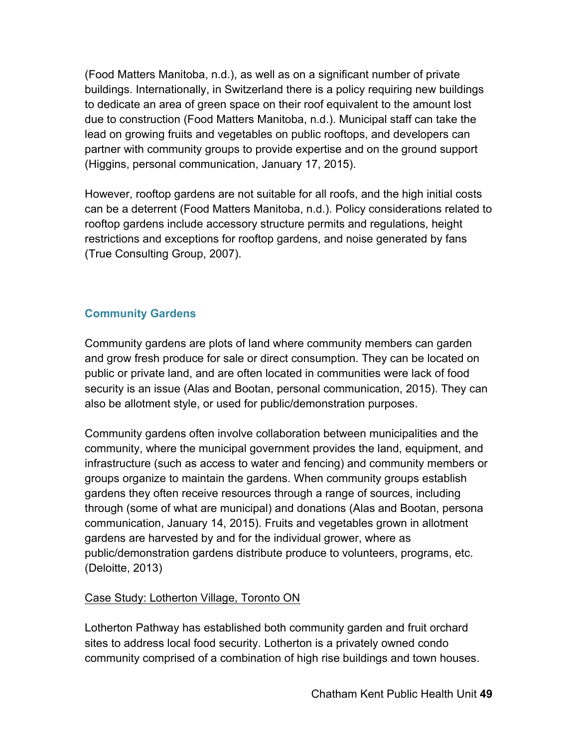(Food Matters Manitoba, n.d.), as well as on a significant number of private buildings. Internationally, in Switzerland there is a policy requiring new buildings to dedicate an area of green space on their roof equivalent to the amount lost due to construction (Food Matters Manitoba, n.d.). Municipal staff can take the lead on growing fruits and vegetables on public rooftops, and developers can partner with community groups to provide expertise and on the ground support (Higgins, personal communication, January 17, 2015).

However, rooftop gardens are not suitable for all roofs, and the high initial costs can be a deterrent (Food Matters Manitoba, n.d.). Policy considerations related to rooftop gardens include accessory structure permits and regulations, height restrictions and exceptions for rooftop gardens, and noise generated by fans (True Consulting Group, 2007).

### Community Gardens

Community gardens are plots of land where community members can garden and grow fresh produce for sale or direct consumption. They can be located on public or private land, and are often located in communities were lack of food security is an issue (Alas and Bootan, personal communication, 2015). They can also be allotment style, or used for public/demonstration purposes.

Community gardens often involve collaboration between municipalities and the community, where the municipal government provides the land, equipment, and infrastructure (such as access to water and fencing) and community members or groups organize to maintain the gardens. When community groups establish gardens they often receive resources through a range of sources, including through (some of what are municipal) and donations (Alas and Bootan, persona communication, January 14, 2015). Fruits and vegetables grown in allotment gardens are harvested by and for the individual grower, where as public/demonstration gardens distribute produce to volunteers, programs, etc. (Deloitte, 2013)

<u>Case Study: Lotherton Village, Toronto ON</u>

Lotherton Pathway has established both community garden and fruit orchard sites to address local food security. Lotherton is a privately owned condo community comprised of a combination of high rise buildings and town houses.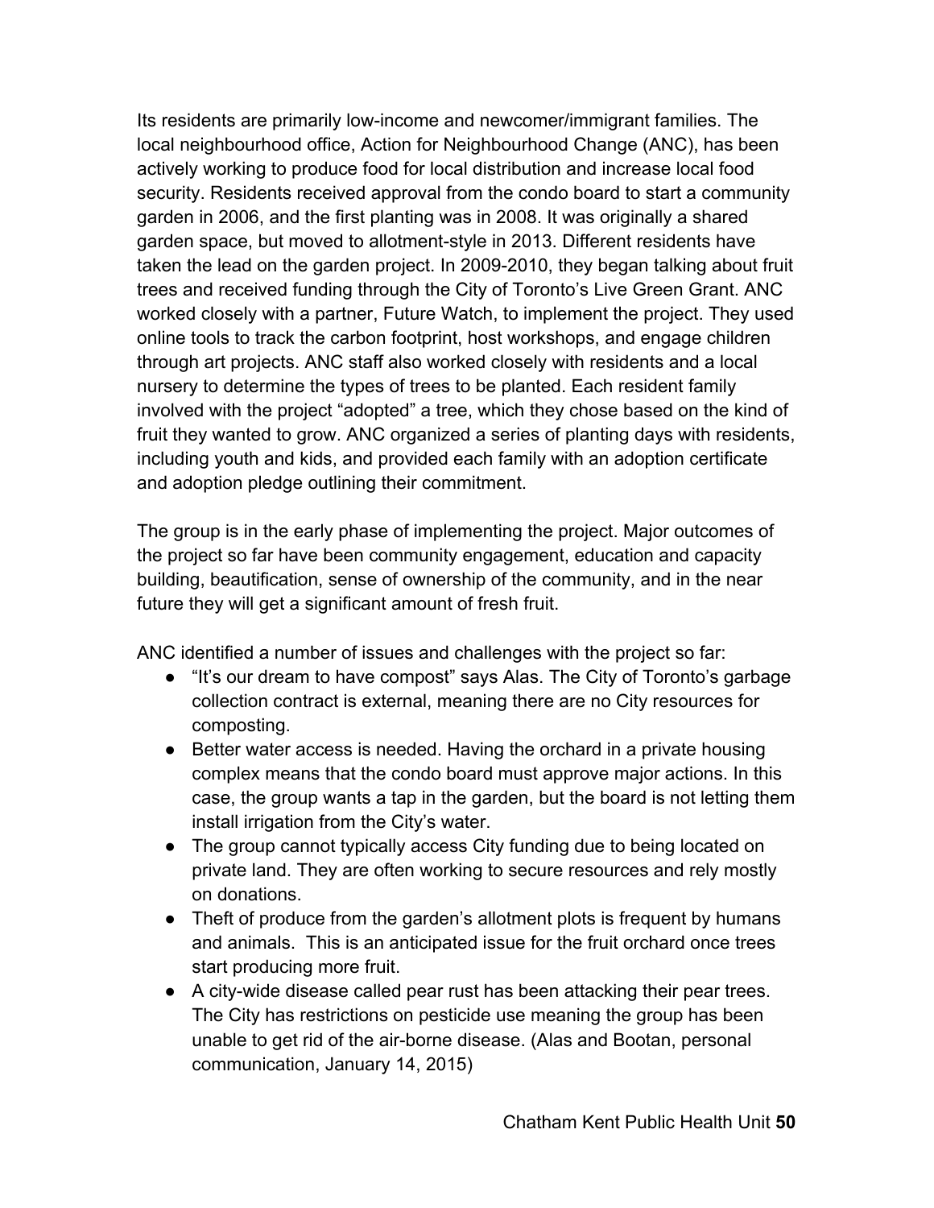Its residents are primarily low-income and newcomer/immigrant families. The local neighbourhood office, Action for Neighbourhood Change (ANC), has been actively working to produce food for local distribution and increase local food security. Residents received approval from the condo board to start a community garden in 2006, and the first planting was in 2008. It was originally a shared garden space, but moved to allotment-style in 2013. Different residents have taken the lead on the garden project. In 2009-2010, they began talking about fruit trees and received funding through the City of Toronto's Live Green Grant. ANC worked closely with a partner, Future Watch, to implement the project. They used online tools to track the carbon footprint, host workshops, and engage children through art projects. ANC staff also worked closely with residents and a local nursery to determine the types of trees to be planted. Each resident family involved with the project "adopted" a tree, which they chose based on the kind of fruit they wanted to grow. ANC organized a series of planting days with residents, including youth and kids, and provided each family with an adoption certificate and adoption pledge outlining their commitment.

The group is in the early phase of implementing the project. Major outcomes of the project so far have been community engagement, education and capacity building, beautification, sense of ownership of the community, and in the near future they will get a significant amount of fresh fruit.

ANC identified a number of issues and challenges with the project so far:

- "It's our dream to have compost" says Alas. The City of Toronto's garbage collection contract is external, meaning there are no City resources for composting.
- Better water access is needed. Having the orchard in a private housing complex means that the condo board must approve major actions. In this case, the group wants a tap in the garden, but the board is not letting them install irrigation from the City's water.
- The group cannot typically access City funding due to being located on private land. They are often working to secure resources and rely mostly on donations.
- Theft of produce from the garden's allotment plots is frequent by humans and animals. This is an anticipated issue for the fruit orchard once trees start producing more fruit.
- A city-wide disease called pear rust has been attacking their pear trees. The City has restrictions on pesticide use meaning the group has been unable to get rid of the air-borne disease. (Alas and Bootan, personal communication, January 14, 2015)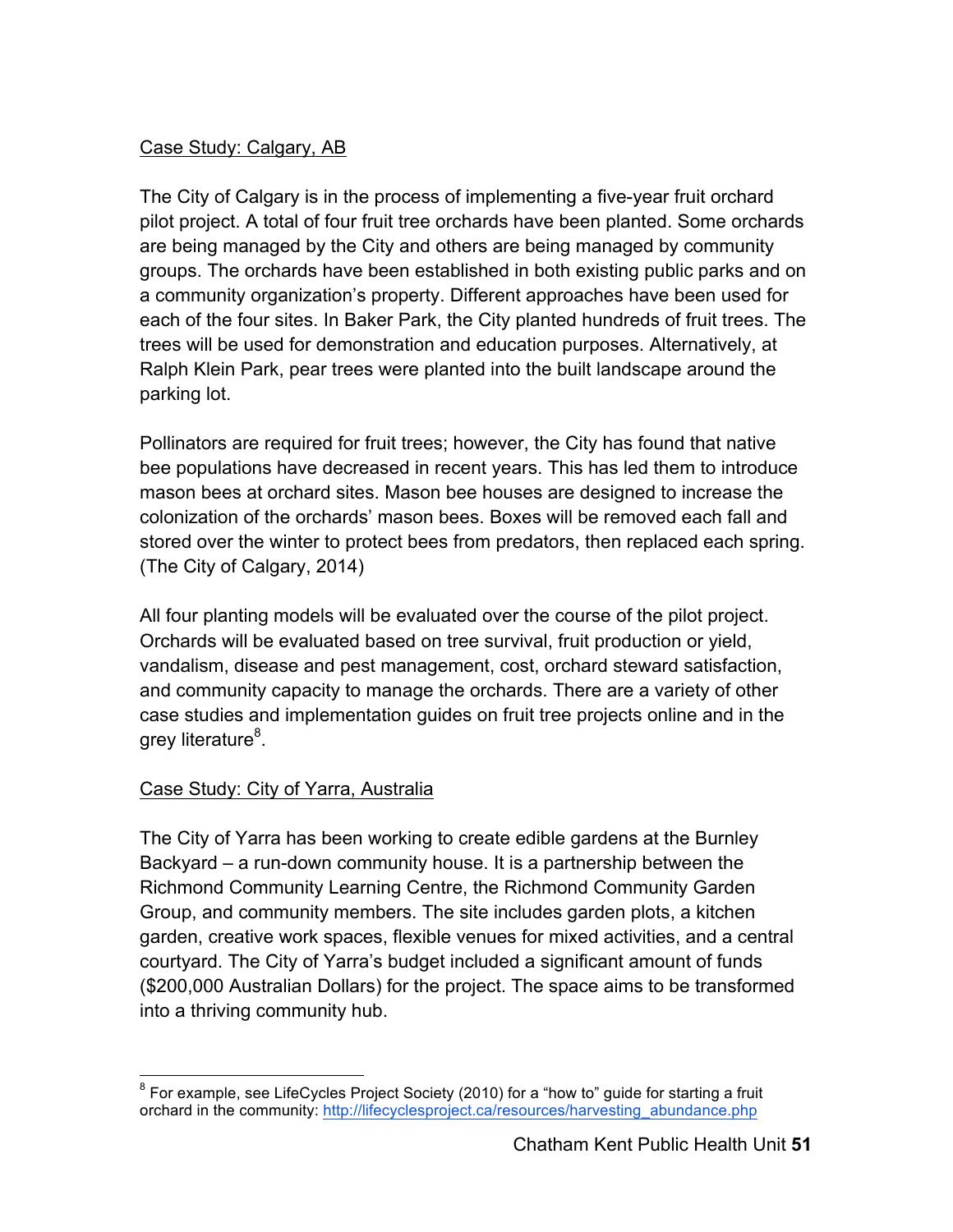Case Study: Calgary, AB

The City of Calgary is in the process of implementing a five-year fruit orchard pilot project. A total of four fruit tree orchards have been planted. Some orchards are being managed by the City and others are being managed by community groups. The orchards have been established in both existing public parks and on a community organization's property. Different approaches have been used for each of the four sites. In Baker Park, the City planted hundreds of fruit trees. The trees will be used for demonstration and education purposes. Alternatively, at Ralph Klein Park, pear trees were planted into the built landscape around the parking lot.

Pollinators are required for fruit trees; however, the City has found that native bee populations have decreased in recent years. This has led them to introduce mason bees at orchard sites. Mason bee houses are designed to increase the colonization of the orchards' mason bees. Boxes will be removed each fall and stored over the winter to protect bees from predators, then replaced each spring. (The City of Calgary, 2014)

All four planting models will be evaluated over the course of the pilot project. Orchards will be evaluated based on tree survival, fruit production or yield, vandalism, disease and pest management, cost, orchard steward satisfaction, and community capacity to manage the orchards. There are a variety of other case studies and implementation guides on fruit tree projects online and in the grey literature[8].

Case Study: City of Yarra, Australia

The City of Yarra has been working to create edible gardens at the Burnley Backyard – a run-down community house. It is a partnership between the Richmond Community Learning Centre, the Richmond Community Garden Group, and community members. The site includes garden plots, a kitchen garden, creative work spaces, flexible venues for mixed activities, and a central courtyard. The City of Yarra's budget included a significant amount of funds ($200,000 Australian Dollars) for the project. The space aims to be transformed into a thriving community hub.

---

[8] For example, see LifeCycles Project Society (2010) for a "how to" guide for starting a fruit orchard in the community: http://lifecyclesproject.ca/resources/harvesting_abundance.php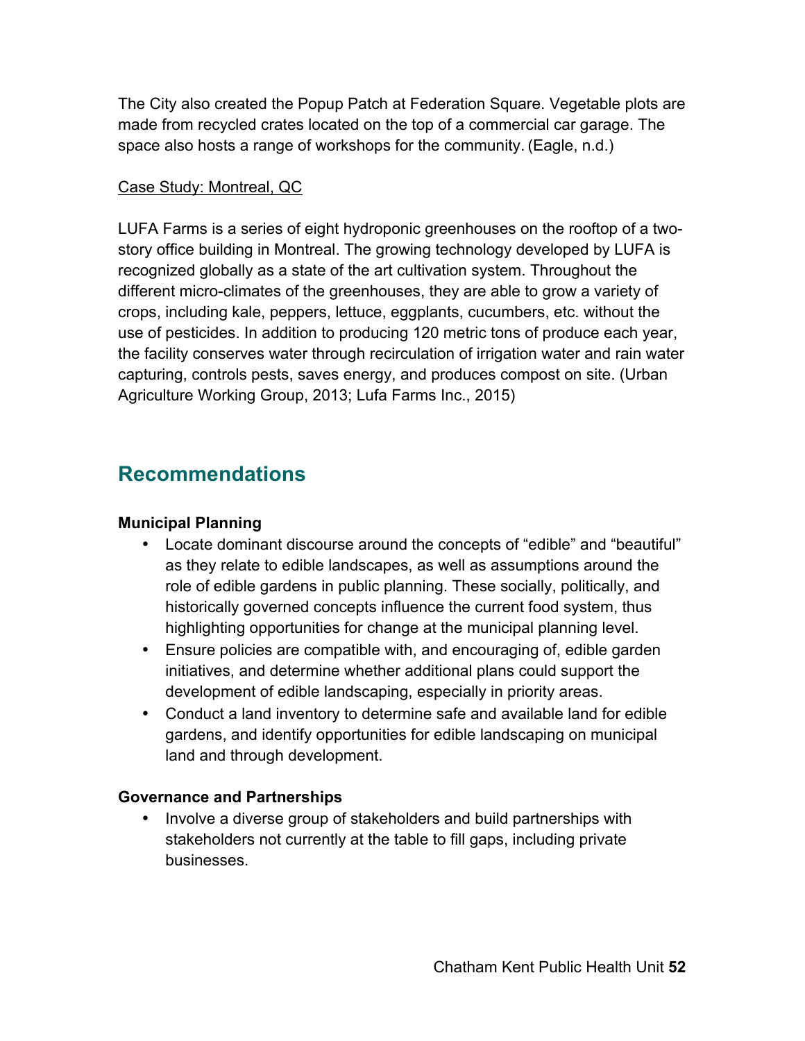The City also created the Popup Patch at Federation Square. Vegetable plots are made from recycled crates located on the top of a commercial car garage. The space also hosts a range of workshops for the community. (Eagle, n.d.)

<u>Case Study: Montreal, QC</u>

LUFA Farms is a series of eight hydroponic greenhouses on the rooftop of a two-story office building in Montreal. The growing technology developed by LUFA is recognized globally as a state of the art cultivation system. Throughout the different micro-climates of the greenhouses, they are able to grow a variety of crops, including kale, peppers, lettuce, eggplants, cucumbers, etc. without the use of pesticides. In addition to producing 120 metric tons of produce each year, the facility conserves water through recirculation of irrigation water and rain water capturing, controls pests, saves energy, and produces compost on site. (Urban Agriculture Working Group, 2013; Lufa Farms Inc., 2015)

## Recommendations

**Municipal Planning**

- Locate dominant discourse around the concepts of "edible" and "beautiful" as they relate to edible landscapes, as well as assumptions around the role of edible gardens in public planning. These socially, politically, and historically governed concepts influence the current food system, thus highlighting opportunities for change at the municipal planning level.
- Ensure policies are compatible with, and encouraging of, edible garden initiatives, and determine whether additional plans could support the development of edible landscaping, especially in priority areas.
- Conduct a land inventory to determine safe and available land for edible gardens, and identify opportunities for edible landscaping on municipal land and through development.

**Governance and Partnerships**

- Involve a diverse group of stakeholders and build partnerships with stakeholders not currently at the table to fill gaps, including private businesses.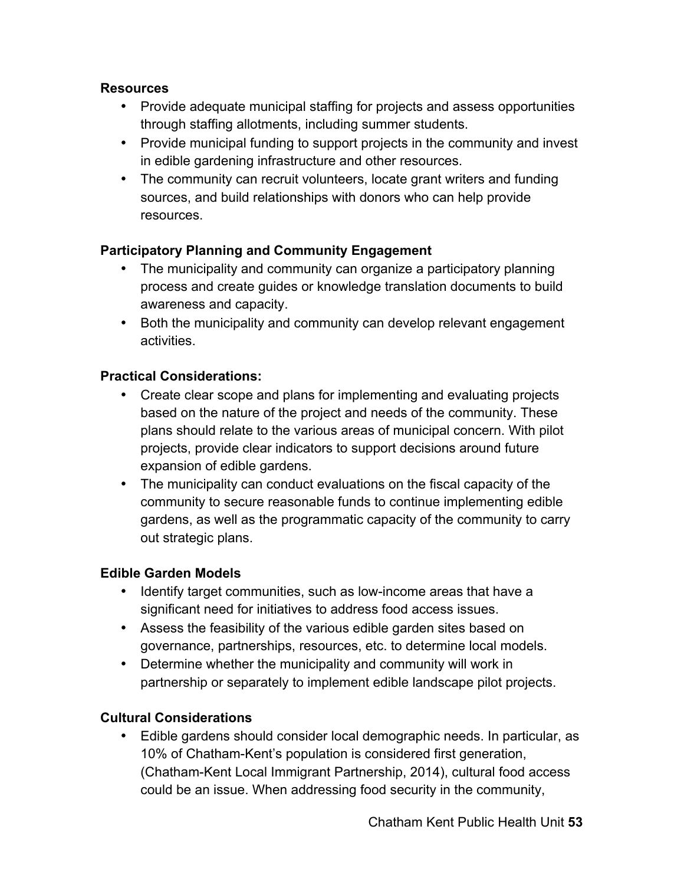**Resources**

- Provide adequate municipal staffing for projects and assess opportunities through staffing allotments, including summer students.
- Provide municipal funding to support projects in the community and invest in edible gardening infrastructure and other resources.
- The community can recruit volunteers, locate grant writers and funding sources, and build relationships with donors who can help provide resources.

**Participatory Planning and Community Engagement**

- The municipality and community can organize a participatory planning process and create guides or knowledge translation documents to build awareness and capacity.
- Both the municipality and community can develop relevant engagement activities.

**Practical Considerations:**

- Create clear scope and plans for implementing and evaluating projects based on the nature of the project and needs of the community. These plans should relate to the various areas of municipal concern. With pilot projects, provide clear indicators to support decisions around future expansion of edible gardens.
- The municipality can conduct evaluations on the fiscal capacity of the community to secure reasonable funds to continue implementing edible gardens, as well as the programmatic capacity of the community to carry out strategic plans.

**Edible Garden Models**

- Identify target communities, such as low-income areas that have a significant need for initiatives to address food access issues.
- Assess the feasibility of the various edible garden sites based on governance, partnerships, resources, etc. to determine local models.
- Determine whether the municipality and community will work in partnership or separately to implement edible landscape pilot projects.

**Cultural Considerations**

- Edible gardens should consider local demographic needs. In particular, as 10% of Chatham-Kent's population is considered first generation, (Chatham-Kent Local Immigrant Partnership, 2014), cultural food access could be an issue. When addressing food security in the community,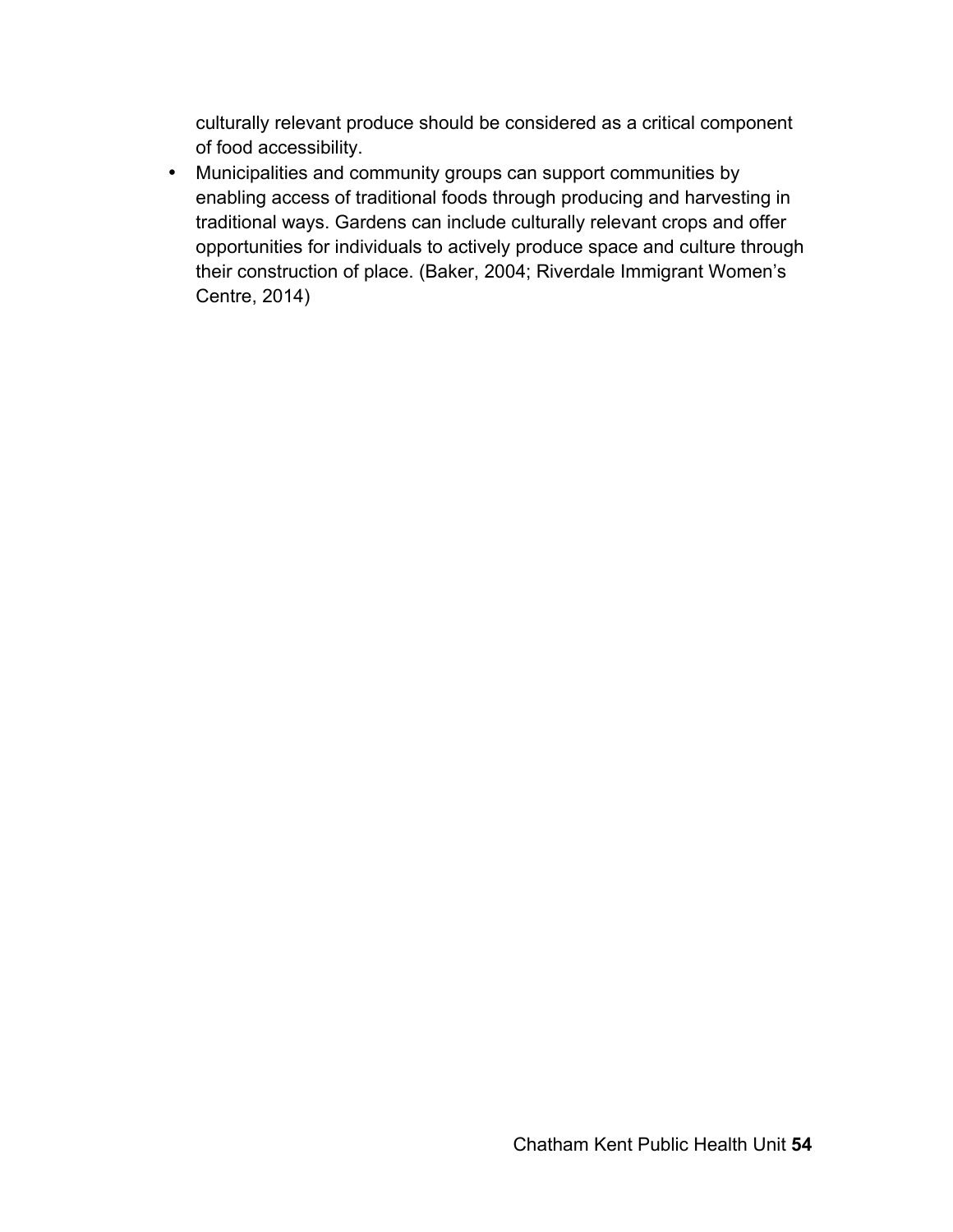culturally relevant produce should be considered as a critical component of food accessibility.

- Municipalities and community groups can support communities by enabling access of traditional foods through producing and harvesting in traditional ways. Gardens can include culturally relevant crops and offer opportunities for individuals to actively produce space and culture through their construction of place. (Baker, 2004; Riverdale Immigrant Women's Centre, 2014)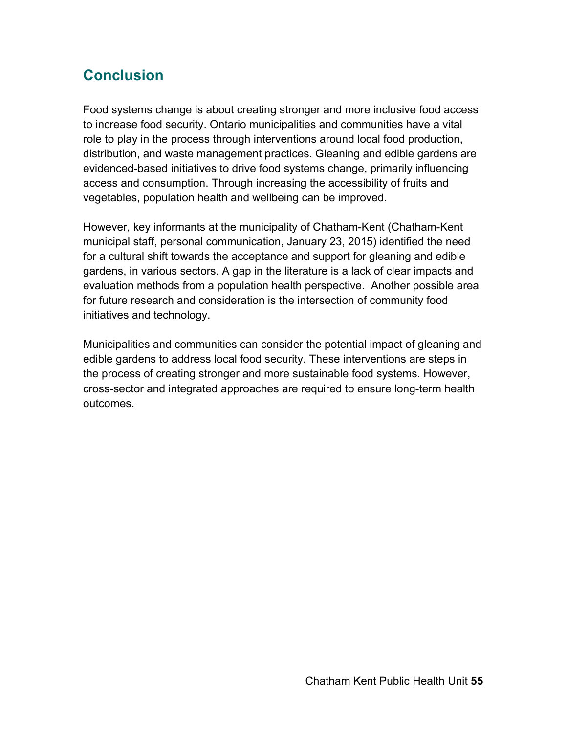## Conclusion

Food systems change is about creating stronger and more inclusive food access to increase food security. Ontario municipalities and communities have a vital role to play in the process through interventions around local food production, distribution, and waste management practices. Gleaning and edible gardens are evidenced-based initiatives to drive food systems change, primarily influencing access and consumption. Through increasing the accessibility of fruits and vegetables, population health and wellbeing can be improved.

However, key informants at the municipality of Chatham-Kent (Chatham-Kent municipal staff, personal communication, January 23, 2015) identified the need for a cultural shift towards the acceptance and support for gleaning and edible gardens, in various sectors. A gap in the literature is a lack of clear impacts and evaluation methods from a population health perspective. Another possible area for future research and consideration is the intersection of community food initiatives and technology.

Municipalities and communities can consider the potential impact of gleaning and edible gardens to address local food security. These interventions are steps in the process of creating stronger and more sustainable food systems. However, cross-sector and integrated approaches are required to ensure long-term health outcomes.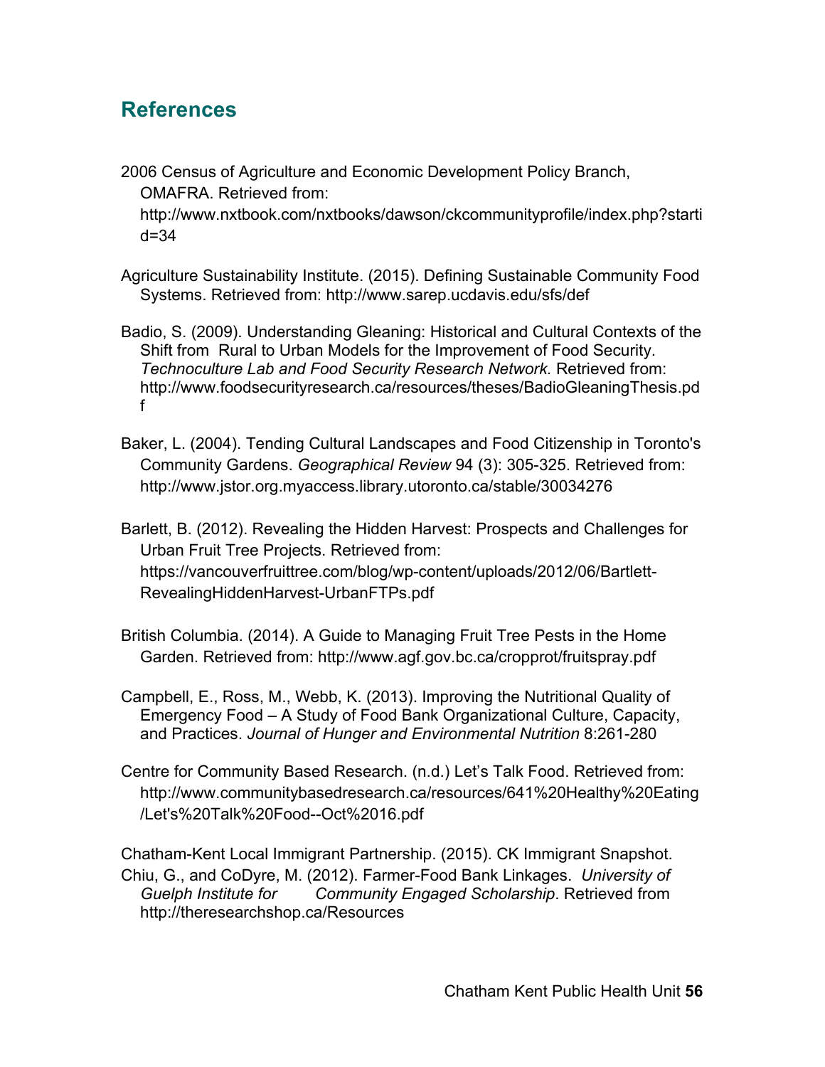## References

2006 Census of Agriculture and Economic Development Policy Branch, OMAFRA. Retrieved from: http://www.nxtbook.com/nxtbooks/dawson/ckcommunityprofile/index.php?startid=34

Agriculture Sustainability Institute. (2015). Defining Sustainable Community Food Systems. Retrieved from: http://www.sarep.ucdavis.edu/sfs/def

Badio, S. (2009). Understanding Gleaning: Historical and Cultural Contexts of the Shift from Rural to Urban Models for the Improvement of Food Security. *Technoculture Lab and Food Security Research Network.* Retrieved from: http://www.foodsecurityresearch.ca/resources/theses/BadioGleaningThesis.pdf

Baker, L. (2004). Tending Cultural Landscapes and Food Citizenship in Toronto's Community Gardens. *Geographical Review* 94 (3): 305-325. Retrieved from: http://www.jstor.org.myaccess.library.utoronto.ca/stable/30034276

Barlett, B. (2012). Revealing the Hidden Harvest: Prospects and Challenges for Urban Fruit Tree Projects. Retrieved from: https://vancouverfruittree.com/blog/wp-content/uploads/2012/06/Bartlett-RevealingHiddenHarvest-UrbanFTPs.pdf

British Columbia. (2014). A Guide to Managing Fruit Tree Pests in the Home Garden. Retrieved from: http://www.agf.gov.bc.ca/cropprot/fruitspray.pdf

Campbell, E., Ross, M., Webb, K. (2013). Improving the Nutritional Quality of Emergency Food – A Study of Food Bank Organizational Culture, Capacity, and Practices. *Journal of Hunger and Environmental Nutrition* 8:261-280

Centre for Community Based Research. (n.d.) Let's Talk Food. Retrieved from: http://www.communitybasedresearch.ca/resources/641%20Healthy%20Eating/Let's%20Talk%20Food--Oct%2016.pdf

Chatham-Kent Local Immigrant Partnership. (2015). CK Immigrant Snapshot.

Chiu, G., and CoDyre, M. (2012). Farmer-Food Bank Linkages. *University of Guelph Institute for Community Engaged Scholarship*. Retrieved from http://theresearchshop.ca/Resources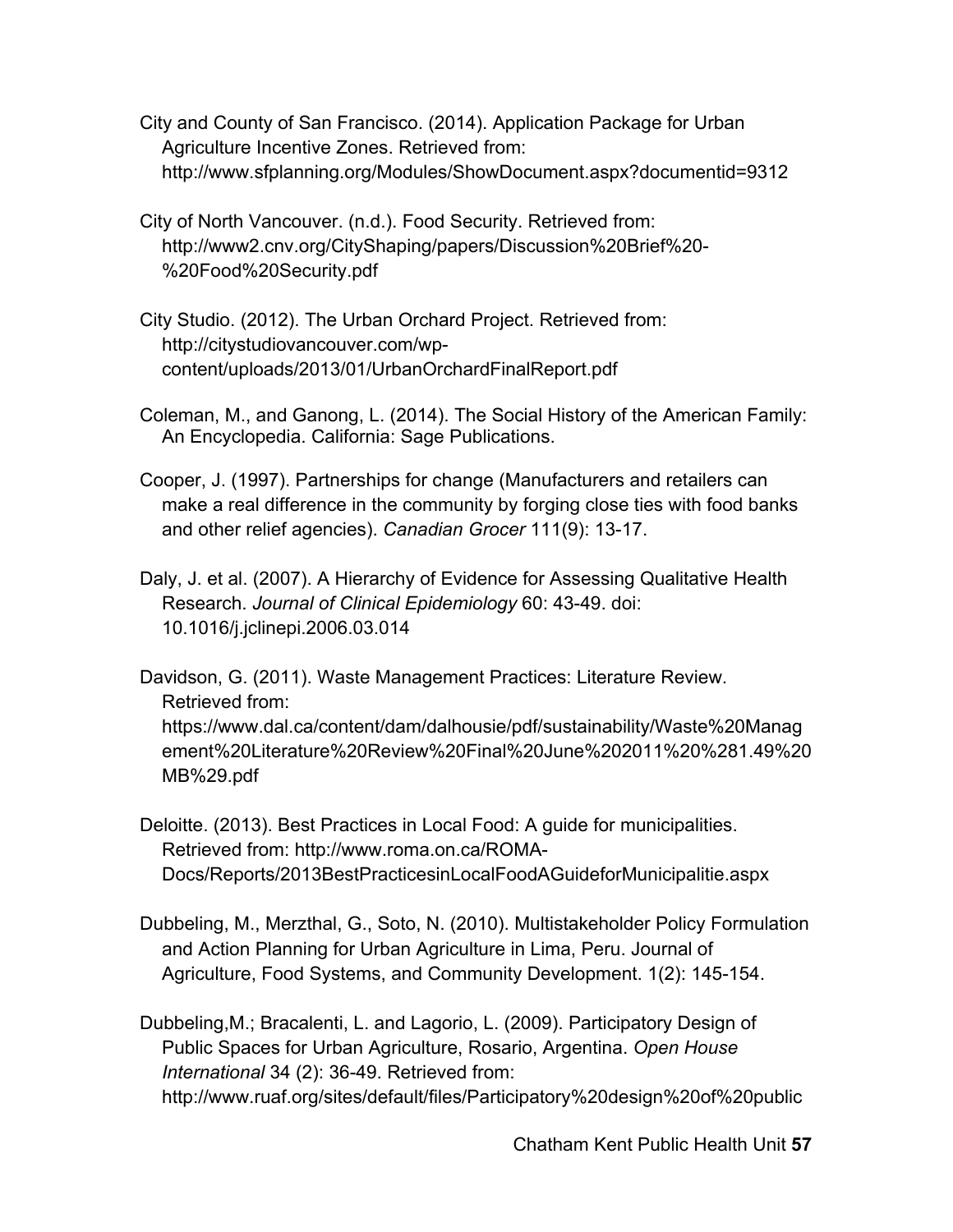City and County of San Francisco. (2014). Application Package for Urban Agriculture Incentive Zones. Retrieved from: http://www.sfplanning.org/Modules/ShowDocument.aspx?documentid=9312

City of North Vancouver. (n.d.). Food Security. Retrieved from: http://www2.cnv.org/CityShaping/papers/Discussion%20Brief%20-%20Food%20Security.pdf

City Studio. (2012). The Urban Orchard Project. Retrieved from: http://citystudiovancouver.com/wp-content/uploads/2013/01/UrbanOrchardFinalReport.pdf

Coleman, M., and Ganong, L. (2014). The Social History of the American Family: An Encyclopedia. California: Sage Publications.

Cooper, J. (1997). Partnerships for change (Manufacturers and retailers can make a real difference in the community by forging close ties with food banks and other relief agencies). *Canadian Grocer* 111(9): 13-17.

Daly, J. et al. (2007). A Hierarchy of Evidence for Assessing Qualitative Health Research. *Journal of Clinical Epidemiology* 60: 43-49. doi: 10.1016/j.jclinepi.2006.03.014

Davidson, G. (2011). Waste Management Practices: Literature Review. Retrieved from: https://www.dal.ca/content/dam/dalhousie/pdf/sustainability/Waste%20Management%20Literature%20Review%20Final%20June%202011%20%281.49%20MB%29.pdf

Deloitte. (2013). Best Practices in Local Food: A guide for municipalities. Retrieved from: http://www.roma.on.ca/ROMA-Docs/Reports/2013BestPracticesinLocalFoodAGuideforMunicipalitie.aspx

Dubbeling, M., Merzthal, G., Soto, N. (2010). Multistakeholder Policy Formulation and Action Planning for Urban Agriculture in Lima, Peru. Journal of Agriculture, Food Systems, and Community Development. 1(2): 145-154.

Dubbeling,M.; Bracalenti, L. and Lagorio, L. (2009). Participatory Design of Public Spaces for Urban Agriculture, Rosario, Argentina. *Open House International* 34 (2): 36-49. Retrieved from: http://www.ruaf.org/sites/default/files/Participatory%20design%20of%20public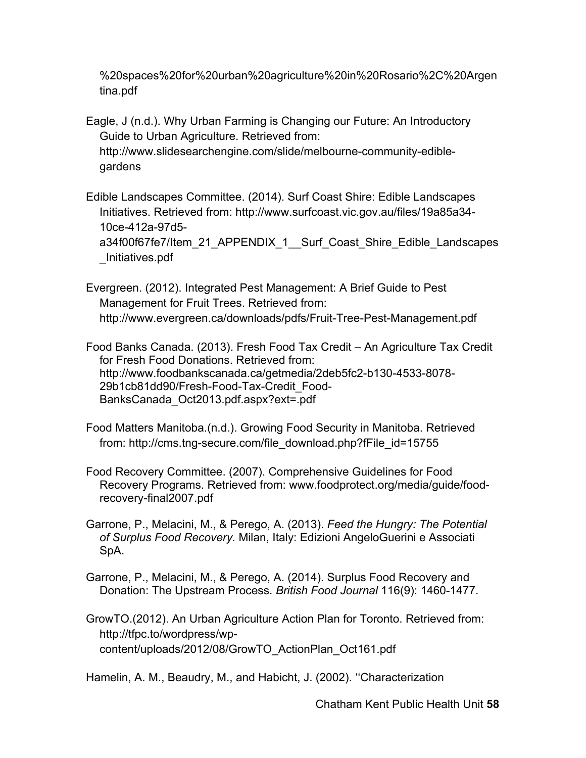%20spaces%20for%20urban%20agriculture%20in%20Rosario%2C%20Argentina.pdf

Eagle, J (n.d.). Why Urban Farming is Changing our Future: An Introductory Guide to Urban Agriculture. Retrieved from: http://www.slidesearchengine.com/slide/melbourne-community-edible-gardens

Edible Landscapes Committee. (2014). Surf Coast Shire: Edible Landscapes Initiatives. Retrieved from: http://www.surfcoast.vic.gov.au/files/19a85a34-10ce-412a-97d5-a34f00f67fe7/Item_21_APPENDIX_1__Surf_Coast_Shire_Edible_Landscapes_Initiatives.pdf

Evergreen. (2012). Integrated Pest Management: A Brief Guide to Pest Management for Fruit Trees. Retrieved from: http://www.evergreen.ca/downloads/pdfs/Fruit-Tree-Pest-Management.pdf

Food Banks Canada. (2013). Fresh Food Tax Credit – An Agriculture Tax Credit for Fresh Food Donations. Retrieved from: http://www.foodbankscanada.ca/getmedia/2deb5fc2-b130-4533-8078-29b1cb81dd90/Fresh-Food-Tax-Credit_Food-BanksCanada_Oct2013.pdf.aspx?ext=.pdf

Food Matters Manitoba.(n.d.). Growing Food Security in Manitoba. Retrieved from: http://cms.tng-secure.com/file_download.php?fFile_id=15755

Food Recovery Committee. (2007). Comprehensive Guidelines for Food Recovery Programs. Retrieved from: www.foodprotect.org/media/guide/food-recovery-final2007.pdf

Garrone, P., Melacini, M., & Perego, A. (2013). *Feed the Hungry: The Potential of Surplus Food Recovery.* Milan, Italy: Edizioni AngeloGuerini e Associati SpA.

Garrone, P., Melacini, M., & Perego, A. (2014). Surplus Food Recovery and Donation: The Upstream Process. *British Food Journal* 116(9): 1460-1477.

GrowTO.(2012). An Urban Agriculture Action Plan for Toronto. Retrieved from: http://tfpc.to/wordpress/wp-content/uploads/2012/08/GrowTO_ActionPlan_Oct161.pdf

Hamelin, A. M., Beaudry, M., and Habicht, J. (2002). ‘‘Characterization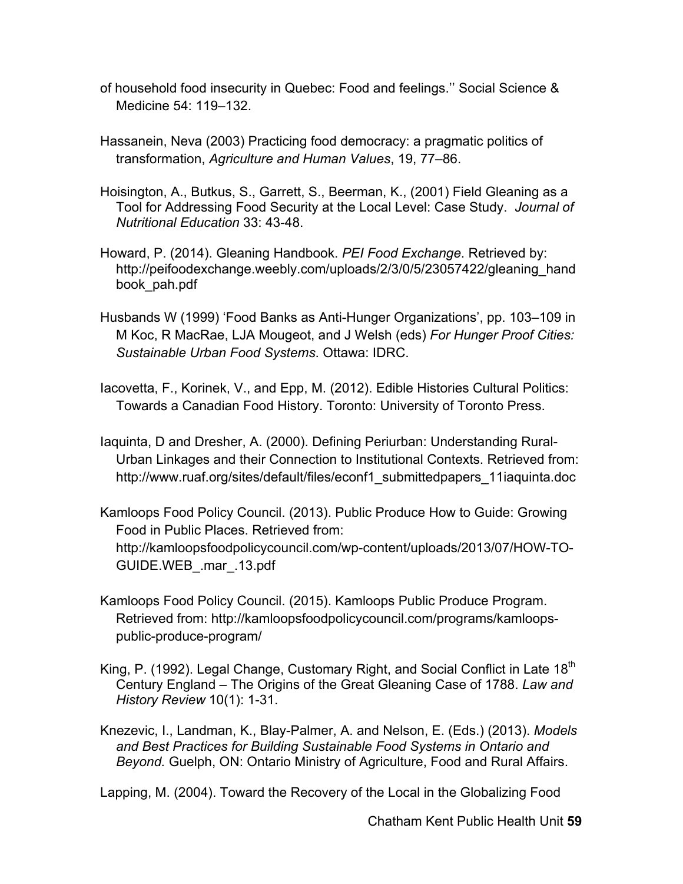of household food insecurity in Quebec: Food and feelings.'' Social Science & Medicine 54: 119–132.

Hassanein, Neva (2003) Practicing food democracy: a pragmatic politics of transformation, *Agriculture and Human Values*, 19, 77–86.

Hoisington, A., Butkus, S., Garrett, S., Beerman, K., (2001) Field Gleaning as a Tool for Addressing Food Security at the Local Level: Case Study. *Journal of Nutritional Education* 33: 43-48.

Howard, P. (2014). Gleaning Handbook. *PEI Food Exchange*. Retrieved by: http://peifoodexchange.weebly.com/uploads/2/3/0/5/23057422/gleaning_handbook_pah.pdf

Husbands W (1999) 'Food Banks as Anti-Hunger Organizations', pp. 103–109 in M Koc, R MacRae, LJA Mougeot, and J Welsh (eds) *For Hunger Proof Cities: Sustainable Urban Food Systems*. Ottawa: IDRC.

Iacovetta, F., Korinek, V., and Epp, M. (2012). Edible Histories Cultural Politics: Towards a Canadian Food History. Toronto: University of Toronto Press.

Iaquinta, D and Dresher, A. (2000). Defining Periurban: Understanding Rural-Urban Linkages and their Connection to Institutional Contexts. Retrieved from: http://www.ruaf.org/sites/default/files/econf1_submittedpapers_11iaquinta.doc

Kamloops Food Policy Council. (2013). Public Produce How to Guide: Growing Food in Public Places. Retrieved from: http://kamloopsfoodpolicycouncil.com/wp-content/uploads/2013/07/HOW-TO-GUIDE.WEB_.mar_.13.pdf

Kamloops Food Policy Council. (2015). Kamloops Public Produce Program. Retrieved from: http://kamloopsfoodpolicycouncil.com/programs/kamloops-public-produce-program/

King, P. (1992). Legal Change, Customary Right, and Social Conflict in Late 18th Century England – The Origins of the Great Gleaning Case of 1788. *Law and History Review* 10(1): 1-31.

Knezevic, I., Landman, K., Blay-Palmer, A. and Nelson, E. (Eds.) (2013). *Models and Best Practices for Building Sustainable Food Systems in Ontario and Beyond.* Guelph, ON: Ontario Ministry of Agriculture, Food and Rural Affairs.

Lapping, M. (2004). Toward the Recovery of the Local in the Globalizing Food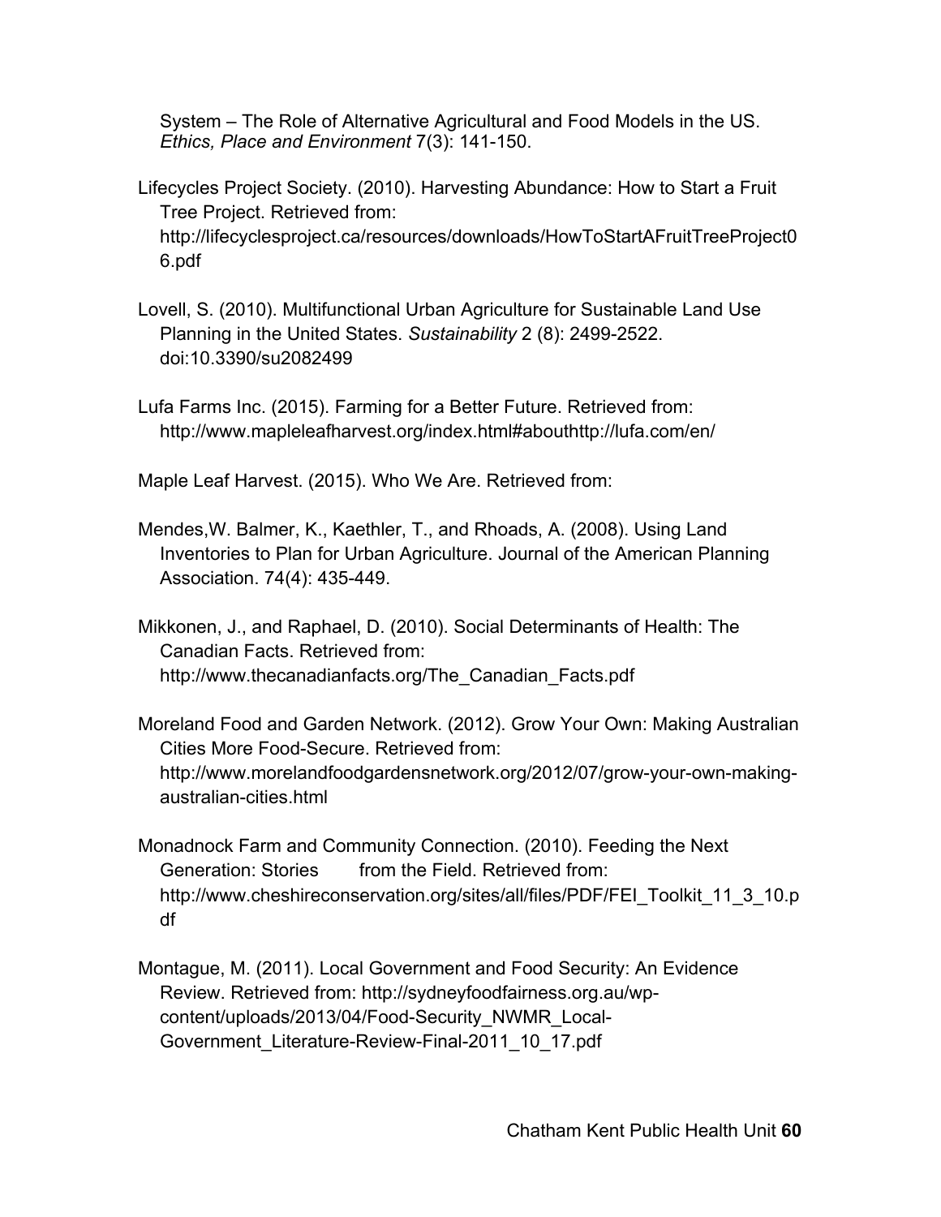System – The Role of Alternative Agricultural and Food Models in the US. *Ethics, Place and Environment* 7(3): 141-150.

Lifecycles Project Society. (2010). Harvesting Abundance: How to Start a Fruit Tree Project. Retrieved from: http://lifecyclesproject.ca/resources/downloads/HowToStartAFruitTreeProject06.pdf

Lovell, S. (2010). Multifunctional Urban Agriculture for Sustainable Land Use Planning in the United States. *Sustainability* 2 (8): 2499-2522. doi:10.3390/su2082499

Lufa Farms Inc. (2015). Farming for a Better Future. Retrieved from: http://www.mapleleafharvest.org/index.html#abouthttp://lufa.com/en/

Maple Leaf Harvest. (2015). Who We Are. Retrieved from:

Mendes,W. Balmer, K., Kaethler, T., and Rhoads, A. (2008). Using Land Inventories to Plan for Urban Agriculture. Journal of the American Planning Association. 74(4): 435-449.

Mikkonen, J., and Raphael, D. (2010). Social Determinants of Health: The Canadian Facts. Retrieved from: http://www.thecanadianfacts.org/The_Canadian_Facts.pdf

Moreland Food and Garden Network. (2012). Grow Your Own: Making Australian Cities More Food-Secure. Retrieved from: http://www.morelandfoodgardensnetwork.org/2012/07/grow-your-own-making-australian-cities.html

Monadnock Farm and Community Connection. (2010). Feeding the Next Generation: Stories from the Field. Retrieved from: http://www.cheshireconservation.org/sites/all/files/PDF/FEI_Toolkit_11_3_10.pdf

Montague, M. (2011). Local Government and Food Security: An Evidence Review. Retrieved from: http://sydneyfoodfairness.org.au/wp-content/uploads/2013/04/Food-Security_NWMR_Local-Government_Literature-Review-Final-2011_10_17.pdf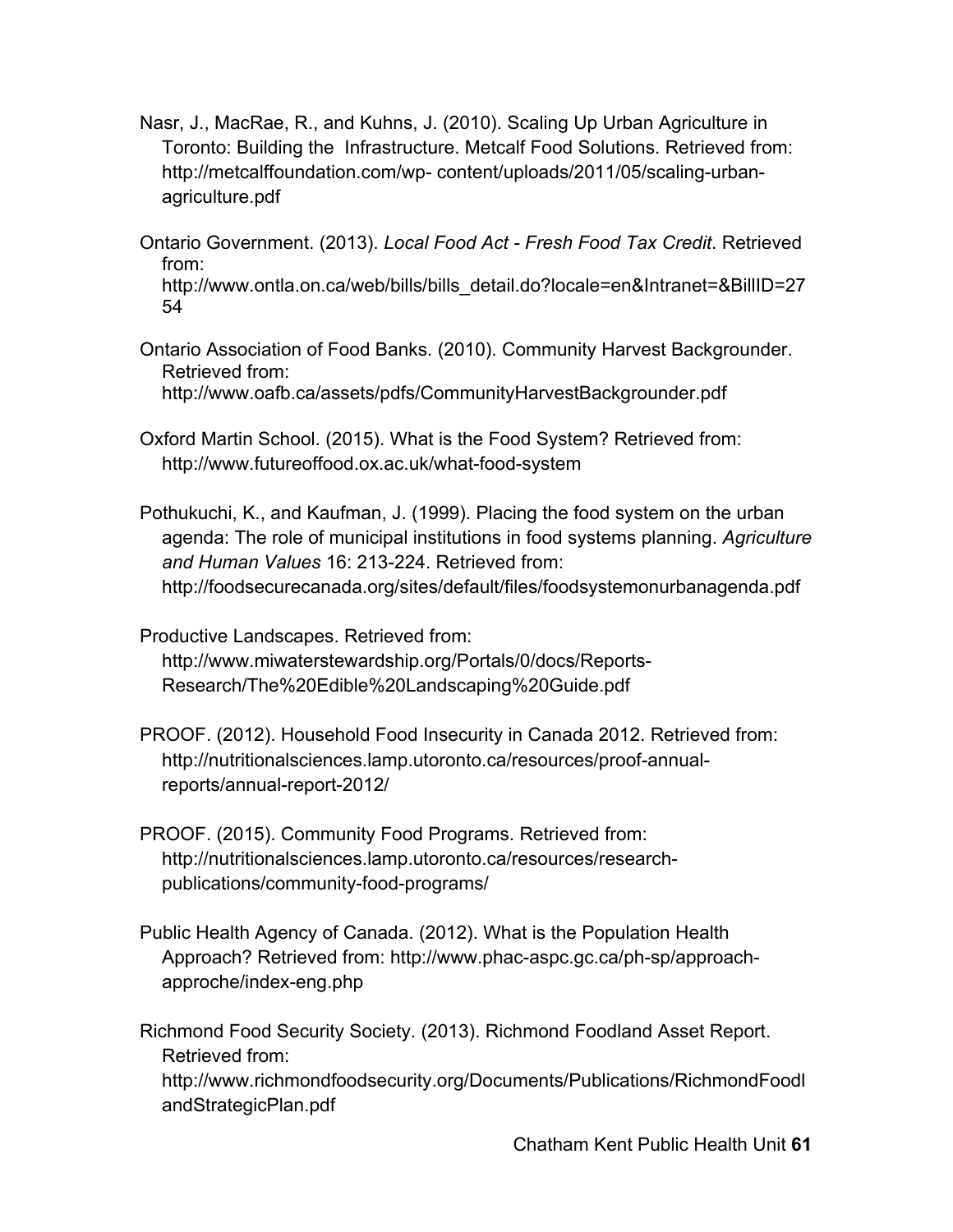Nasr, J., MacRae, R., and Kuhns, J. (2010). Scaling Up Urban Agriculture in Toronto: Building the Infrastructure. Metcalf Food Solutions. Retrieved from: http://metcalffoundation.com/wp- content/uploads/2011/05/scaling-urban-agriculture.pdf

Ontario Government. (2013). *Local Food Act - Fresh Food Tax Credit*. Retrieved from: http://www.ontla.on.ca/web/bills/bills_detail.do?locale=en&Intranet=&BillID=2754

Ontario Association of Food Banks. (2010). Community Harvest Backgrounder. Retrieved from: http://www.oafb.ca/assets/pdfs/CommunityHarvestBackgrounder.pdf

Oxford Martin School. (2015). What is the Food System? Retrieved from: http://www.futureoffood.ox.ac.uk/what-food-system

Pothukuchi, K., and Kaufman, J. (1999). Placing the food system on the urban agenda: The role of municipal institutions in food systems planning. *Agriculture and Human Values* 16: 213-224. Retrieved from: http://foodsecurecanada.org/sites/default/files/foodsystemonurbanagenda.pdf

Productive Landscapes. Retrieved from: http://www.miwaterstewardship.org/Portals/0/docs/Reports-Research/The%20Edible%20Landscaping%20Guide.pdf

PROOF. (2012). Household Food Insecurity in Canada 2012. Retrieved from: http://nutritionalsciences.lamp.utoronto.ca/resources/proof-annual-reports/annual-report-2012/

PROOF. (2015). Community Food Programs. Retrieved from: http://nutritionalsciences.lamp.utoronto.ca/resources/research-publications/community-food-programs/

Public Health Agency of Canada. (2012). What is the Population Health Approach? Retrieved from: http://www.phac-aspc.gc.ca/ph-sp/approach-approche/index-eng.php

Richmond Food Security Society. (2013). Richmond Foodland Asset Report. Retrieved from: http://www.richmondfoodsecurity.org/Documents/Publications/RichmondFoodlandStrategicPlan.pdf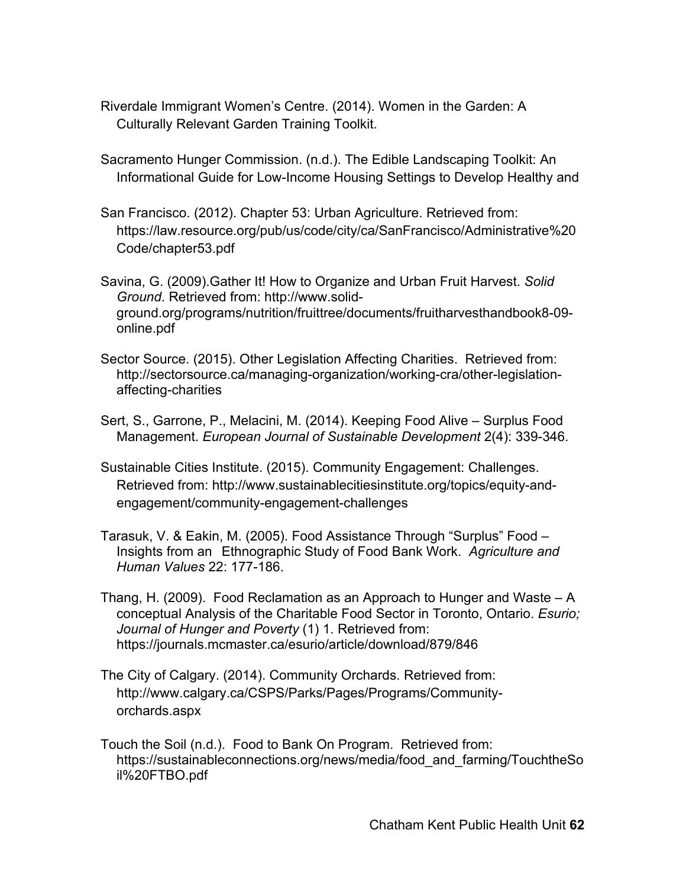Riverdale Immigrant Women's Centre. (2014). Women in the Garden: A Culturally Relevant Garden Training Toolkit.

Sacramento Hunger Commission. (n.d.). The Edible Landscaping Toolkit: An Informational Guide for Low-Income Housing Settings to Develop Healthy and

San Francisco. (2012). Chapter 53: Urban Agriculture. Retrieved from: https://law.resource.org/pub/us/code/city/ca/SanFrancisco/Administrative%20Code/chapter53.pdf

Savina, G. (2009).Gather It! How to Organize and Urban Fruit Harvest. *Solid Ground*. Retrieved from: http://www.solid-ground.org/programs/nutrition/fruittree/documents/fruitharvesthandbook8-09-online.pdf

Sector Source. (2015). Other Legislation Affecting Charities. Retrieved from: http://sectorsource.ca/managing-organization/working-cra/other-legislation-affecting-charities

Sert, S., Garrone, P., Melacini, M. (2014). Keeping Food Alive – Surplus Food Management. *European Journal of Sustainable Development* 2(4): 339-346.

Sustainable Cities Institute. (2015). Community Engagement: Challenges. Retrieved from: http://www.sustainablecitiesinstitute.org/topics/equity-and-engagement/community-engagement-challenges

Tarasuk, V. & Eakin, M. (2005). Food Assistance Through "Surplus" Food – Insights from an Ethnographic Study of Food Bank Work. *Agriculture and Human Values* 22: 177-186.

Thang, H. (2009). Food Reclamation as an Approach to Hunger and Waste – A conceptual Analysis of the Charitable Food Sector in Toronto, Ontario. *Esurio; Journal of Hunger and Poverty* (1) 1. Retrieved from: https://journals.mcmaster.ca/esurio/article/download/879/846

The City of Calgary. (2014). Community Orchards. Retrieved from: http://www.calgary.ca/CSPS/Parks/Pages/Programs/Community-orchards.aspx

Touch the Soil (n.d.). Food to Bank On Program. Retrieved from: https://sustainableconnections.org/news/media/food_and_farming/TouchtheSoil%20FTBO.pdf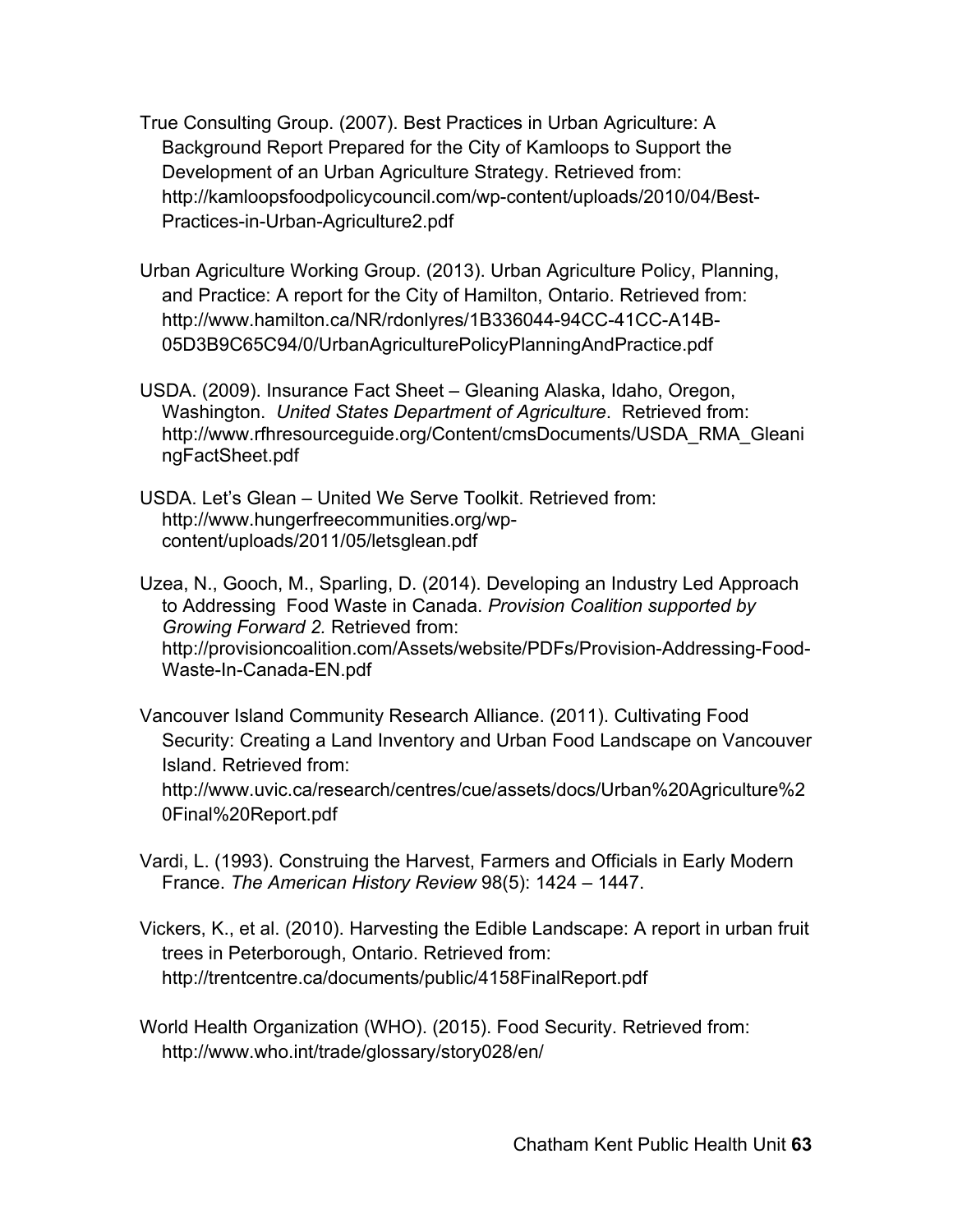True Consulting Group. (2007). Best Practices in Urban Agriculture: A Background Report Prepared for the City of Kamloops to Support the Development of an Urban Agriculture Strategy. Retrieved from: http://kamloopsfoodpolicycouncil.com/wp-content/uploads/2010/04/Best-Practices-in-Urban-Agriculture2.pdf

Urban Agriculture Working Group. (2013). Urban Agriculture Policy, Planning, and Practice: A report for the City of Hamilton, Ontario. Retrieved from: http://www.hamilton.ca/NR/rdonlyres/1B336044-94CC-41CC-A14B-05D3B9C65C94/0/UrbanAgriculturePolicyPlanningAndPractice.pdf

USDA. (2009). Insurance Fact Sheet – Gleaning Alaska, Idaho, Oregon, Washington. *United States Department of Agriculture*. Retrieved from: http://www.rfhresourceguide.org/Content/cmsDocuments/USDA_RMA_GleaningFactSheet.pdf

USDA. Let's Glean – United We Serve Toolkit. Retrieved from: http://www.hungerfreecommunities.org/wp-content/uploads/2011/05/letsglean.pdf

Uzea, N., Gooch, M., Sparling, D. (2014). Developing an Industry Led Approach to Addressing Food Waste in Canada. *Provision Coalition supported by Growing Forward 2.* Retrieved from: http://provisioncoalition.com/Assets/website/PDFs/Provision-Addressing-Food-Waste-In-Canada-EN.pdf

Vancouver Island Community Research Alliance. (2011). Cultivating Food Security: Creating a Land Inventory and Urban Food Landscape on Vancouver Island. Retrieved from: http://www.uvic.ca/research/centres/cue/assets/docs/Urban%20Agriculture%20Final%20Report.pdf

Vardi, L. (1993). Construing the Harvest, Farmers and Officials in Early Modern France. *The American History Review* 98(5): 1424 – 1447.

Vickers, K., et al. (2010). Harvesting the Edible Landscape: A report in urban fruit trees in Peterborough, Ontario. Retrieved from: http://trentcentre.ca/documents/public/4158FinalReport.pdf

World Health Organization (WHO). (2015). Food Security. Retrieved from: http://www.who.int/trade/glossary/story028/en/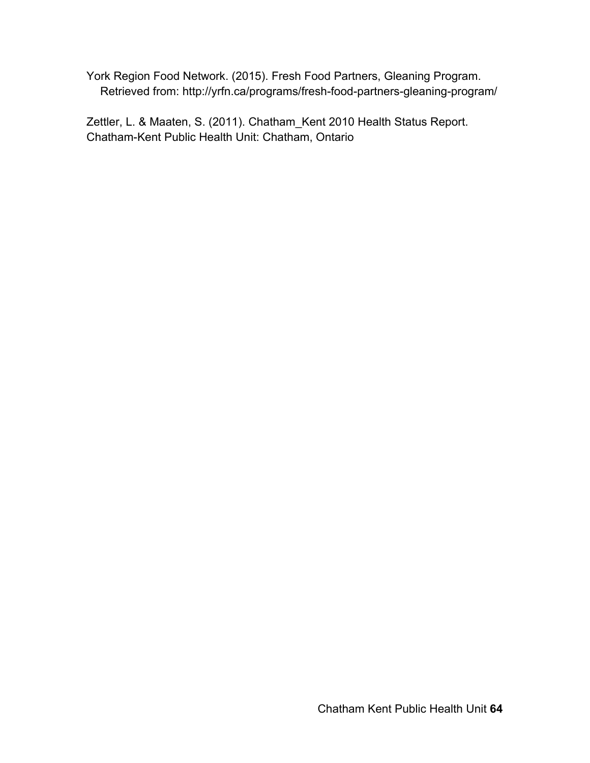York Region Food Network. (2015). Fresh Food Partners, Gleaning Program. Retrieved from: http://yrfn.ca/programs/fresh-food-partners-gleaning-program/

Zettler, L. & Maaten, S. (2011). Chatham_Kent 2010 Health Status Report. Chatham-Kent Public Health Unit: Chatham, Ontario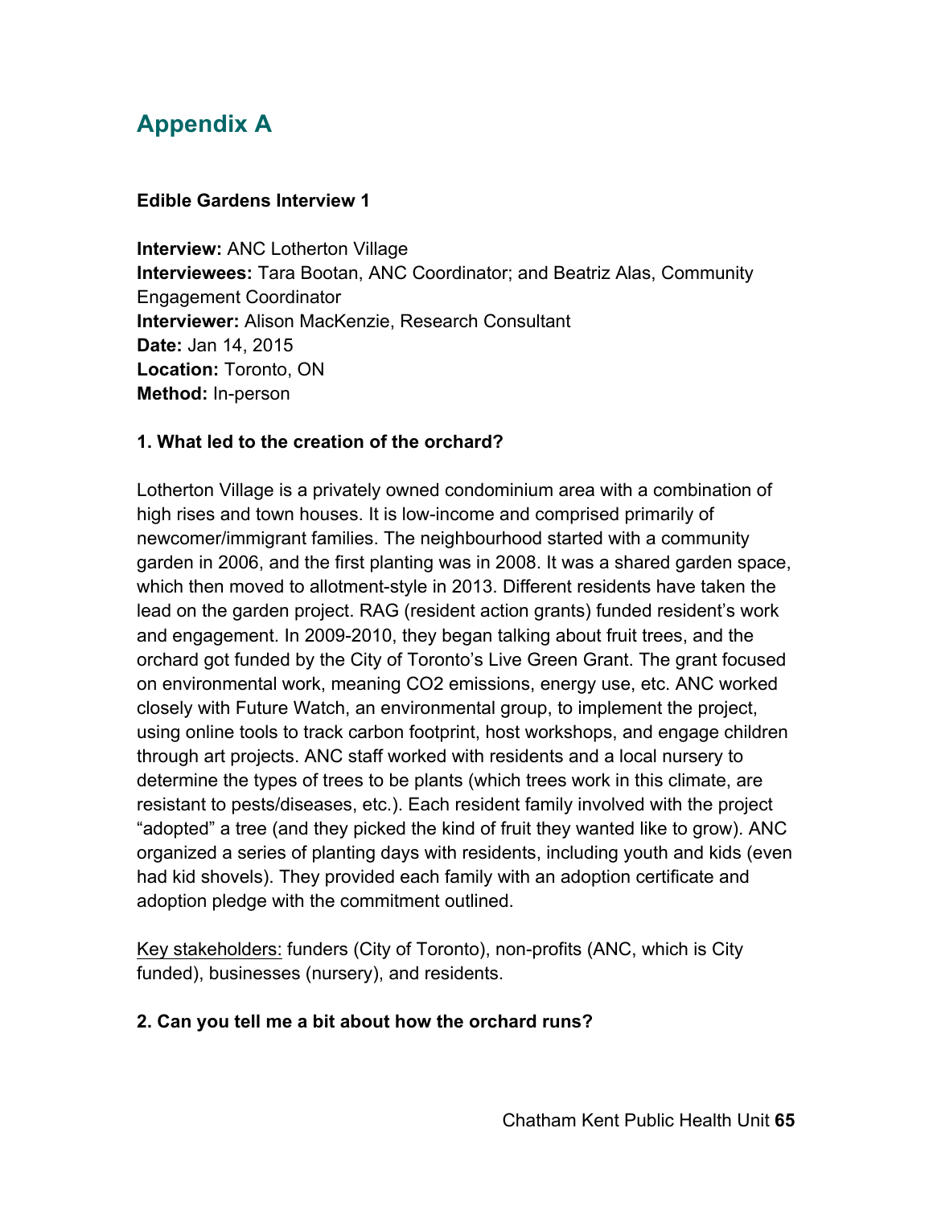# Appendix A

**Edible Gardens Interview 1**

**Interview:** ANC Lotherton Village
**Interviewees:** Tara Bootan, ANC Coordinator; and Beatriz Alas, Community Engagement Coordinator
**Interviewer:** Alison MacKenzie, Research Consultant
**Date:** Jan 14, 2015
**Location:** Toronto, ON
**Method:** In-person

**1. What led to the creation of the orchard?**

Lotherton Village is a privately owned condominium area with a combination of high rises and town houses. It is low-income and comprised primarily of newcomer/immigrant families. The neighbourhood started with a community garden in 2006, and the first planting was in 2008. It was a shared garden space, which then moved to allotment-style in 2013. Different residents have taken the lead on the garden project. RAG (resident action grants) funded resident's work and engagement. In 2009-2010, they began talking about fruit trees, and the orchard got funded by the City of Toronto's Live Green Grant. The grant focused on environmental work, meaning $CO_2$ emissions, energy use, etc. ANC worked closely with Future Watch, an environmental group, to implement the project, using online tools to track carbon footprint, host workshops, and engage children through art projects. ANC staff worked with residents and a local nursery to determine the types of trees to be plants (which trees work in this climate, are resistant to pests/diseases, etc.). Each resident family involved with the project "adopted" a tree (and they picked the kind of fruit they wanted like to grow). ANC organized a series of planting days with residents, including youth and kids (even had kid shovels). They provided each family with an adoption certificate and adoption pledge with the commitment outlined.

Key stakeholders: funders (City of Toronto), non-profits (ANC, which is City funded), businesses (nursery), and residents.

**2. Can you tell me a bit about how the orchard runs?**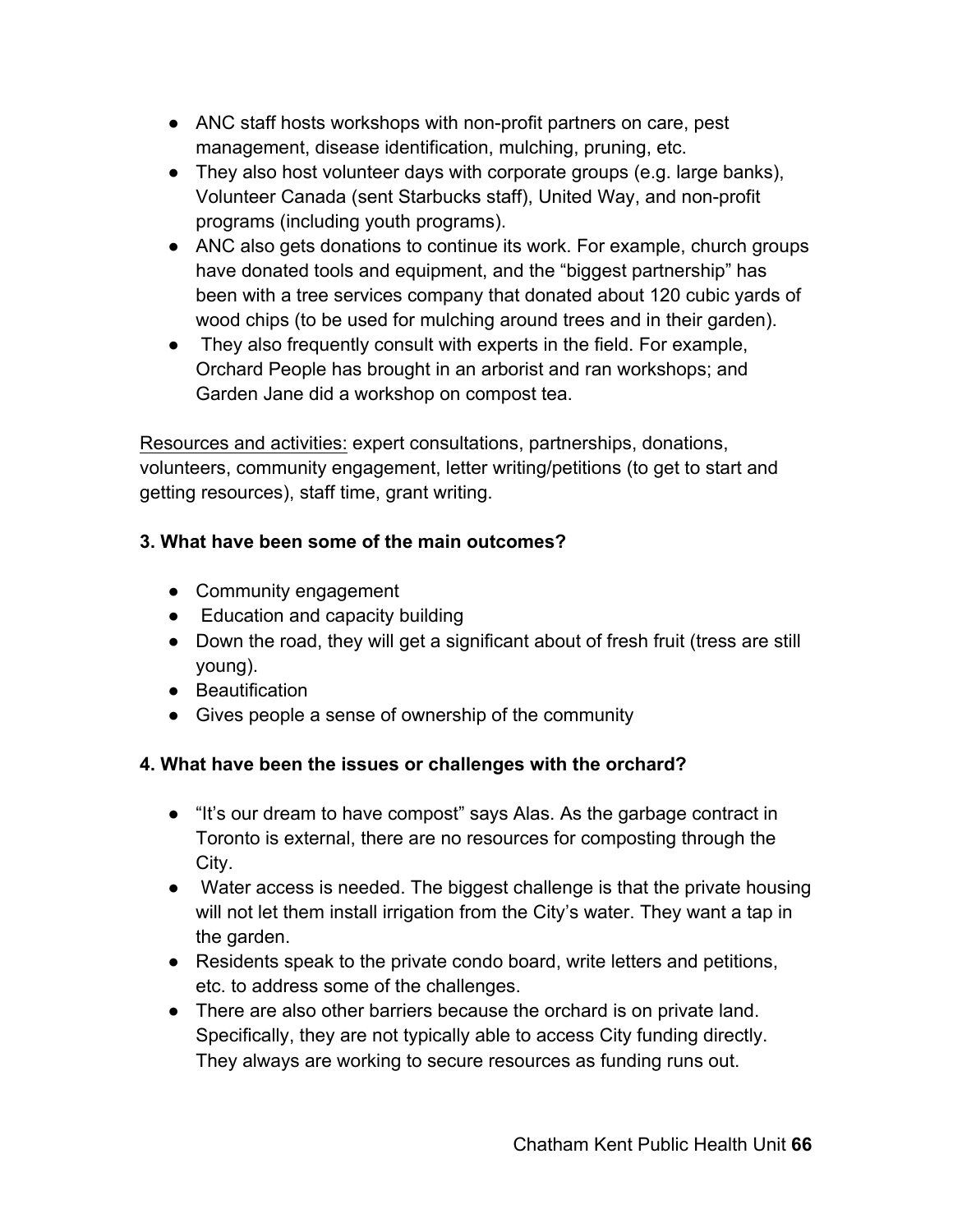- ANC staff hosts workshops with non-profit partners on care, pest management, disease identification, mulching, pruning, etc.
- They also host volunteer days with corporate groups (e.g. large banks), Volunteer Canada (sent Starbucks staff), United Way, and non-profit programs (including youth programs).
- ANC also gets donations to continue its work. For example, church groups have donated tools and equipment, and the "biggest partnership" has been with a tree services company that donated about 120 cubic yards of wood chips (to be used for mulching around trees and in their garden).
- They also frequently consult with experts in the field. For example, Orchard People has brought in an arborist and ran workshops; and Garden Jane did a workshop on compost tea.

Resources and activities: expert consultations, partnerships, donations, volunteers, community engagement, letter writing/petitions (to get to start and getting resources), staff time, grant writing.

**3. What have been some of the main outcomes?**

- Community engagement
- Education and capacity building
- Down the road, they will get a significant about of fresh fruit (tress are still young).
- Beautification
- Gives people a sense of ownership of the community

**4. What have been the issues or challenges with the orchard?**

- "It's our dream to have compost" says Alas. As the garbage contract in Toronto is external, there are no resources for composting through the City.
- Water access is needed. The biggest challenge is that the private housing will not let them install irrigation from the City's water. They want a tap in the garden.
- Residents speak to the private condo board, write letters and petitions, etc. to address some of the challenges.
- There are also other barriers because the orchard is on private land. Specifically, they are not typically able to access City funding directly. They always are working to secure resources as funding runs out.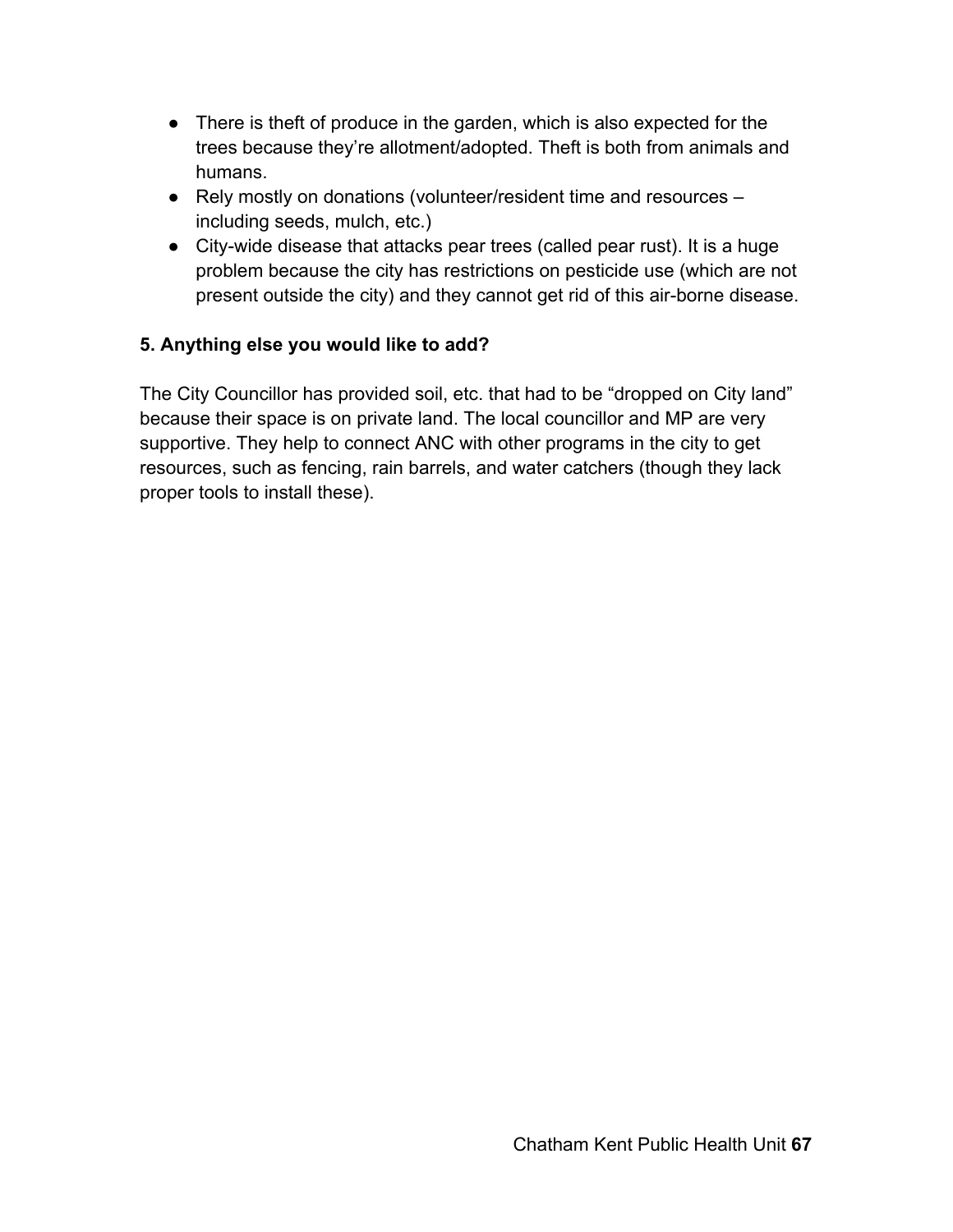- There is theft of produce in the garden, which is also expected for the trees because they're allotment/adopted. Theft is both from animals and humans.
- Rely mostly on donations (volunteer/resident time and resources – including seeds, mulch, etc.)
- City-wide disease that attacks pear trees (called pear rust). It is a huge problem because the city has restrictions on pesticide use (which are not present outside the city) and they cannot get rid of this air-borne disease.

**5. Anything else you would like to add?**

The City Councillor has provided soil, etc. that had to be "dropped on City land" because their space is on private land. The local councillor and MP are very supportive. They help to connect ANC with other programs in the city to get resources, such as fencing, rain barrels, and water catchers (though they lack proper tools to install these).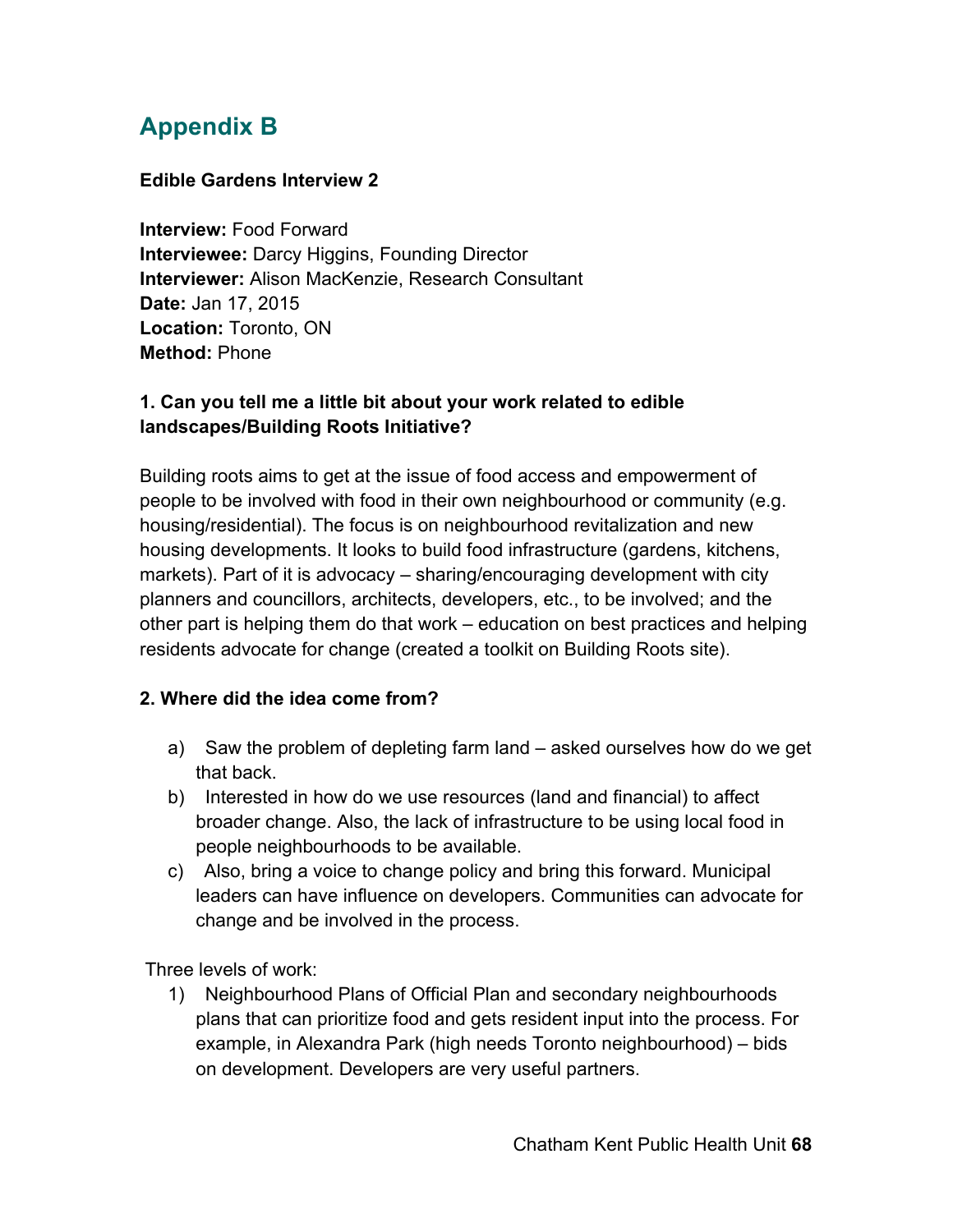## Appendix B

**Edible Gardens Interview 2**

**Interview:** Food Forward
**Interviewee:** Darcy Higgins, Founding Director
**Interviewer:** Alison MacKenzie, Research Consultant
**Date:** Jan 17, 2015
**Location:** Toronto, ON
**Method:** Phone

**1. Can you tell me a little bit about your work related to edible landscapes/Building Roots Initiative?**

Building roots aims to get at the issue of food access and empowerment of people to be involved with food in their own neighbourhood or community (e.g. housing/residential). The focus is on neighbourhood revitalization and new housing developments. It looks to build food infrastructure (gardens, kitchens, markets). Part of it is advocacy – sharing/encouraging development with city planners and councillors, architects, developers, etc., to be involved; and the other part is helping them do that work – education on best practices and helping residents advocate for change (created a toolkit on Building Roots site).

**2. Where did the idea come from?**

a) Saw the problem of depleting farm land – asked ourselves how do we get that back.
b) Interested in how do we use resources (land and financial) to affect broader change. Also, the lack of infrastructure to be using local food in people neighbourhoods to be available.
c) Also, bring a voice to change policy and bring this forward. Municipal leaders can have influence on developers. Communities can advocate for change and be involved in the process.

Three levels of work:

1) Neighbourhood Plans of Official Plan and secondary neighbourhoods plans that can prioritize food and gets resident input into the process. For example, in Alexandra Park (high needs Toronto neighbourhood) – bids on development. Developers are very useful partners.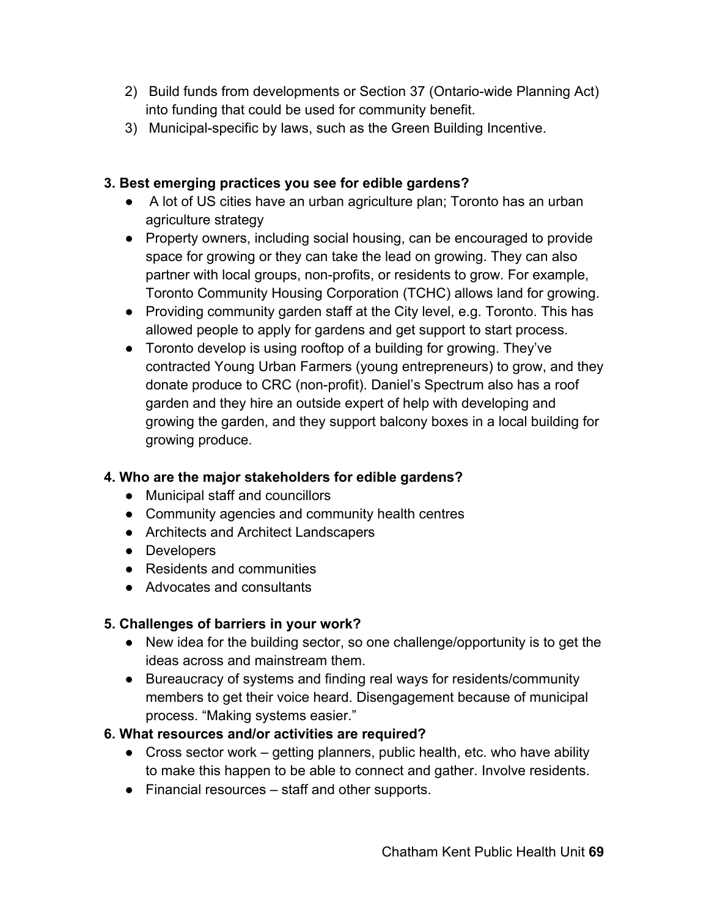2) Build funds from developments or Section 37 (Ontario-wide Planning Act) into funding that could be used for community benefit.
3) Municipal-specific by laws, such as the Green Building Incentive.

**3. Best emerging practices you see for edible gardens?**

- A lot of US cities have an urban agriculture plan; Toronto has an urban agriculture strategy
- Property owners, including social housing, can be encouraged to provide space for growing or they can take the lead on growing. They can also partner with local groups, non-profits, or residents to grow. For example, Toronto Community Housing Corporation (TCHC) allows land for growing.
- Providing community garden staff at the City level, e.g. Toronto. This has allowed people to apply for gardens and get support to start process.
- Toronto develop is using rooftop of a building for growing. They've contracted Young Urban Farmers (young entrepreneurs) to grow, and they donate produce to CRC (non-profit). Daniel's Spectrum also has a roof garden and they hire an outside expert of help with developing and growing the garden, and they support balcony boxes in a local building for growing produce.

**4. Who are the major stakeholders for edible gardens?**

- Municipal staff and councillors
- Community agencies and community health centres
- Architects and Architect Landscapers
- Developers
- Residents and communities
- Advocates and consultants

**5. Challenges of barriers in your work?**

- New idea for the building sector, so one challenge/opportunity is to get the ideas across and mainstream them.
- Bureaucracy of systems and finding real ways for residents/community members to get their voice heard. Disengagement because of municipal process. "Making systems easier."

**6. What resources and/or activities are required?**

- Cross sector work – getting planners, public health, etc. who have ability to make this happen to be able to connect and gather. Involve residents.
- Financial resources – staff and other supports.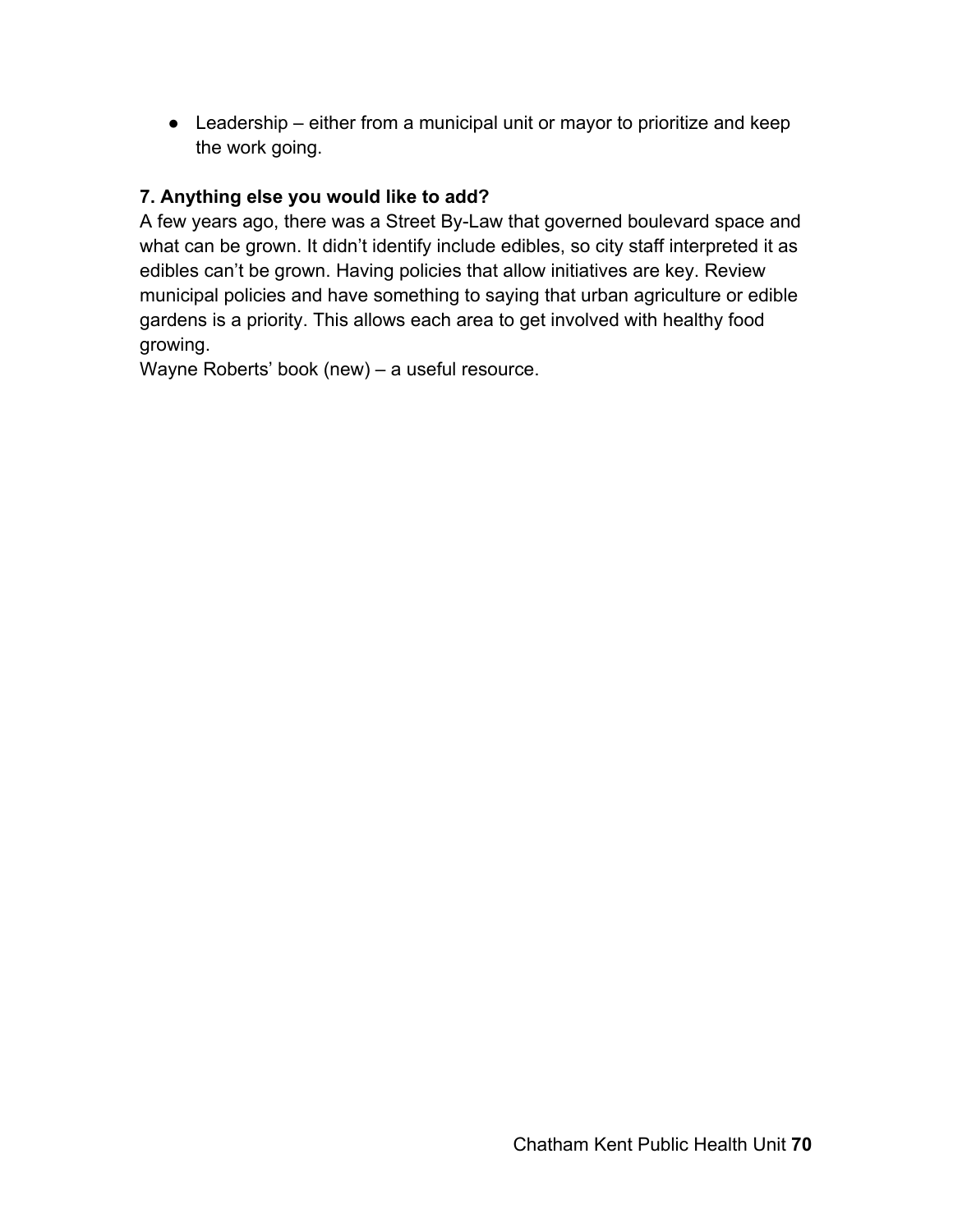- Leadership – either from a municipal unit or mayor to prioritize and keep the work going.

**7. Anything else you would like to add?**

A few years ago, there was a Street By-Law that governed boulevard space and what can be grown. It didn't identify include edibles, so city staff interpreted it as edibles can't be grown. Having policies that allow initiatives are key. Review municipal policies and have something to saying that urban agriculture or edible gardens is a priority. This allows each area to get involved with healthy food growing.

Wayne Roberts' book (new) – a useful resource.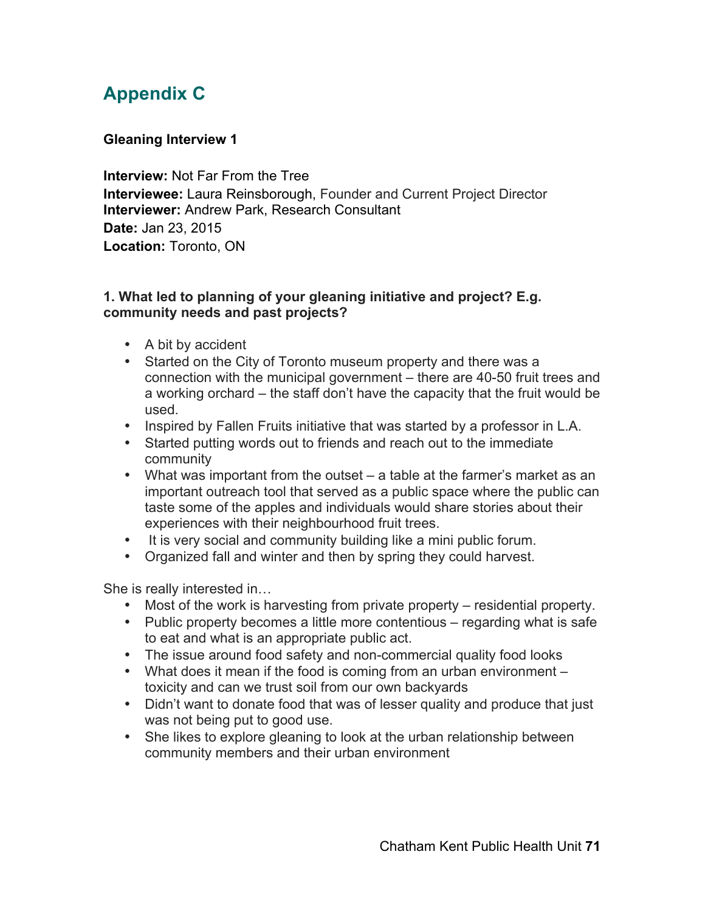# Appendix C

**Gleaning Interview 1**

**Interview:** Not Far From the Tree
**Interviewee:** Laura Reinsborough, Founder and Current Project Director
**Interviewer:** Andrew Park, Research Consultant
**Date:** Jan 23, 2015
**Location:** Toronto, ON

**1. What led to planning of your gleaning initiative and project? E.g. community needs and past projects?**

- A bit by accident
- Started on the City of Toronto museum property and there was a connection with the municipal government – there are 40-50 fruit trees and a working orchard – the staff don't have the capacity that the fruit would be used.
- Inspired by Fallen Fruits initiative that was started by a professor in L.A.
- Started putting words out to friends and reach out to the immediate community
- What was important from the outset – a table at the farmer's market as an important outreach tool that served as a public space where the public can taste some of the apples and individuals would share stories about their experiences with their neighbourhood fruit trees.
- It is very social and community building like a mini public forum.
- Organized fall and winter and then by spring they could harvest.

She is really interested in…

- Most of the work is harvesting from private property – residential property.
- Public property becomes a little more contentious – regarding what is safe to eat and what is an appropriate public act.
- The issue around food safety and non-commercial quality food looks
- What does it mean if the food is coming from an urban environment – toxicity and can we trust soil from our own backyards
- Didn't want to donate food that was of lesser quality and produce that just was not being put to good use.
- She likes to explore gleaning to look at the urban relationship between community members and their urban environment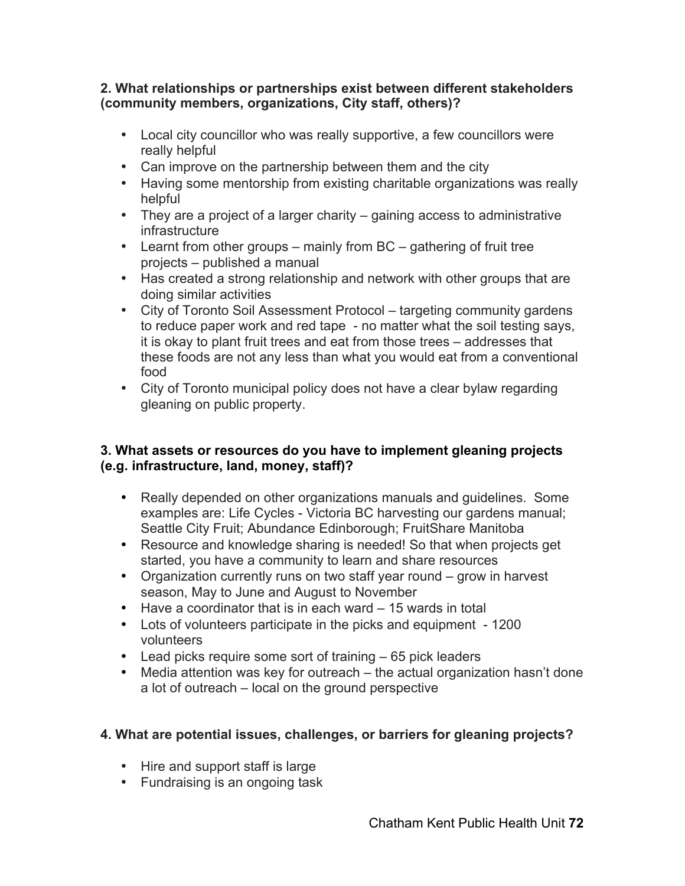**2. What relationships or partnerships exist between different stakeholders (community members, organizations, City staff, others)?**

- Local city councillor who was really supportive, a few councillors were really helpful
- Can improve on the partnership between them and the city
- Having some mentorship from existing charitable organizations was really helpful
- They are a project of a larger charity – gaining access to administrative infrastructure
- Learnt from other groups – mainly from BC – gathering of fruit tree projects – published a manual
- Has created a strong relationship and network with other groups that are doing similar activities
- City of Toronto Soil Assessment Protocol – targeting community gardens to reduce paper work and red tape - no matter what the soil testing says, it is okay to plant fruit trees and eat from those trees – addresses that these foods are not any less than what you would eat from a conventional food
- City of Toronto municipal policy does not have a clear bylaw regarding gleaning on public property.

**3. What assets or resources do you have to implement gleaning projects (e.g. infrastructure, land, money, staff)?**

- Really depended on other organizations manuals and guidelines. Some examples are: Life Cycles - Victoria BC harvesting our gardens manual; Seattle City Fruit; Abundance Edinborough; FruitShare Manitoba
- Resource and knowledge sharing is needed! So that when projects get started, you have a community to learn and share resources
- Organization currently runs on two staff year round – grow in harvest season, May to June and August to November
- Have a coordinator that is in each ward – 15 wards in total
- Lots of volunteers participate in the picks and equipment - 1200 volunteers
- Lead picks require some sort of training – 65 pick leaders
- Media attention was key for outreach – the actual organization hasn't done a lot of outreach – local on the ground perspective

**4. What are potential issues, challenges, or barriers for gleaning projects?**

- Hire and support staff is large
- Fundraising is an ongoing task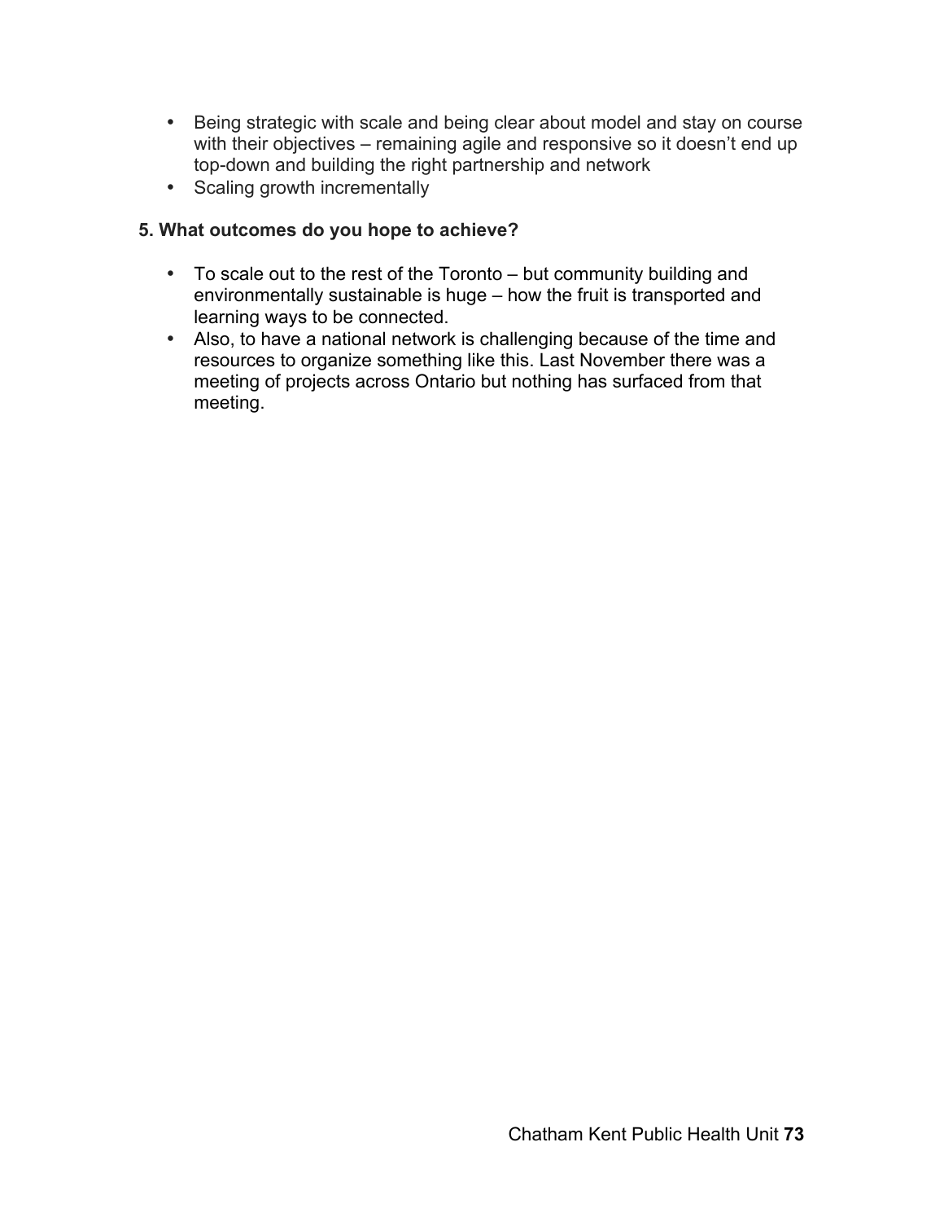- Being strategic with scale and being clear about model and stay on course with their objectives – remaining agile and responsive so it doesn't end up top-down and building the right partnership and network
- Scaling growth incrementally

**5. What outcomes do you hope to achieve?**

- To scale out to the rest of the Toronto – but community building and environmentally sustainable is huge – how the fruit is transported and learning ways to be connected.
- Also, to have a national network is challenging because of the time and resources to organize something like this. Last November there was a meeting of projects across Ontario but nothing has surfaced from that meeting.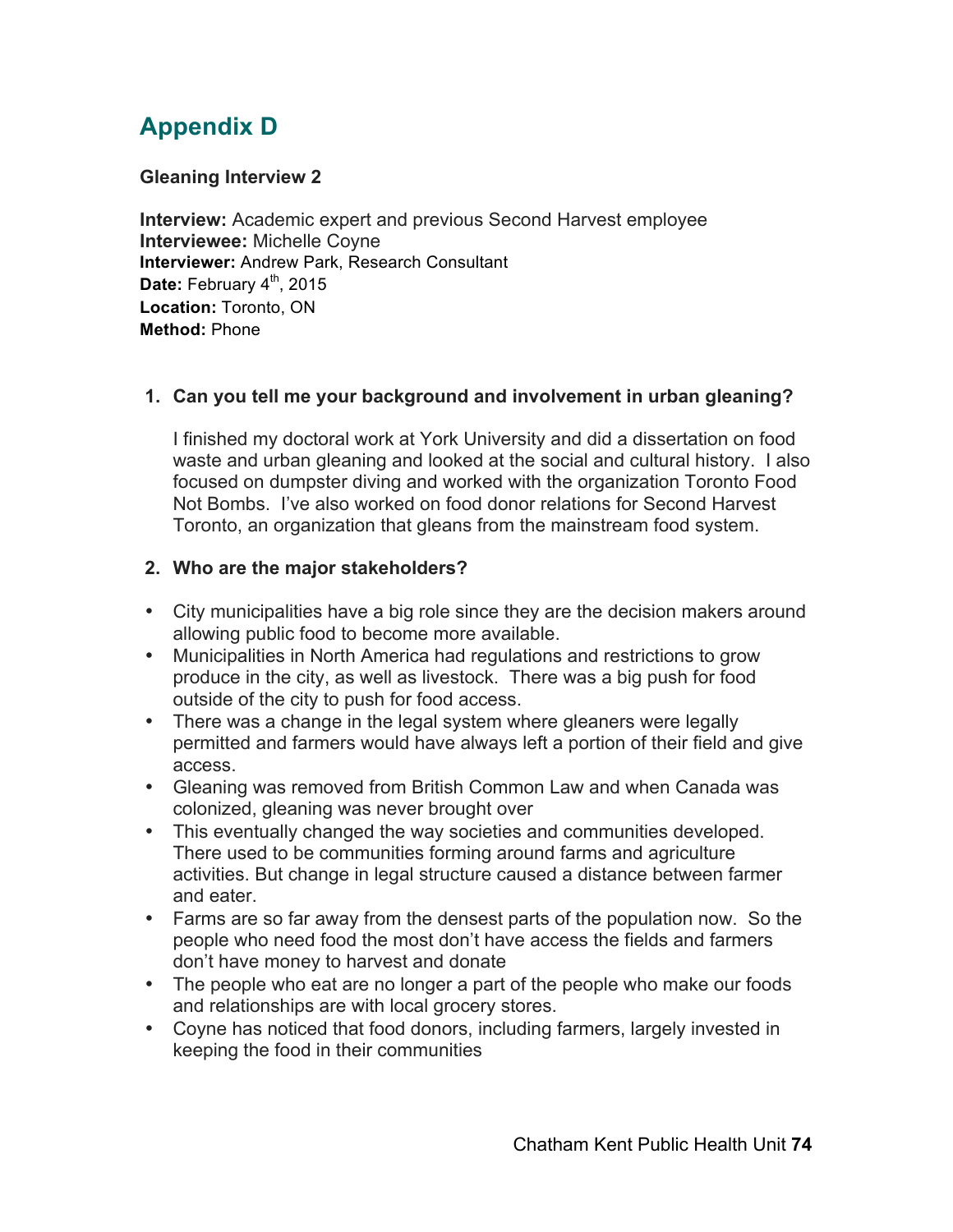# Appendix D

**Gleaning Interview 2**

**Interview:** Academic expert and previous Second Harvest employee
**Interviewee:** Michelle Coyne
**Interviewer:** Andrew Park, Research Consultant
**Date:** February 4th, 2015
**Location:** Toronto, ON
**Method:** Phone

1. **Can you tell me your background and involvement in urban gleaning?**

   I finished my doctoral work at York University and did a dissertation on food waste and urban gleaning and looked at the social and cultural history. I also focused on dumpster diving and worked with the organization Toronto Food Not Bombs. I've also worked on food donor relations for Second Harvest Toronto, an organization that gleans from the mainstream food system.

2. **Who are the major stakeholders?**

- City municipalities have a big role since they are the decision makers around allowing public food to become more available.
- Municipalities in North America had regulations and restrictions to grow produce in the city, as well as livestock. There was a big push for food outside of the city to push for food access.
- There was a change in the legal system where gleaners were legally permitted and farmers would have always left a portion of their field and give access.
- Gleaning was removed from British Common Law and when Canada was colonized, gleaning was never brought over
- This eventually changed the way societies and communities developed. There used to be communities forming around farms and agriculture activities. But change in legal structure caused a distance between farmer and eater.
- Farms are so far away from the densest parts of the population now. So the people who need food the most don't have access the fields and farmers don't have money to harvest and donate
- The people who eat are no longer a part of the people who make our foods and relationships are with local grocery stores.
- Coyne has noticed that food donors, including farmers, largely invested in keeping the food in their communities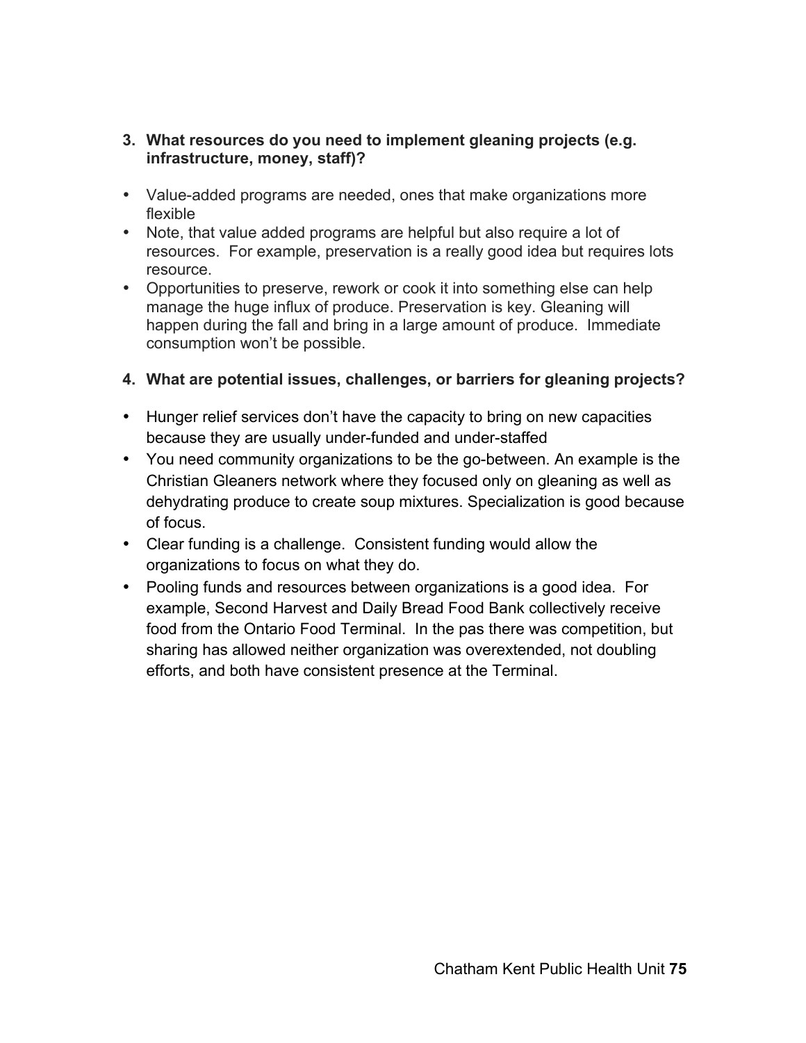3. **What resources do you need to implement gleaning projects (e.g. infrastructure, money, staff)?**

- Value-added programs are needed, ones that make organizations more flexible
- Note, that value added programs are helpful but also require a lot of resources. For example, preservation is a really good idea but requires lots resource.
- Opportunities to preserve, rework or cook it into something else can help manage the huge influx of produce. Preservation is key. Gleaning will happen during the fall and bring in a large amount of produce. Immediate consumption won't be possible.

4. **What are potential issues, challenges, or barriers for gleaning projects?**

- Hunger relief services don't have the capacity to bring on new capacities because they are usually under-funded and under-staffed
- You need community organizations to be the go-between. An example is the Christian Gleaners network where they focused only on gleaning as well as dehydrating produce to create soup mixtures. Specialization is good because of focus.
- Clear funding is a challenge. Consistent funding would allow the organizations to focus on what they do.
- Pooling funds and resources between organizations is a good idea. For example, Second Harvest and Daily Bread Food Bank collectively receive food from the Ontario Food Terminal. In the pas there was competition, but sharing has allowed neither organization was overextended, not doubling efforts, and both have consistent presence at the Terminal.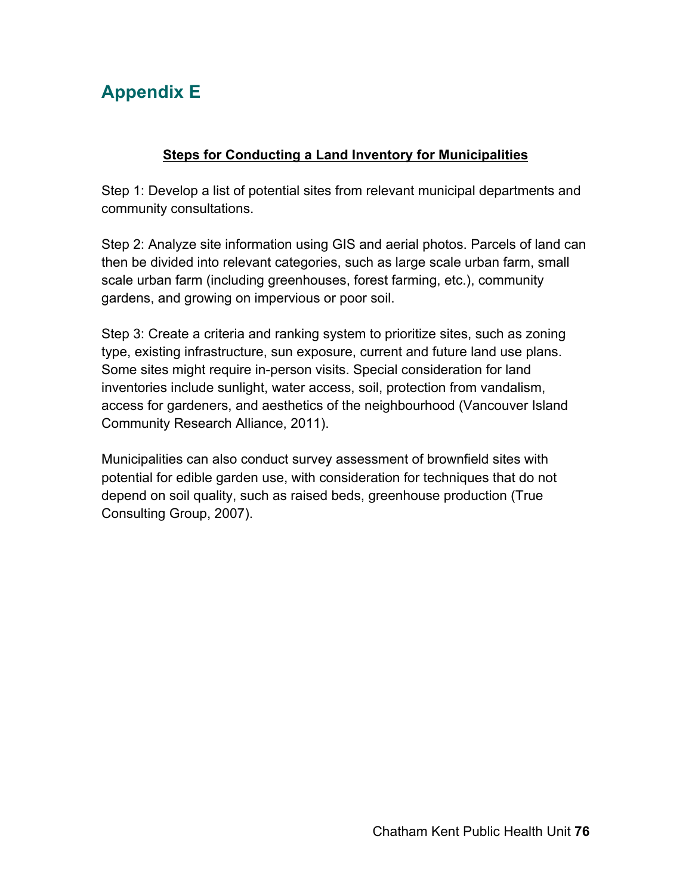# Appendix E

**Steps for Conducting a Land Inventory for Municipalities**

Step 1: Develop a list of potential sites from relevant municipal departments and community consultations.

Step 2: Analyze site information using GIS and aerial photos. Parcels of land can then be divided into relevant categories, such as large scale urban farm, small scale urban farm (including greenhouses, forest farming, etc.), community gardens, and growing on impervious or poor soil.

Step 3: Create a criteria and ranking system to prioritize sites, such as zoning type, existing infrastructure, sun exposure, current and future land use plans. Some sites might require in-person visits. Special consideration for land inventories include sunlight, water access, soil, protection from vandalism, access for gardeners, and aesthetics of the neighbourhood (Vancouver Island Community Research Alliance, 2011).

Municipalities can also conduct survey assessment of brownfield sites with potential for edible garden use, with consideration for techniques that do not depend on soil quality, such as raised beds, greenhouse production (True Consulting Group, 2007).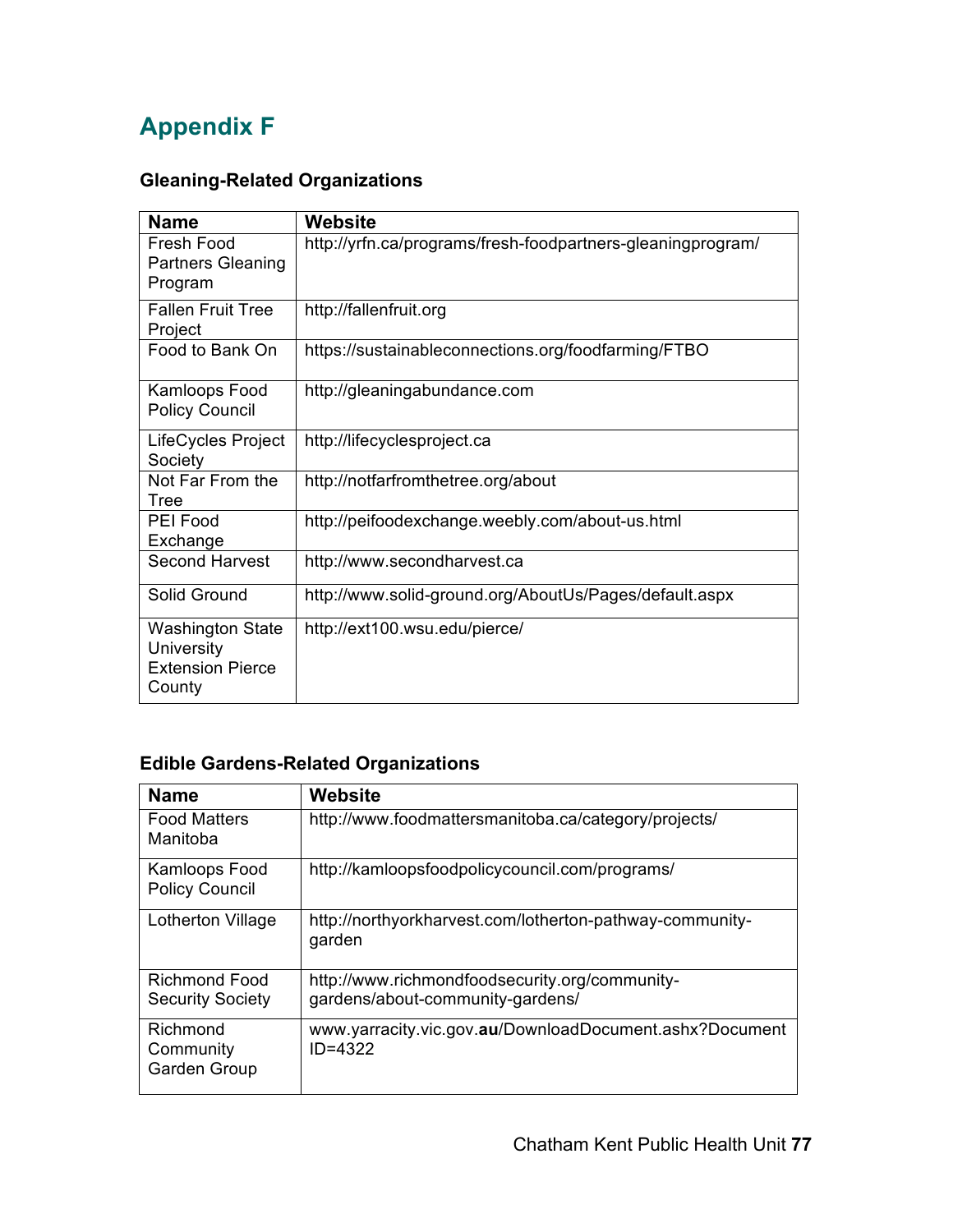# Appendix F

### Gleaning-Related Organizations

| Name | Website |
|---|---|
| Fresh Food Partners Gleaning Program | http://yrfn.ca/programs/fresh-foodpartners-gleaningprogram/ |
| Fallen Fruit Tree Project | http://fallenfruit.org |
| Food to Bank On | https://sustainableconnections.org/foodfarming/FTBO |
| Kamloops Food Policy Council | http://gleaningabundance.com |
| LifeCycles Project Society | http://lifecyclesproject.ca |
| Not Far From the Tree | http://notfarfromthetree.org/about |
| PEI Food Exchange | http://peifoodexchange.weebly.com/about-us.html |
| Second Harvest | http://www.secondharvest.ca |
| Solid Ground | http://www.solid-ground.org/AboutUs/Pages/default.aspx |
| Washington State University Extension Pierce County | http://ext100.wsu.edu/pierce/ |

### Edible Gardens-Related Organizations

| Name | Website |
|---|---|
| Food Matters Manitoba | http://www.foodmattersmanitoba.ca/category/projects/ |
| Kamloops Food Policy Council | http://kamloopsfoodpolicycouncil.com/programs/ |
| Lotherton Village | http://northyorkharvest.com/lotherton-pathway-community-garden |
| Richmond Food Security Society | http://www.richmondfoodsecurity.org/community-gardens/about-community-gardens/ |
| Richmond Community Garden Group | www.yarracity.vic.gov.**au**/DownloadDocument.ashx?DocumentID=4322 |